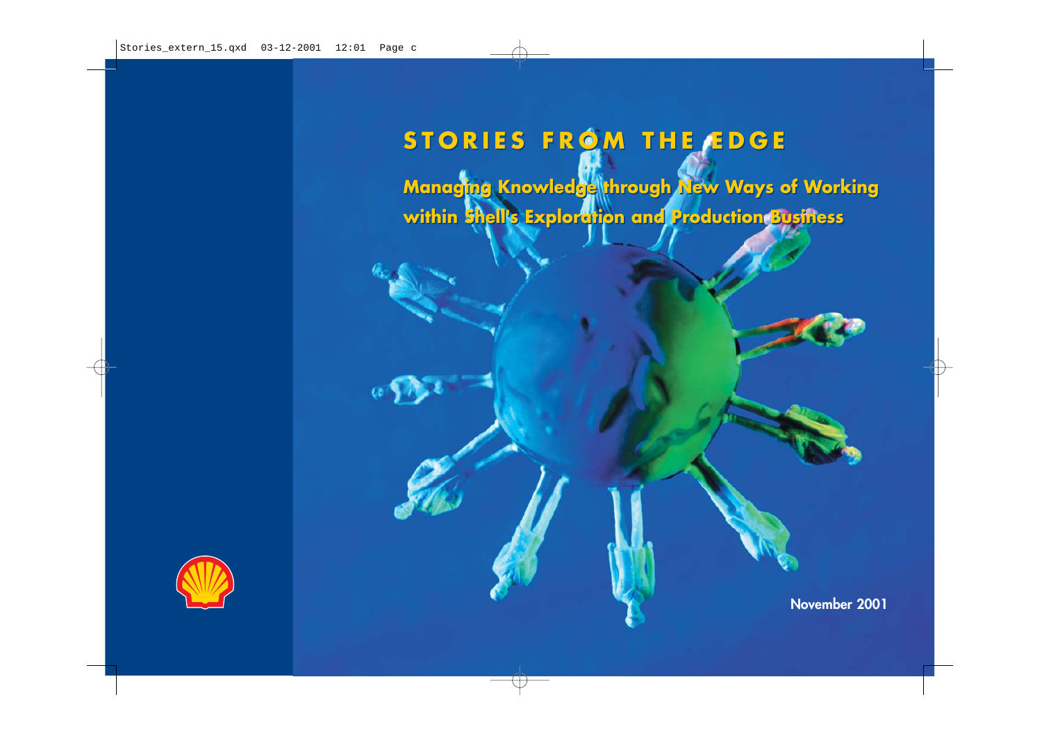# STORIES FROM THE EDGE

## Managing Knowledge through New Ways of Working within Shell's Exploration and Production Business

November 2001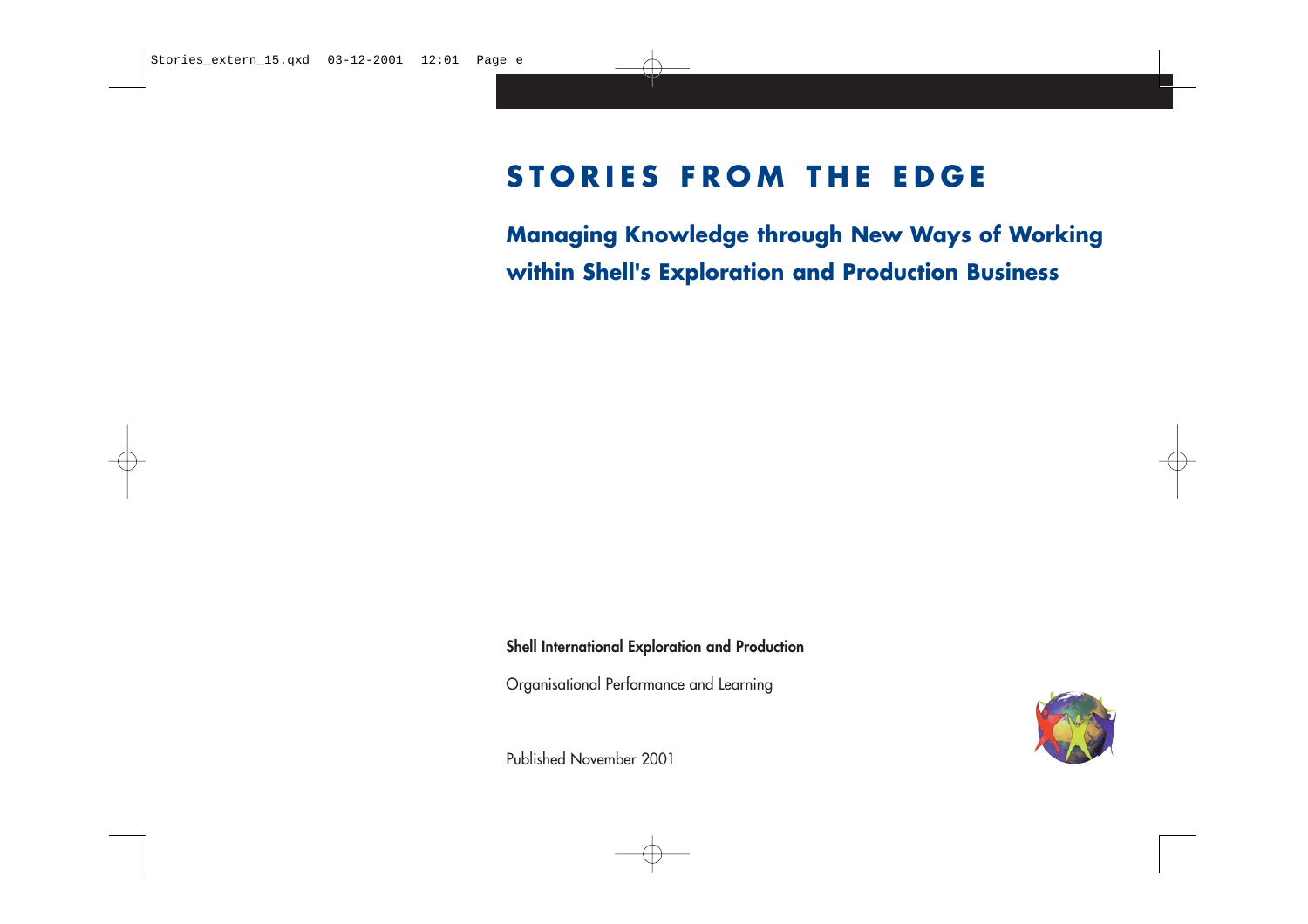# STORIES FROM THE EDGE

## Managing Knowledge through New Ways of Working within Shell's Exploration and Production Business

**Shell International Exploration and Production**

Organisational Performance and Learning

Published November 2001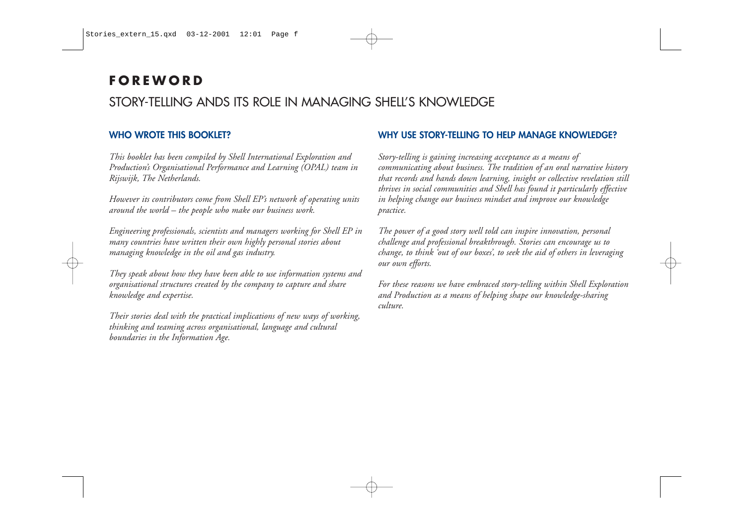# FOREWORD

## STORY-TELLING ANDS ITS ROLE IN MANAGING SHELL'S KNOWLEDGE

### WHO WROTE THIS BOOKLET?

*This booklet has been compiled by Shell International Exploration and Production's Organisational Performance and Learning (OPAL) team in Rijswijk, The Netherlands.*

*However its contributors come from Shell EP's network of operating units around the world – the people who make our business work.*

*Engineering professionals, scientists and managers working for Shell EP in many countries have written their own highly personal stories about managing knowledge in the oil and gas industry.*

*They speak about how they have been able to use information systems and organisational structures created by the company to capture and share knowledge and expertise.*

*Their stories deal with the practical implications of new ways of working, thinking and teaming across organisational, language and cultural boundaries in the Information Age.*

### WHY USE STORY-TELLING TO HELP MANAGE KNOWLEDGE?

*Story-telling is gaining increasing acceptance as a means of communicating about business. The tradition of an oral narrative history that records and hands down learning, insight or collective revelation still thrives in social communities and Shell has found it particularly effective in helping change our business mindset and improve our knowledge practice.*

*The power of a good story well told can inspire innovation, personal challenge and professional breakthrough. Stories can encourage us to change, to think 'out of our boxes', to seek the aid of others in leveraging our own efforts.*

*For these reasons we have embraced story-telling within Shell Exploration and Production as a means of helping shape our knowledge-sharing culture.*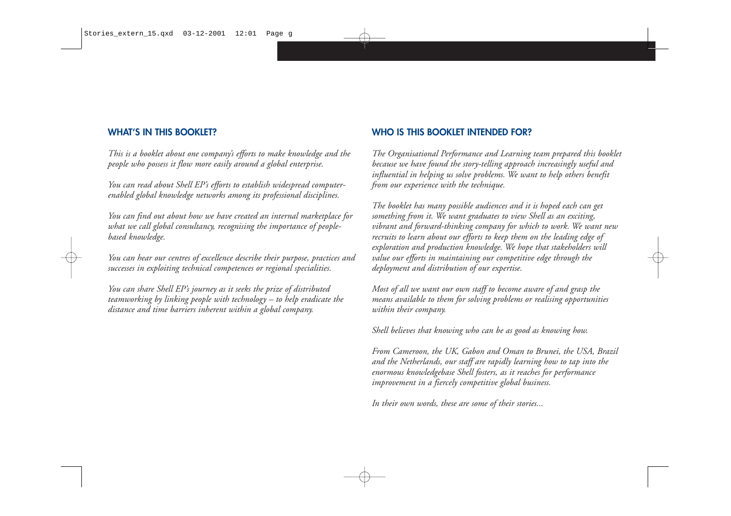## WHAT'S IN THIS BOOKLET?

*This is a booklet about one company's efforts to make knowledge and the people who possess it flow more easily around a global enterprise.*

*You can read about Shell EP's efforts to establish widespread computer-enabled global knowledge networks among its professional disciplines.*

*You can find out about how we have created an internal marketplace for what we call global consultancy, recognising the importance of people-based knowledge.*

*You can hear our centres of excellence describe their purpose, practices and successes in exploiting technical competences or regional specialities.*

*You can share Shell EP's journey as it seeks the prize of distributed teamworking by linking people with technology – to help eradicate the distance and time barriers inherent within a global company.*

## WHO IS THIS BOOKLET INTENDED FOR?

*The Organisational Performance and Learning team prepared this booklet because we have found the story-telling approach increasingly useful and influential in helping us solve problems. We want to help others benefit from our experience with the technique.*

*The booklet has many possible audiences and it is hoped each can get something from it. We want graduates to view Shell as an exciting, vibrant and forward-thinking company for which to work. We want new recruits to learn about our efforts to keep them on the leading edge of exploration and production knowledge. We hope that stakeholders will value our efforts in maintaining our competitive edge through the deployment and distribution of our expertise.*

*Most of all we want our own staff to become aware of and grasp the means available to them for solving problems or realising opportunities within their company.*

*Shell believes that knowing who can be as good as knowing how.*

*From Cameroon, the UK, Gabon and Oman to Brunei, the USA, Brazil and the Netherlands, our staff are rapidly learning how to tap into the enormous knowledgebase Shell fosters, as it reaches for performance improvement in a fiercely competitive global business.*

*In their own words, these are some of their stories...*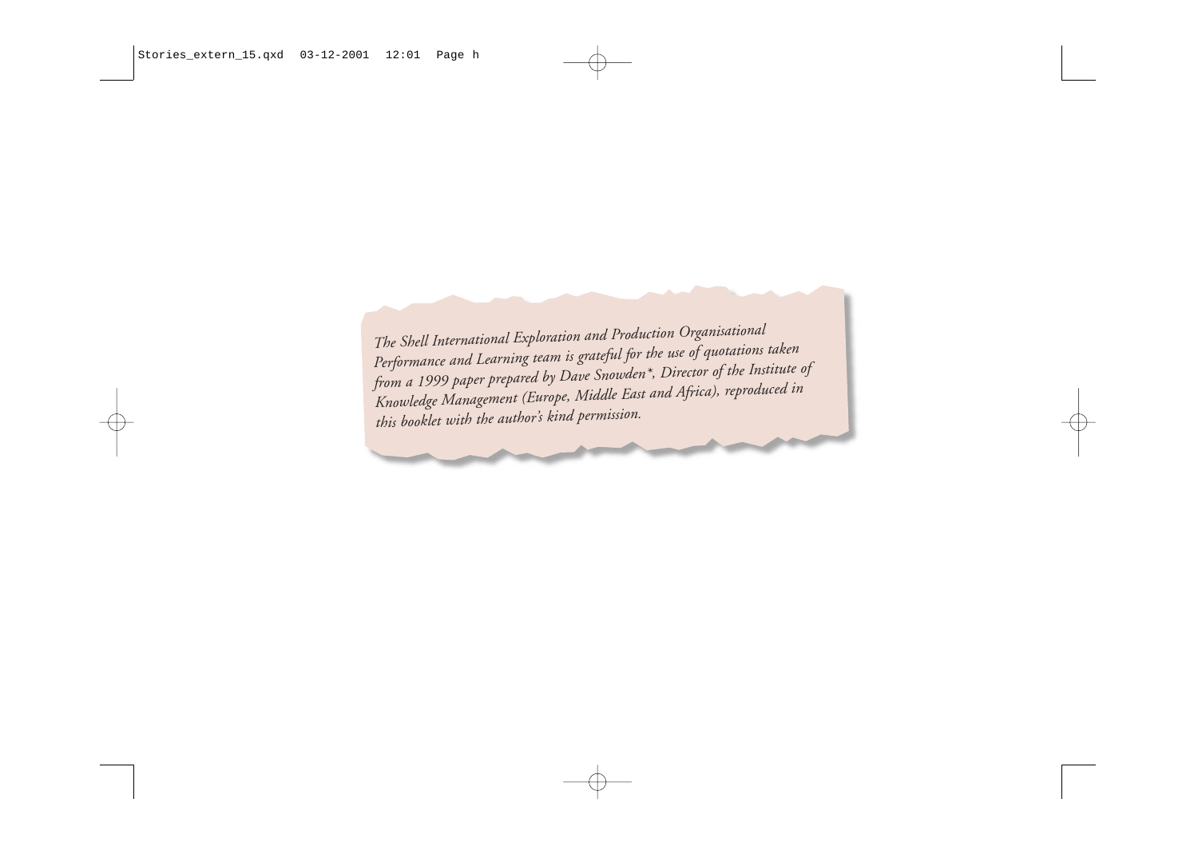*The Shell International Exploration and Production Organisational Performance and Learning team is grateful for the use of quotations taken from a 1999 paper prepared by Dave Snowden*, Director of the Institute of Knowledge Management (Europe, Middle East and Africa), reproduced in this booklet with the author's kind permission.*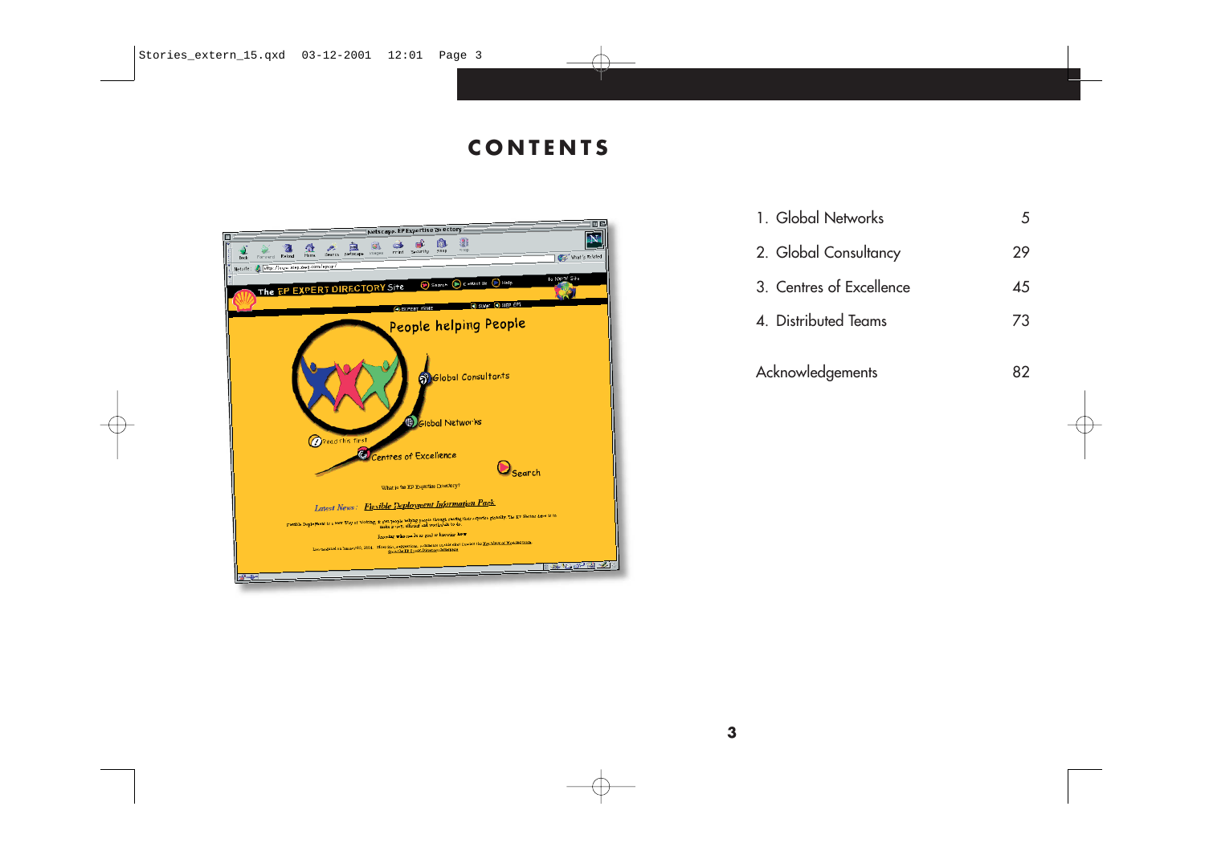# CONTENTS

| | |
|---|---|
| 1. Global Networks | 5 |
| 2. Global Consultancy | 29 |
| 3. Centres of Excellence | 45 |
| 4. Distributed Teams | 73 |
| Acknowledgements | 82 |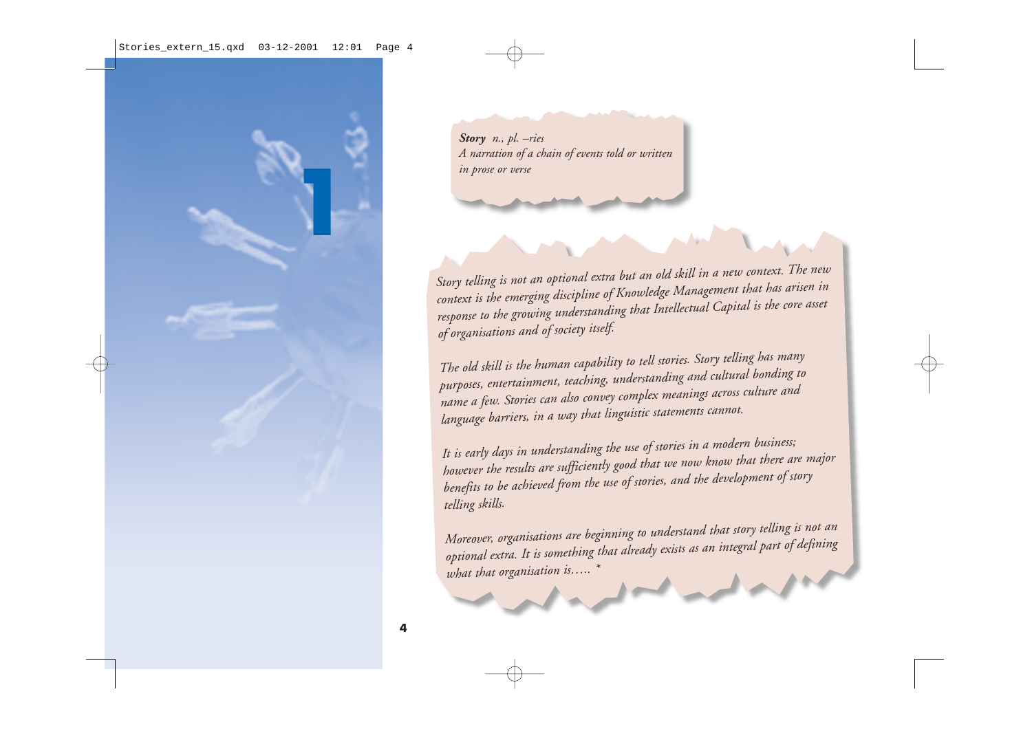# 1

***Story*** *n., pl. –ries*
*A narration of a chain of events told or written in prose or verse*

*Story telling is not an optional extra but an old skill in a new context. The new context is the emerging discipline of Knowledge Management that has arisen in response to the growing understanding that Intellectual Capital is the core asset of organisations and of society itself.*

*The old skill is the human capability to tell stories. Story telling has many purposes, entertainment, teaching, understanding and cultural bonding to name a few. Stories can also convey complex meanings across culture and language barriers, in a way that linguistic statements cannot.*

*It is early days in understanding the use of stories in a modern business; however the results are sufficiently good that we now know that there are major benefits to be achieved from the use of stories, and the development of story telling skills.*

*Moreover, organisations are beginning to understand that story telling is not an optional extra. It is something that already exists as an integral part of defining what that organisation is….. \**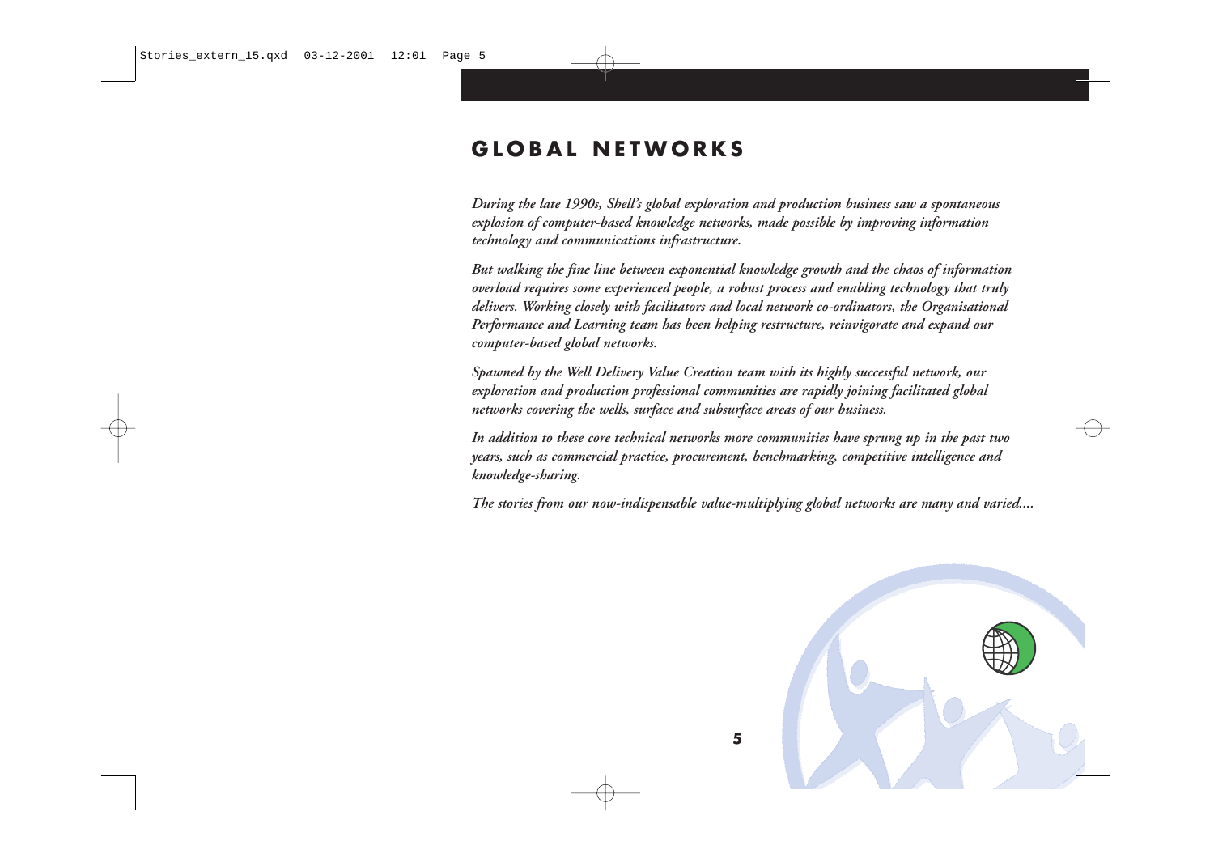# GLOBAL NETWORKS

*During the late 1990s, Shell's global exploration and production business saw a spontaneous explosion of computer-based knowledge networks, made possible by improving information technology and communications infrastructure.*

*But walking the fine line between exponential knowledge growth and the chaos of information overload requires some experienced people, a robust process and enabling technology that truly delivers. Working closely with facilitators and local network co-ordinators, the Organisational Performance and Learning team has been helping restructure, reinvigorate and expand our computer-based global networks.*

*Spawned by the Well Delivery Value Creation team with its highly successful network, our exploration and production professional communities are rapidly joining facilitated global networks covering the wells, surface and subsurface areas of our business.*

*In addition to these core technical networks more communities have sprung up in the past two years, such as commercial practice, procurement, benchmarking, competitive intelligence and knowledge-sharing.*

*The stories from our now-indispensable value-multiplying global networks are many and varied....*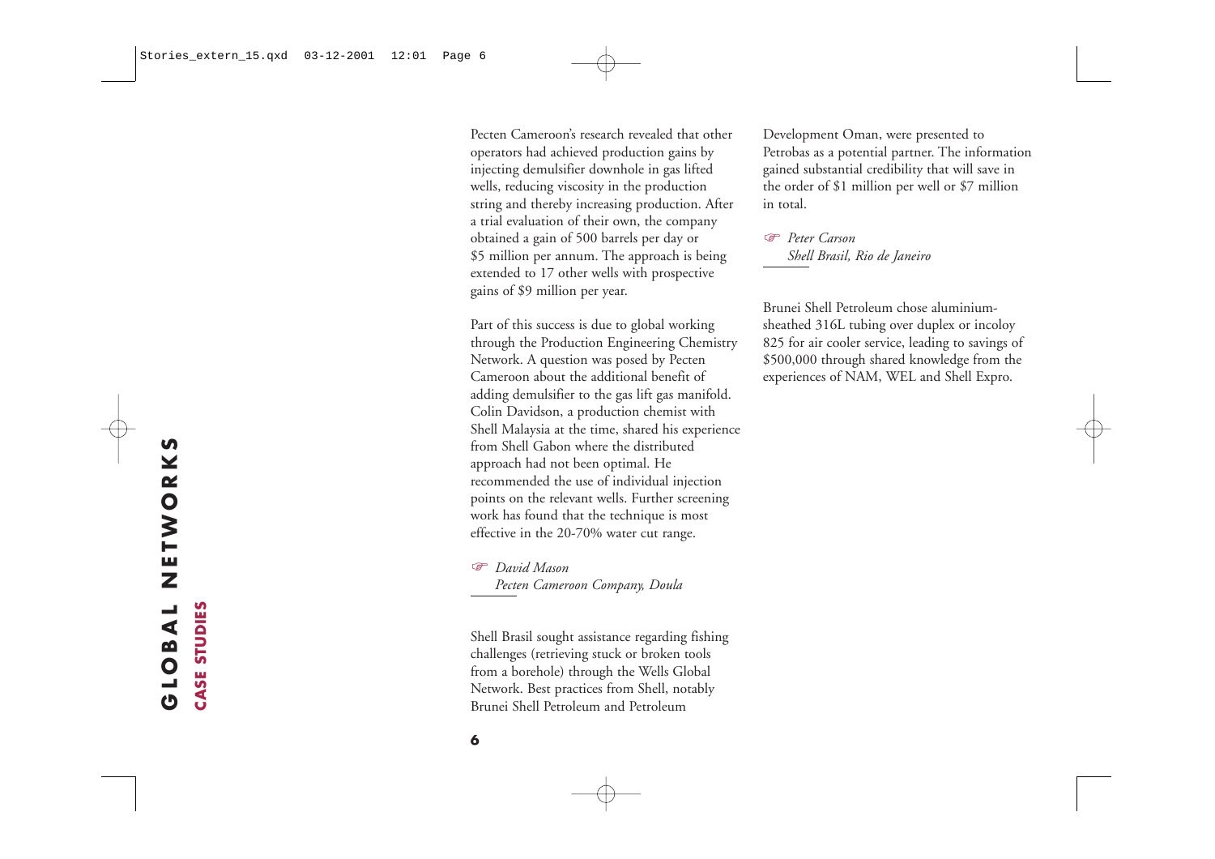Pecten Cameroon's research revealed that other operators had achieved production gains by injecting demulsifier downhole in gas lifted wells, reducing viscosity in the production string and thereby increasing production. After a trial evaluation of their own, the company obtained a gain of 500 barrels per day or $5 million per annum. The approach is being extended to 17 other wells with prospective gains of $9 million per year.

Part of this success is due to global working through the Production Engineering Chemistry Network. A question was posed by Pecten Cameroon about the additional benefit of adding demulsifier to the gas lift gas manifold. Colin Davidson, a production chemist with Shell Malaysia at the time, shared his experience from Shell Gabon where the distributed approach had not been optimal. He recommended the use of individual injection points on the relevant wells. Further screening work has found that the technique is most effective in the 20-70% water cut range.

☞ *David Mason*
*Pecten Cameroon Company, Doula*

Shell Brasil sought assistance regarding fishing challenges (retrieving stuck or broken tools from a borehole) through the Wells Global Network. Best practices from Shell, notably Brunei Shell Petroleum and Petroleum Development Oman, were presented to Petrobas as a potential partner. The information gained substantial credibility that will save in the order of $1 million per well or $7 million in total.

☞ *Peter Carson*
*Shell Brasil, Rio de Janeiro*

Brunei Shell Petroleum chose aluminium-sheathed 316L tubing over duplex or incoloy 825 for air cooler service, leading to savings of $500,000 through shared knowledge from the experiences of NAM, WEL and Shell Expro.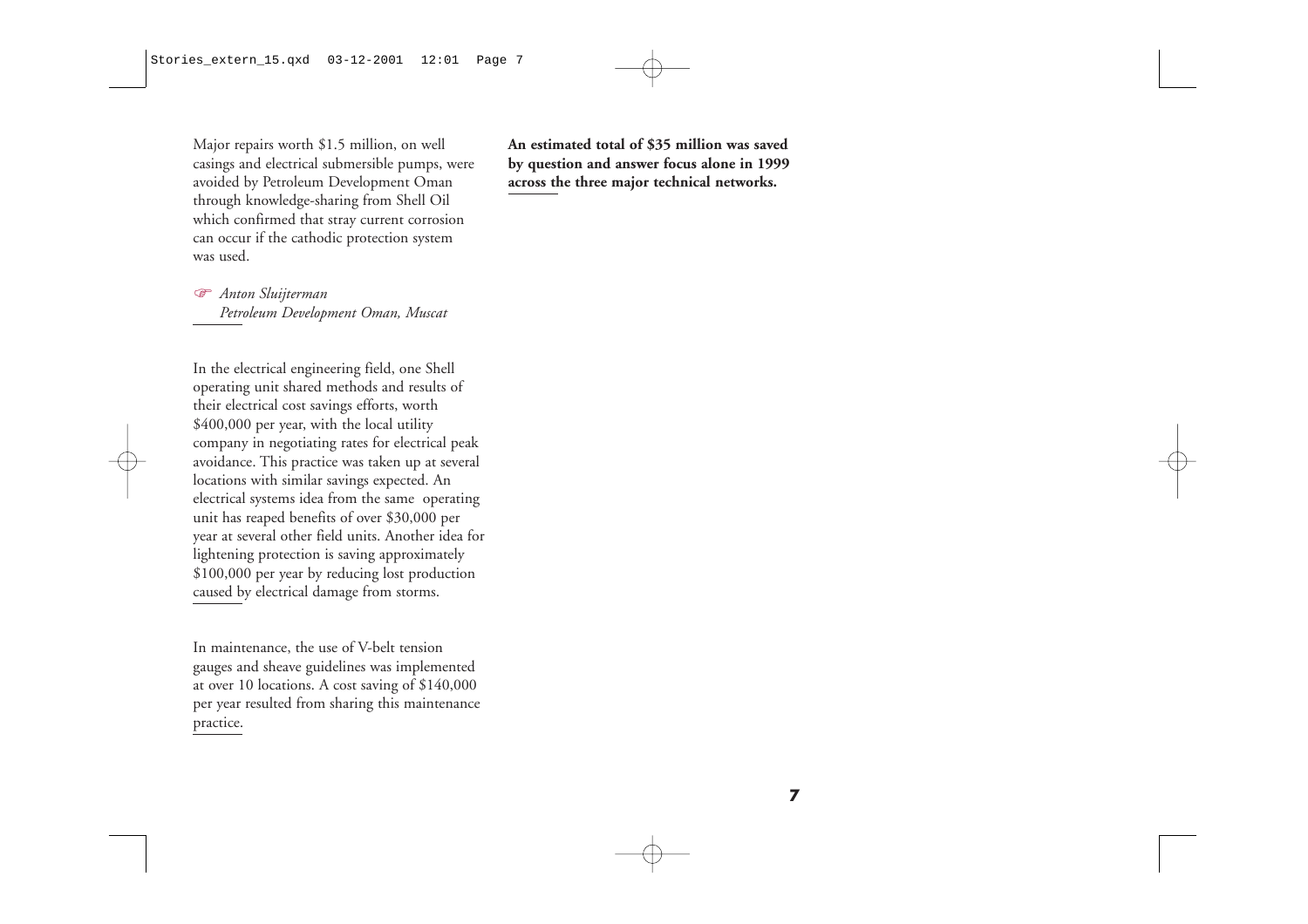Major repairs worth $1.5 million, on well casings and electrical submersible pumps, were avoided by Petroleum Development Oman through knowledge-sharing from Shell Oil which confirmed that stray current corrosion can occur if the cathodic protection system was used.

☞ *Anton Sluijterman*
*Petroleum Development Oman, Muscat*

In the electrical engineering field, one Shell operating unit shared methods and results of their electrical cost savings efforts, worth $400,000 per year, with the local utility company in negotiating rates for electrical peak avoidance. This practice was taken up at several locations with similar savings expected. An electrical systems idea from the same operating unit has reaped benefits of over $30,000 per year at several other field units. Another idea for lightening protection is saving approximately $100,000 per year by reducing lost production caused by electrical damage from storms.

In maintenance, the use of V-belt tension gauges and sheave guidelines was implemented at over 10 locations. A cost saving of $140,000 per year resulted from sharing this maintenance practice.

**An estimated total of $35 million was saved by question and answer focus alone in 1999 across the three major technical networks.**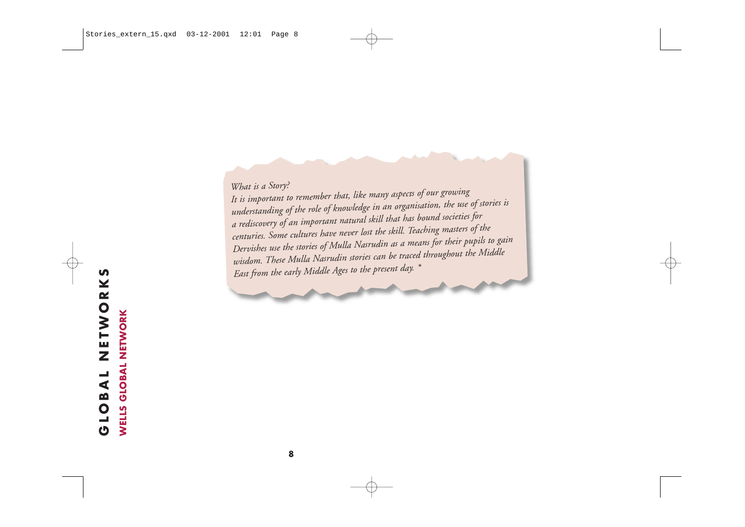*What is a Story?*

*It is important to remember that, like many aspects of our growing understanding of the role of knowledge in an organisation, the use of stories is a rediscovery of an important natural skill that has bound societies for centuries. Some cultures have never lost the skill. Teaching masters of the Dervishes use the stories of Mulla Nasrudin as a means for their pupils to gain wisdom. These Mulla Nasrudin stories can be traced throughout the Middle East from the early Middle Ages to the present day. **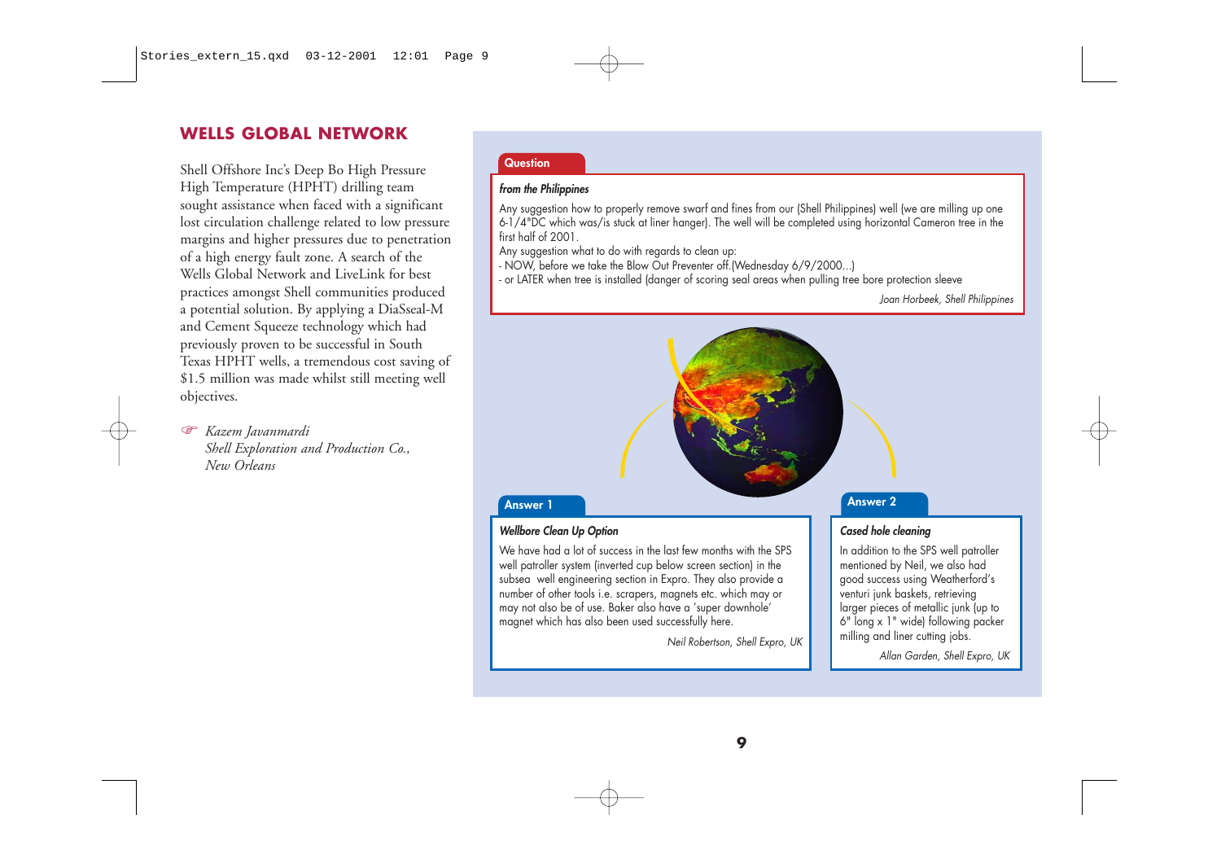## WELLS GLOBAL NETWORK

Shell Offshore Inc's Deep Bo High Pressure High Temperature (HPHT) drilling team sought assistance when faced with a significant lost circulation challenge related to low pressure margins and higher pressures due to penetration of a high energy fault zone. A search of the Wells Global Network and LiveLink for best practices amongst Shell communities produced a potential solution. By applying a DiaSseal-M and Cement Squeeze technology which had previously proven to be successful in South Texas HPHT wells, a tremendous cost saving of $1.5 million was made whilst still meeting well objectives.

☞ *Kazem Javanmardi*
*Shell Exploration and Production Co.,*
*New Orleans*

**Question**

***from the Philippines***

Any suggestion how to properly remove swarf and fines from our (Shell Philippines) well (we are milling up one 6-1/4"DC which was/is stuck at liner hanger). The well will be completed using horizontal Cameron tree in the first half of 2001.
Any suggestion what to do with regards to clean up:
- NOW, before we take the Blow Out Preventer off.(Wednesday 6/9/2000...)
- or LATER when tree is installed (danger of scoring seal areas when pulling tree bore protection sleeve

*Joan Horbeek, Shell Philippines*

**Answer 1**

***Wellbore Clean Up Option***

We have had a lot of success in the last few months with the SPS well patroller system (inverted cup below screen section) in the subsea well engineering section in Expro. They also provide a number of other tools i.e. scrapers, magnets etc. which may or may not also be of use. Baker also have a 'super downhole' magnet which has also been used successfully here.

*Neil Robertson, Shell Expro, UK*

**Answer 2**

***Cased hole cleaning***

In addition to the SPS well patroller mentioned by Neil, we also had good success using Weatherford's venturi junk baskets, retrieving larger pieces of metallic junk (up to 6" long x 1" wide) following packer milling and liner cutting jobs.

*Allan Garden, Shell Expro, UK*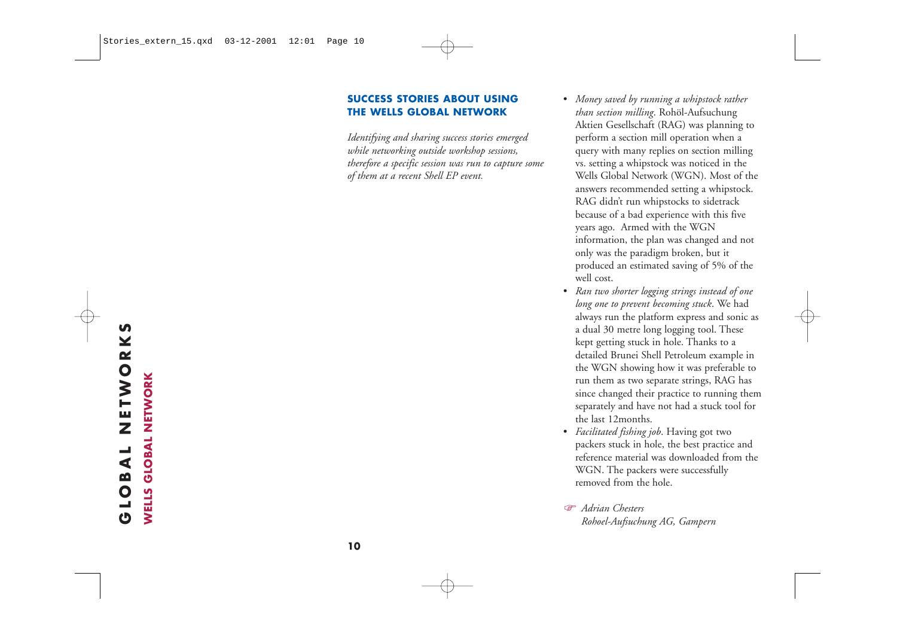## SUCCESS STORIES ABOUT USING THE WELLS GLOBAL NETWORK

*Identifying and sharing success stories emerged while networking outside workshop sessions, therefore a specific session was run to capture some of them at a recent Shell EP event.*

- *Money saved by running a whipstock rather than section milling*. Rohöl-Aufsuchung Aktien Gesellschaft (RAG) was planning to perform a section mill operation when a query with many replies on section milling vs. setting a whipstock was noticed in the Wells Global Network (WGN). Most of the answers recommended setting a whipstock. RAG didn't run whipstocks to sidetrack because of a bad experience with this five years ago. Armed with the WGN information, the plan was changed and not only was the paradigm broken, but it produced an estimated saving of 5% of the well cost.
- *Ran two shorter logging strings instead of one long one to prevent becoming stuck*. We had always run the platform express and sonic as a dual 30 metre long logging tool. These kept getting stuck in hole. Thanks to a detailed Brunei Shell Petroleum example in the WGN showing how it was preferable to run them as two separate strings, RAG has since changed their practice to running them separately and have not had a stuck tool for the last 12months.
- *Facilitated fishing job*. Having got two packers stuck in hole, the best practice and reference material was downloaded from the WGN. The packers were successfully removed from the hole.

☞ *Adrian Chesters*
*Rohoel-Aufsuchung AG, Gampern*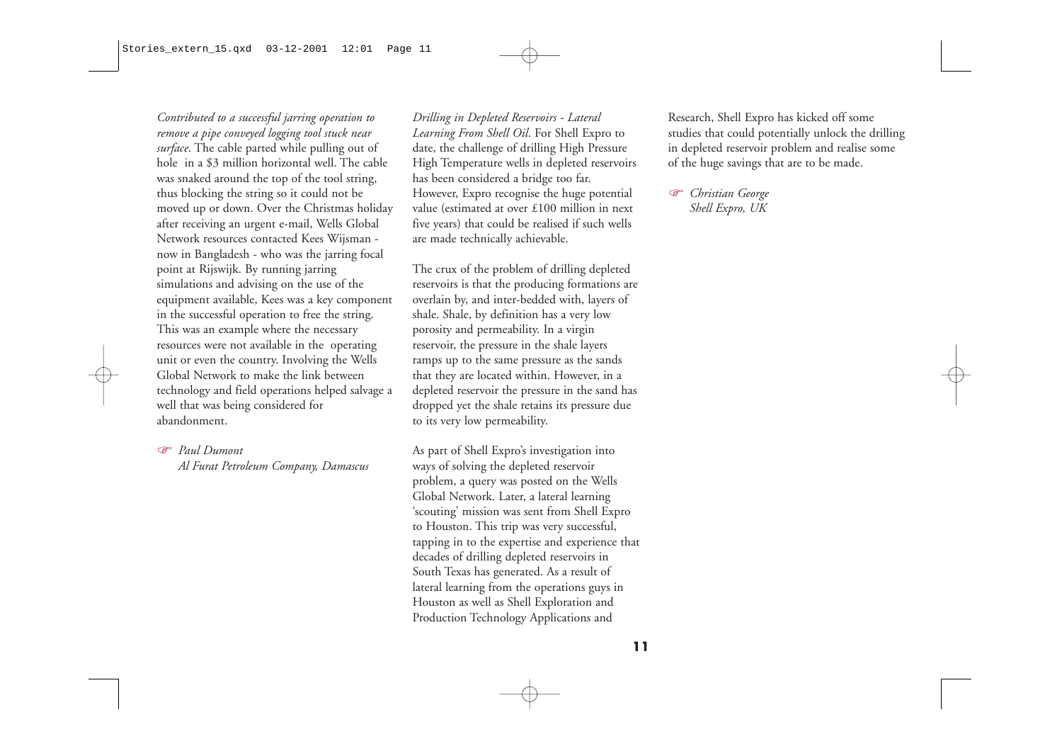*Contributed to a successful jarring operation to remove a pipe conveyed logging tool stuck near surface*. The cable parted while pulling out of hole in a $3 million horizontal well. The cable was snaked around the top of the tool string, thus blocking the string so it could not be moved up or down. Over the Christmas holiday after receiving an urgent e-mail, Wells Global Network resources contacted Kees Wijsman - now in Bangladesh - who was the jarring focal point at Rijswijk. By running jarring simulations and advising on the use of the equipment available, Kees was a key component in the successful operation to free the string. This was an example where the necessary resources were not available in the operating unit or even the country. Involving the Wells Global Network to make the link between technology and field operations helped salvage a well that was being considered for abandonment.

☞ *Paul Dumont*
*Al Furat Petroleum Company, Damascus*

*Drilling in Depleted Reservoirs - Lateral Learning From Shell Oil*. For Shell Expro to date, the challenge of drilling High Pressure High Temperature wells in depleted reservoirs has been considered a bridge too far. However, Expro recognise the huge potential value (estimated at over £100 million in next five years) that could be realised if such wells are made technically achievable.

The crux of the problem of drilling depleted reservoirs is that the producing formations are overlain by, and inter-bedded with, layers of shale. Shale, by definition has a very low porosity and permeability. In a virgin reservoir, the pressure in the shale layers ramps up to the same pressure as the sands that they are located within. However, in a depleted reservoir the pressure in the sand has dropped yet the shale retains its pressure due to its very low permeability.

As part of Shell Expro's investigation into ways of solving the depleted reservoir problem, a query was posted on the Wells Global Network. Later, a lateral learning 'scouting' mission was sent from Shell Expro to Houston. This trip was very successful, tapping in to the expertise and experience that decades of drilling depleted reservoirs in South Texas has generated. As a result of lateral learning from the operations guys in Houston as well as Shell Exploration and Production Technology Applications and Research, Shell Expro has kicked off some studies that could potentially unlock the drilling in depleted reservoir problem and realise some of the huge savings that are to be made.

☞ *Christian George*
*Shell Expro, UK*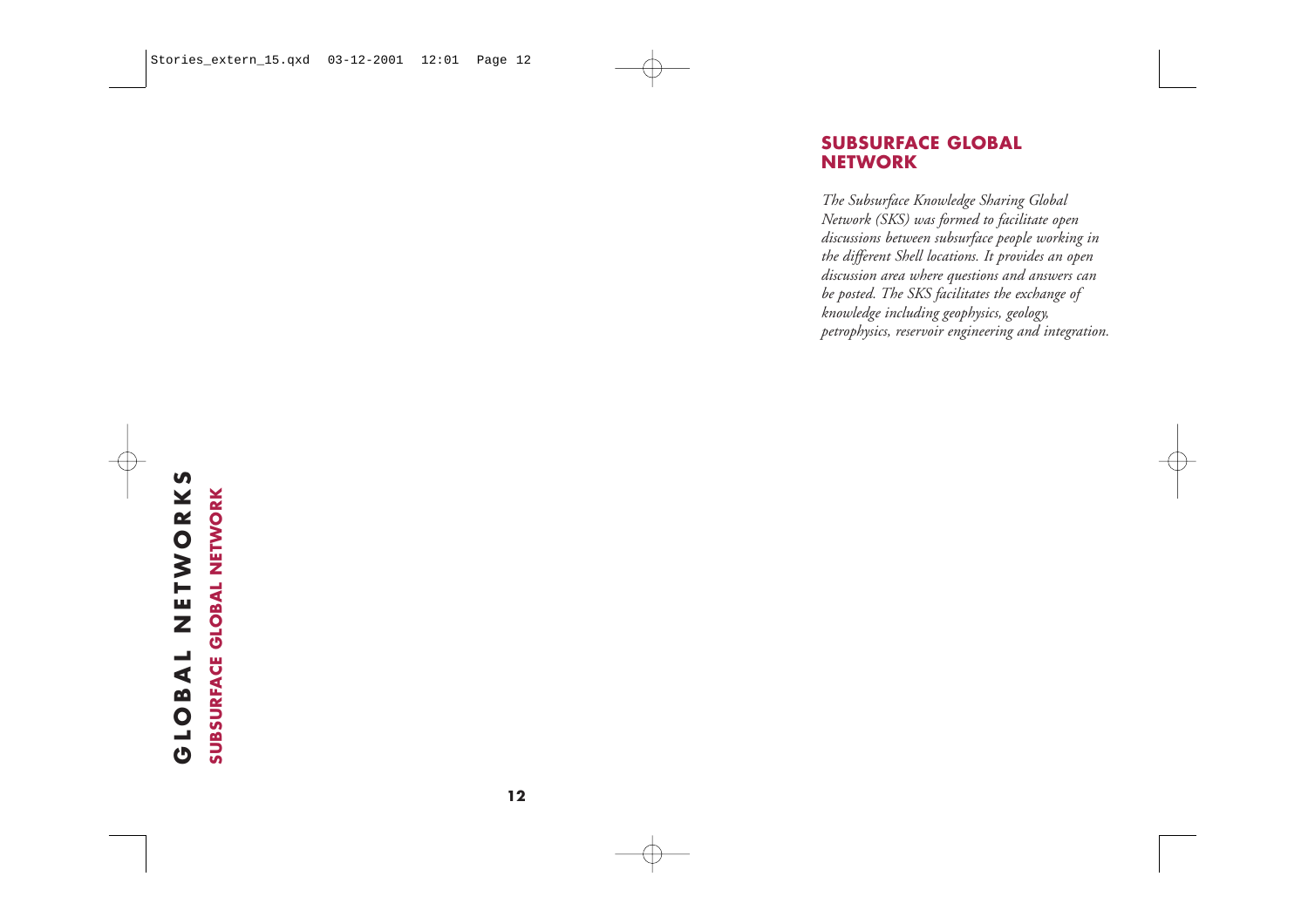## SUBSURFACE GLOBAL NETWORK

*The Subsurface Knowledge Sharing Global Network (SKS) was formed to facilitate open discussions between subsurface people working in the different Shell locations. It provides an open discussion area where questions and answers can be posted. The SKS facilitates the exchange of knowledge including geophysics, geology, petrophysics, reservoir engineering and integration.*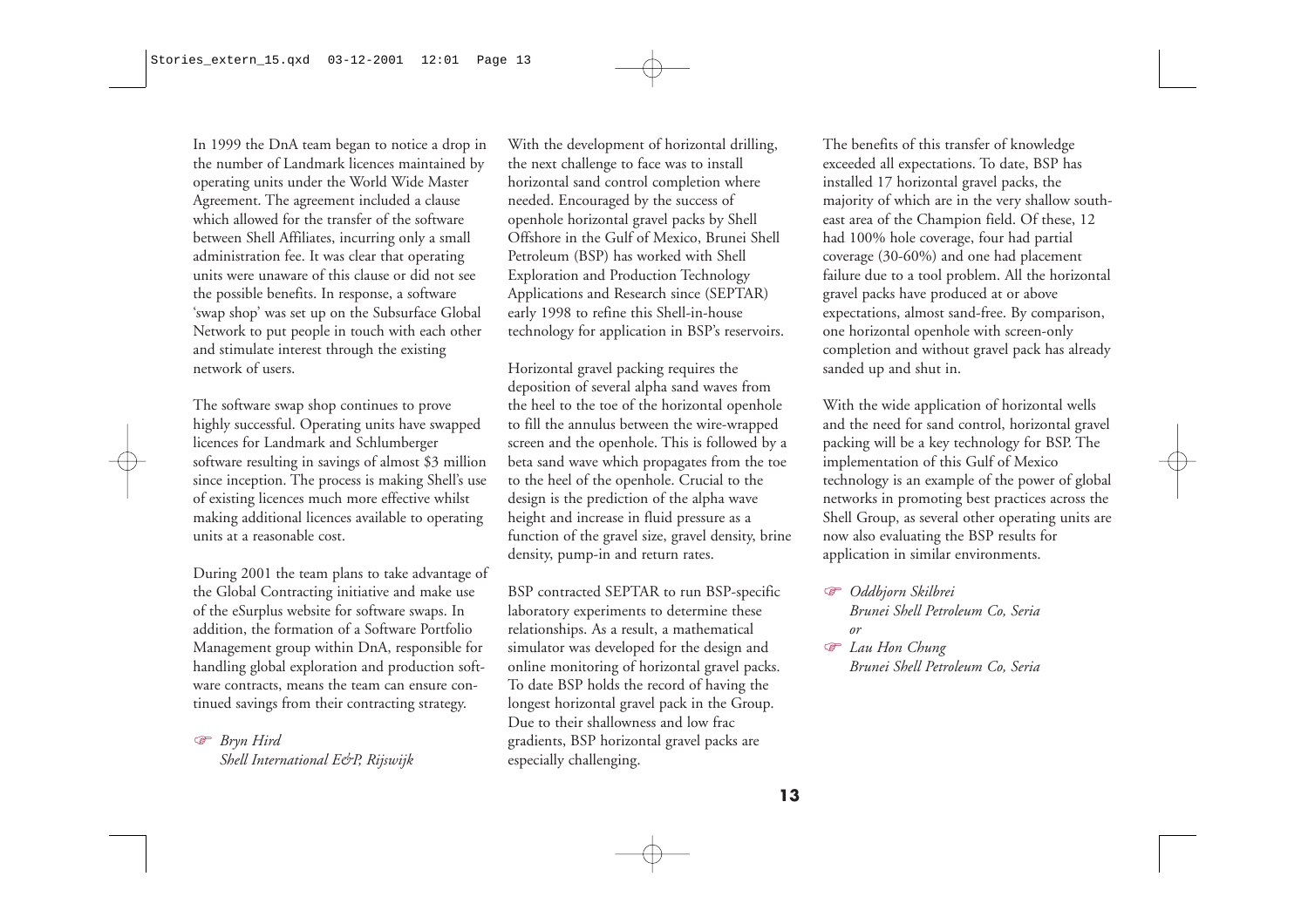In 1999 the DnA team began to notice a drop in the number of Landmark licences maintained by operating units under the World Wide Master Agreement. The agreement included a clause which allowed for the transfer of the software between Shell Affiliates, incurring only a small administration fee. It was clear that operating units were unaware of this clause or did not see the possible benefits. In response, a software 'swap shop' was set up on the Subsurface Global Network to put people in touch with each other and stimulate interest through the existing network of users.

The software swap shop continues to prove highly successful. Operating units have swapped licences for Landmark and Schlumberger software resulting in savings of almost $3 million since inception. The process is making Shell's use of existing licences much more effective whilst making additional licences available to operating units at a reasonable cost.

During 2001 the team plans to take advantage of the Global Contracting initiative and make use of the eSurplus website for software swaps. In addition, the formation of a Software Portfolio Management group within DnA, responsible for handling global exploration and production software contracts, means the team can ensure continued savings from their contracting strategy.

☞ *Bryn Hird*
*Shell International E&P, Rijswijk*

With the development of horizontal drilling, the next challenge to face was to install horizontal sand control completion where needed. Encouraged by the success of openhole horizontal gravel packs by Shell Offshore in the Gulf of Mexico, Brunei Shell Petroleum (BSP) has worked with Shell Exploration and Production Technology Applications and Research since (SEPTAR) early 1998 to refine this Shell-in-house technology for application in BSP's reservoirs.

Horizontal gravel packing requires the deposition of several alpha sand waves from the heel to the toe of the horizontal openhole to fill the annulus between the wire-wrapped screen and the openhole. This is followed by a beta sand wave which propagates from the toe to the heel of the openhole. Crucial to the design is the prediction of the alpha wave height and increase in fluid pressure as a function of the gravel size, gravel density, brine density, pump-in and return rates.

BSP contracted SEPTAR to run BSP-specific laboratory experiments to determine these relationships. As a result, a mathematical simulator was developed for the design and online monitoring of horizontal gravel packs. To date BSP holds the record of having the longest horizontal gravel pack in the Group. Due to their shallowness and low frac gradients, BSP horizontal gravel packs are especially challenging.

The benefits of this transfer of knowledge exceeded all expectations. To date, BSP has installed 17 horizontal gravel packs, the majority of which are in the very shallow south-east area of the Champion field. Of these, 12 had 100% hole coverage, four had partial coverage (30-60%) and one had placement failure due to a tool problem. All the horizontal gravel packs have produced at or above expectations, almost sand-free. By comparison, one horizontal openhole with screen-only completion and without gravel pack has already sanded up and shut in.

With the wide application of horizontal wells and the need for sand control, horizontal gravel packing will be a key technology for BSP. The implementation of this Gulf of Mexico technology is an example of the power of global networks in promoting best practices across the Shell Group, as several other operating units are now also evaluating the BSP results for application in similar environments.

☞ *Oddbjorn Skilbrei*
*Brunei Shell Petroleum Co, Seria*
*or*
☞ *Lau Hon Chung*
*Brunei Shell Petroleum Co, Seria*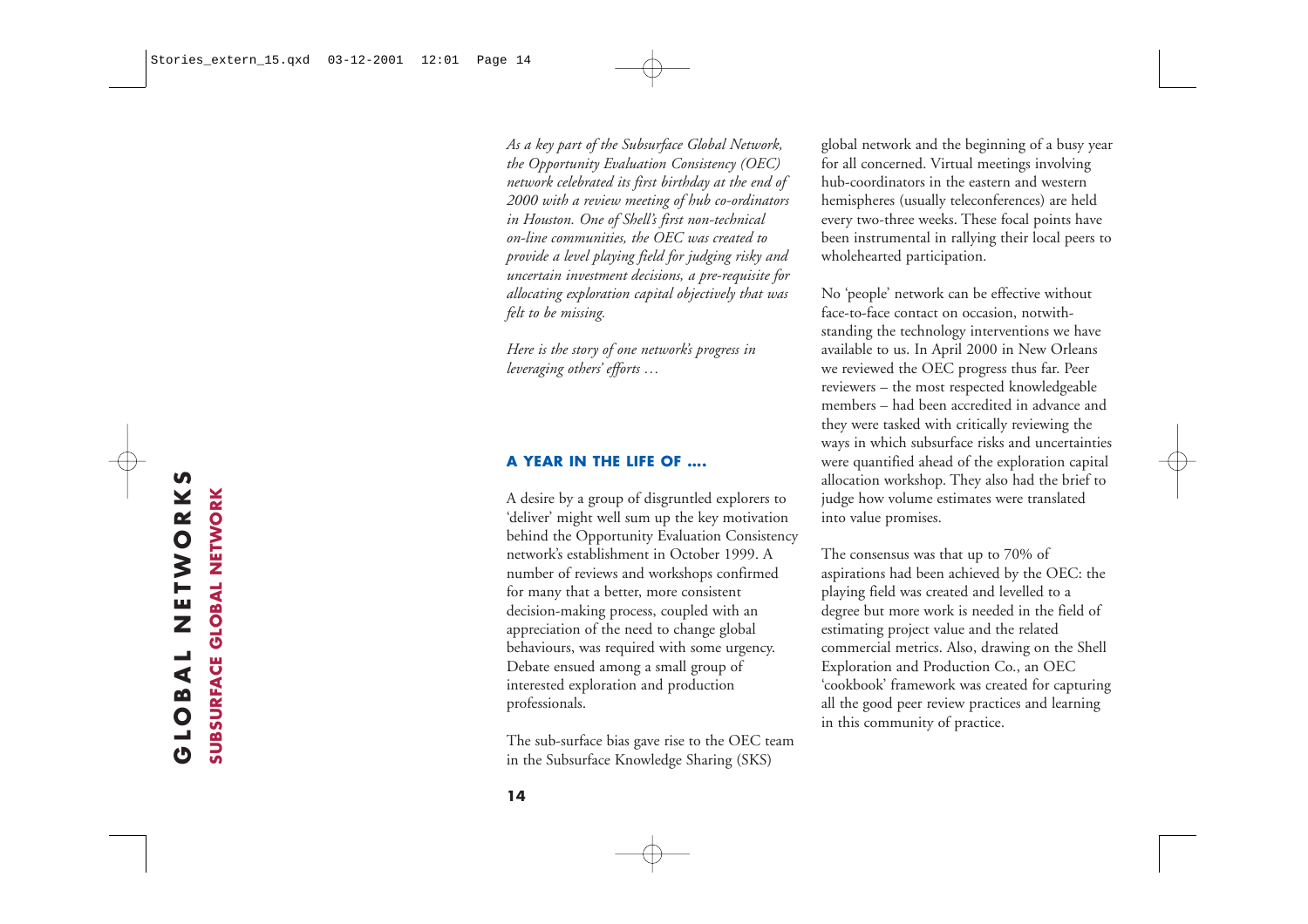*As a key part of the Subsurface Global Network, the Opportunity Evaluation Consistency (OEC) network celebrated its first birthday at the end of 2000 with a review meeting of hub co-ordinators in Houston. One of Shell's first non-technical on-line communities, the OEC was created to provide a level playing field for judging risky and uncertain investment decisions, a pre-requisite for allocating exploration capital objectively that was felt to be missing.*

*Here is the story of one network's progress in leveraging others' efforts …*

## A YEAR IN THE LIFE OF ….

A desire by a group of disgruntled explorers to 'deliver' might well sum up the key motivation behind the Opportunity Evaluation Consistency network's establishment in October 1999. A number of reviews and workshops confirmed for many that a better, more consistent decision-making process, coupled with an appreciation of the need to change global behaviours, was required with some urgency. Debate ensued among a small group of interested exploration and production professionals.

The sub-surface bias gave rise to the OEC team in the Subsurface Knowledge Sharing (SKS) global network and the beginning of a busy year for all concerned. Virtual meetings involving hub-coordinators in the eastern and western hemispheres (usually teleconferences) are held every two-three weeks. These focal points have been instrumental in rallying their local peers to wholehearted participation.

No 'people' network can be effective without face-to-face contact on occasion, notwithstanding the technology interventions we have available to us. In April 2000 in New Orleans we reviewed the OEC progress thus far. Peer reviewers – the most respected knowledgeable members – had been accredited in advance and they were tasked with critically reviewing the ways in which subsurface risks and uncertainties were quantified ahead of the exploration capital allocation workshop. They also had the brief to judge how volume estimates were translated into value promises.

The consensus was that up to 70% of aspirations had been achieved by the OEC: the playing field was created and levelled to a degree but more work is needed in the field of estimating project value and the related commercial metrics. Also, drawing on the Shell Exploration and Production Co., an OEC 'cookbook' framework was created for capturing all the good peer review practices and learning in this community of practice.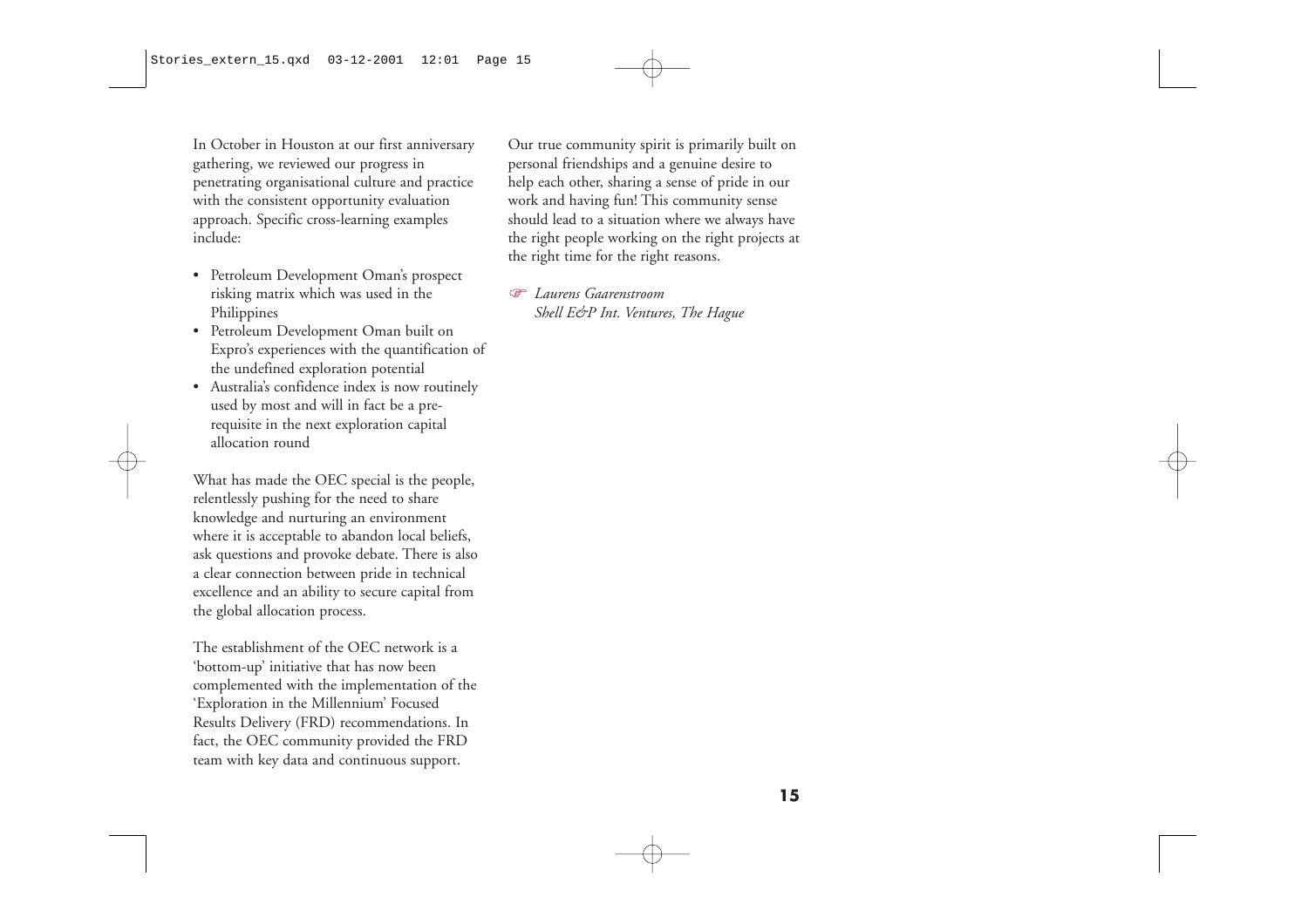In October in Houston at our first anniversary gathering, we reviewed our progress in penetrating organisational culture and practice with the consistent opportunity evaluation approach. Specific cross-learning examples include:

- Petroleum Development Oman's prospect risking matrix which was used in the Philippines
- Petroleum Development Oman built on Expro's experiences with the quantification of the undefined exploration potential
- Australia's confidence index is now routinely used by most and will in fact be a pre-requisite in the next exploration capital allocation round

What has made the OEC special is the people, relentlessly pushing for the need to share knowledge and nurturing an environment where it is acceptable to abandon local beliefs, ask questions and provoke debate. There is also a clear connection between pride in technical excellence and an ability to secure capital from the global allocation process.

The establishment of the OEC network is a 'bottom-up' initiative that has now been complemented with the implementation of the 'Exploration in the Millennium' Focused Results Delivery (FRD) recommendations. In fact, the OEC community provided the FRD team with key data and continuous support.

Our true community spirit is primarily built on personal friendships and a genuine desire to help each other, sharing a sense of pride in our work and having fun! This community sense should lead to a situation where we always have the right people working on the right projects at the right time for the right reasons.

☞ *Laurens Gaarenstroom*
*Shell E&P Int. Ventures, The Hague*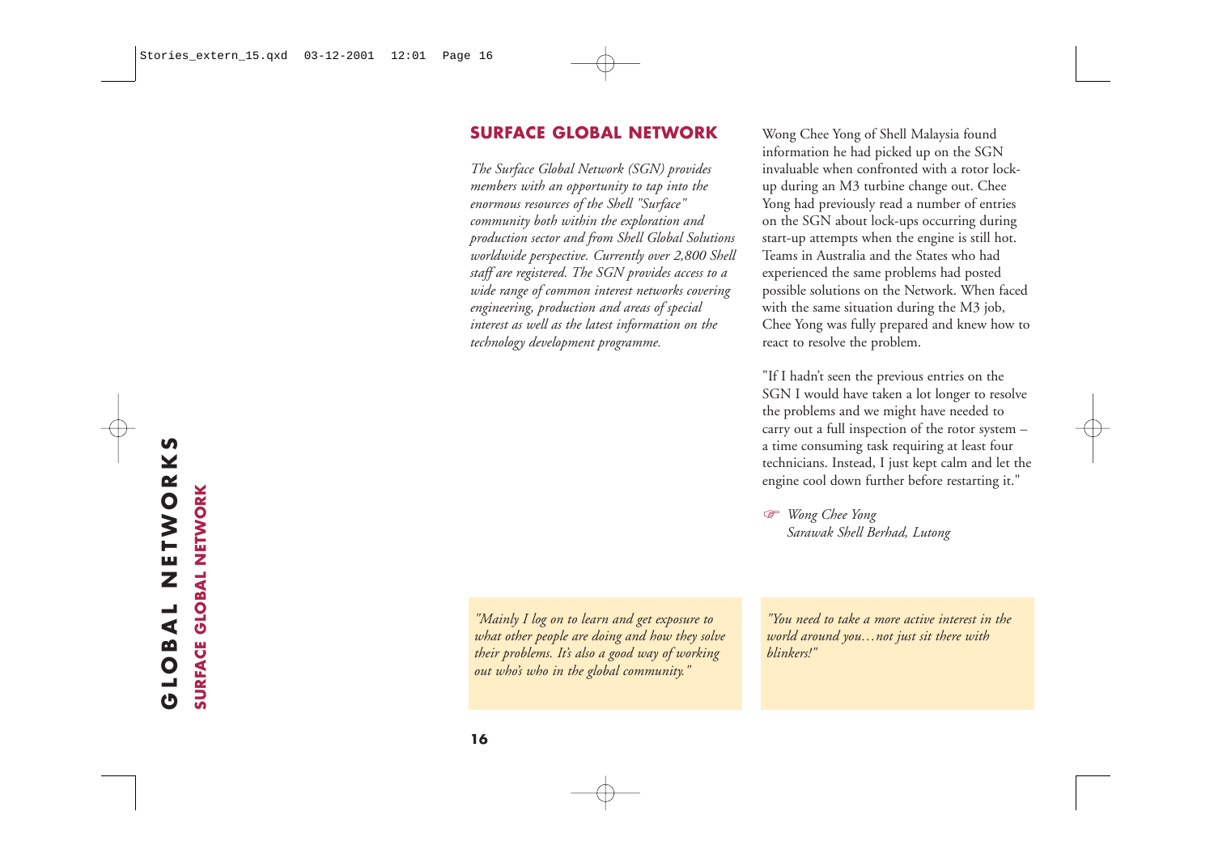## SURFACE GLOBAL NETWORK

*The Surface Global Network (SGN) provides members with an opportunity to tap into the enormous resources of the Shell "Surface" community both within the exploration and production sector and from Shell Global Solutions worldwide perspective. Currently over 2,800 Shell staff are registered. The SGN provides access to a wide range of common interest networks covering engineering, production and areas of special interest as well as the latest information on the technology development programme.*

Wong Chee Yong of Shell Malaysia found information he had picked up on the SGN invaluable when confronted with a rotor lock-up during an M3 turbine change out. Chee Yong had previously read a number of entries on the SGN about lock-ups occurring during start-up attempts when the engine is still hot. Teams in Australia and the States who had experienced the same problems had posted possible solutions on the Network. When faced with the same situation during the M3 job, Chee Yong was fully prepared and knew how to react to resolve the problem.

"If I hadn't seen the previous entries on the SGN I would have taken a lot longer to resolve the problems and we might have needed to carry out a full inspection of the rotor system – a time consuming task requiring at least four technicians. Instead, I just kept calm and let the engine cool down further before restarting it."

☞ *Wong Chee Yong*
*Sarawak Shell Berhad, Lutong*

*"Mainly I log on to learn and get exposure to what other people are doing and how they solve their problems. It's also a good way of working out who's who in the global community."*

*"You need to take a more active interest in the world around you…not just sit there with blinkers!"*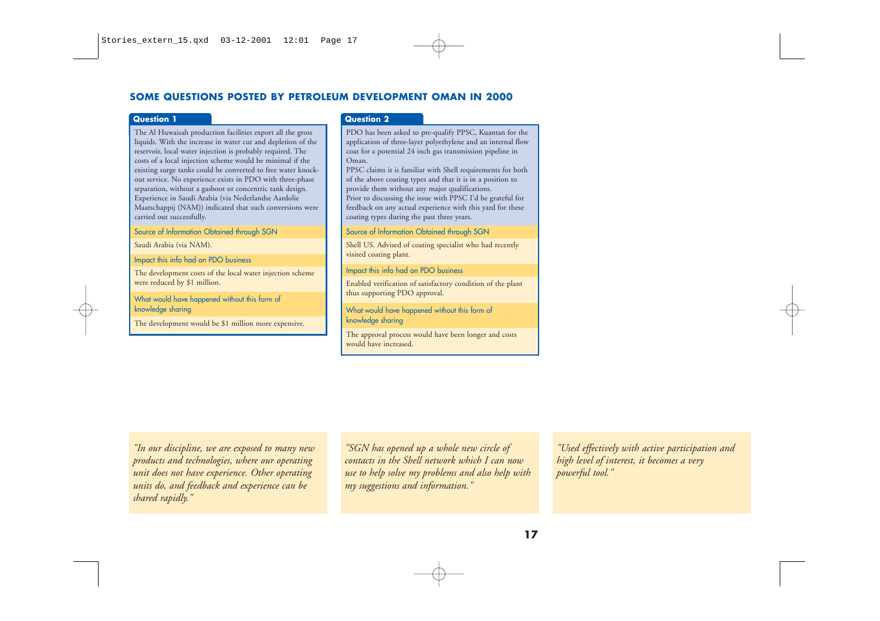## SOME QUESTIONS POSTED BY PETROLEUM DEVELOPMENT OMAN IN 2000

### Question 1

The Al Huwaisah production facilities export all the gross liquids. With the increase in water cut and depletion of the reservoir, local water injection is probably required. The costs of a local injection scheme would be minimal if the existing surge tanks could be converted to free water knock-out service. No experience exists in PDO with three-phase separation, without a gasboot or concentric tank design. Experience in Saudi Arabia (via Nederlandse Aardolie Maatschappij (NAM)) indicated that such conversions were carried out successfully.

**Source of Information Obtained through SGN**

Saudi Arabia (via NAM).

**Impact this info had on PDO business**

The development costs of the local water injection scheme were reduced by $1 million.

**What would have happened without this form of knowledge sharing**

The development would be $1 million more expensive.

### Question 2

PDO has been asked to pre-qualify PPSC, Kuantan for the application of three-layer polyethylene and an internal flow coat for a potential 24 inch gas transmission pipeline in Oman.
PPSC claims it is familiar with Shell requirements for both of the above coating types and that it is in a position to provide them without any major qualifications.
Prior to discussing the issue with PPSC I'd be grateful for feedback on any actual experience with this yard for these coating types during the past three years.

**Source of Information Obtained through SGN**

Shell US. Advised of coating specialist who had recently visited coating plant.

**Impact this info had on PDO business**

Enabled verification of satisfactory condition of the plant thus supporting PDO approval.

**What would have happened without this form of knowledge sharing**

The approval process would have been longer and costs would have increased.

*"In our discipline, we are exposed to many new products and technologies, where our operating unit does not have experience. Other operating units do, and feedback and experience can be shared rapidly."*

*"SGN has opened up a whole new circle of contacts in the Shell network which I can now use to help solve my problems and also help with my suggestions and information."*

*"Used effectively with active participation and high level of interest, it becomes a very powerful tool."*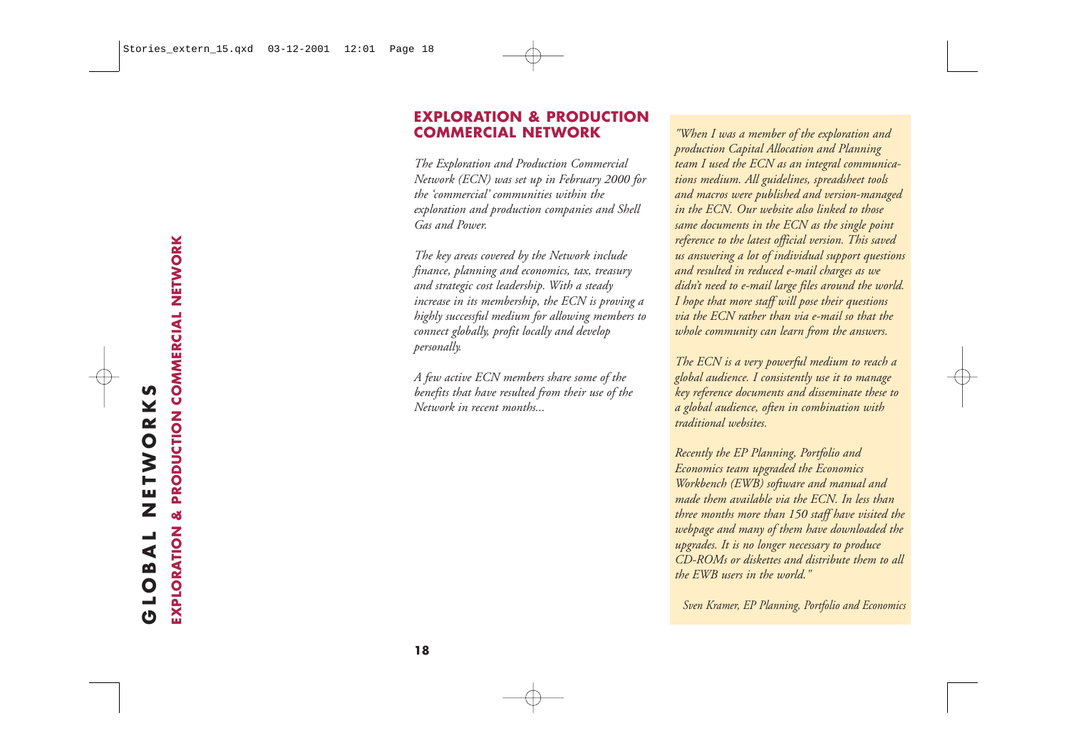## EXPLORATION & PRODUCTION COMMERCIAL NETWORK

*The Exploration and Production Commercial Network (ECN) was set up in February 2000 for the 'commercial' communities within the exploration and production companies and Shell Gas and Power.*

*The key areas covered by the Network include finance, planning and economics, tax, treasury and strategic cost leadership. With a steady increase in its membership, the ECN is proving a highly successful medium for allowing members to connect globally, profit locally and develop personally.*

*A few active ECN members share some of the benefits that have resulted from their use of the Network in recent months...*

*"When I was a member of the exploration and production Capital Allocation and Planning team I used the ECN as an integral communications medium. All guidelines, spreadsheet tools and macros were published and version-managed in the ECN. Our website also linked to those same documents in the ECN as the single point reference to the latest official version. This saved us answering a lot of individual support questions and resulted in reduced e-mail charges as we didn't need to e-mail large files around the world. I hope that more staff will pose their questions via the ECN rather than via e-mail so that the whole community can learn from the answers.*

*The ECN is a very powerful medium to reach a global audience. I consistently use it to manage key reference documents and disseminate these to a global audience, often in combination with traditional websites.*

*Recently the EP Planning, Portfolio and Economics team upgraded the Economics Workbench (EWB) software and manual and made them available via the ECN. In less than three months more than 150 staff have visited the webpage and many of them have downloaded the upgrades. It is no longer necessary to produce CD-ROMs or diskettes and distribute them to all the EWB users in the world."*

*Sven Kramer, EP Planning, Portfolio and Economics*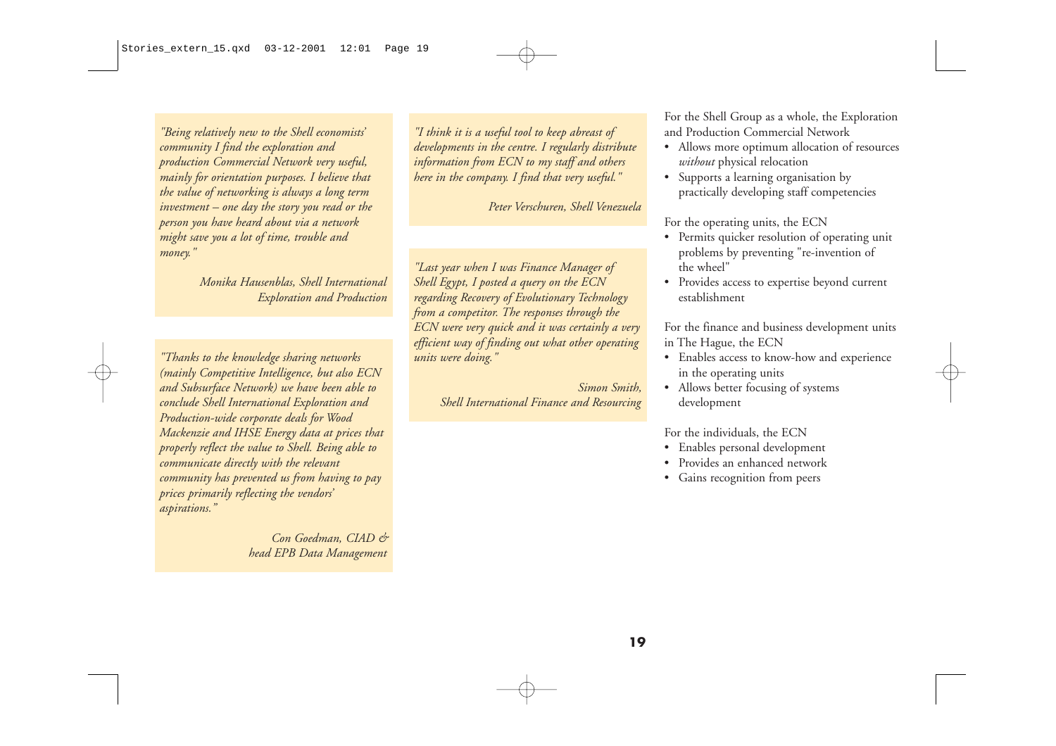*"Being relatively new to the Shell economists' community I find the exploration and production Commercial Network very useful, mainly for orientation purposes. I believe that the value of networking is always a long term investment – one day the story you read or the person you have heard about via a network might save you a lot of time, trouble and money."*

*Monika Hausenblas, Shell International Exploration and Production*

*"Thanks to the knowledge sharing networks (mainly Competitive Intelligence, but also ECN and Subsurface Network) we have been able to conclude Shell International Exploration and Production-wide corporate deals for Wood Mackenzie and IHSE Energy data at prices that properly reflect the value to Shell. Being able to communicate directly with the relevant community has prevented us from having to pay prices primarily reflecting the vendors' aspirations."*

*Con Goedman, CIAD & head EPB Data Management*

*"I think it is a useful tool to keep abreast of developments in the centre. I regularly distribute information from ECN to my staff and others here in the company. I find that very useful."*

*Peter Verschuren, Shell Venezuela*

*"Last year when I was Finance Manager of Shell Egypt, I posted a query on the ECN regarding Recovery of Evolutionary Technology from a competitor. The responses through the ECN were very quick and it was certainly a very efficient way of finding out what other operating units were doing."*

*Simon Smith, Shell International Finance and Resourcing*

For the Shell Group as a whole, the Exploration and Production Commercial Network

- Allows more optimum allocation of resources *without* physical relocation
- Supports a learning organisation by practically developing staff competencies

For the operating units, the ECN

- Permits quicker resolution of operating unit problems by preventing "re-invention of the wheel"
- Provides access to expertise beyond current establishment

For the finance and business development units in The Hague, the ECN

- Enables access to know-how and experience in the operating units
- Allows better focusing of systems development

For the individuals, the ECN

- Enables personal development
- Provides an enhanced network
- Gains recognition from peers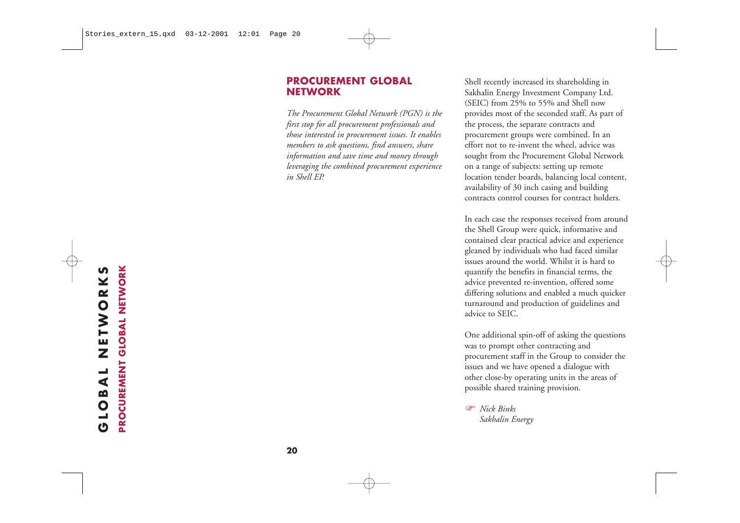## PROCUREMENT GLOBAL NETWORK

*The Procurement Global Network (PGN) is the first stop for all procurement professionals and those interested in procurement issues. It enables members to ask questions, find answers, share information and save time and money through leveraging the combined procurement experience in Shell EP.*

Shell recently increased its shareholding in Sakhalin Energy Investment Company Ltd. (SEIC) from 25% to 55% and Shell now provides most of the seconded staff. As part of the process, the separate contracts and procurement groups were combined. In an effort not to re-invent the wheel, advice was sought from the Procurement Global Network on a range of subjects: setting up remote location tender boards, balancing local content, availability of 30 inch casing and building contracts control courses for contract holders.

In each case the responses received from around the Shell Group were quick, informative and contained clear practical advice and experience gleaned by individuals who had faced similar issues around the world. Whilst it is hard to quantify the benefits in financial terms, the advice prevented re-invention, offered some differing solutions and enabled a much quicker turnaround and production of guidelines and advice to SEIC.

One additional spin-off of asking the questions was to prompt other contracting and procurement staff in the Group to consider the issues and we have opened a dialogue with other close-by operating units in the areas of possible shared training provision.

☞ *Nick Binks*
*Sakhalin Energy*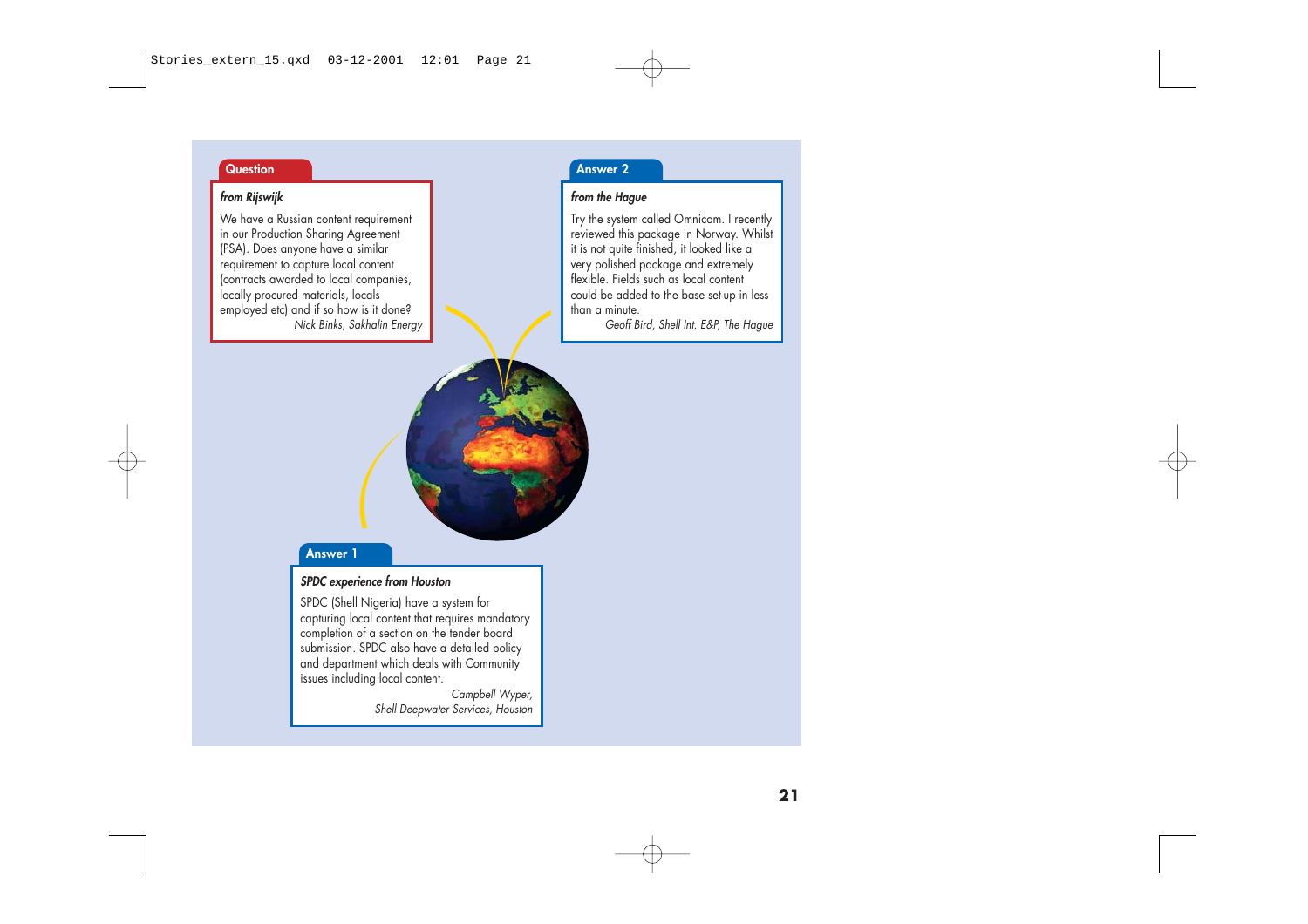## Question

*from Rijswijk*

We have a Russian content requirement in our Production Sharing Agreement (PSA). Does anyone have a similar requirement to capture local content (contracts awarded to local companies, locally procured materials, locals employed etc) and if so how is it done?

*Nick Binks, Sakhalin Energy*

## Answer 1

*SPDC experience from Houston*

SPDC (Shell Nigeria) have a system for capturing local content that requires mandatory completion of a section on the tender board submission. SPDC also have a detailed policy and department which deals with Community issues including local content.

*Campbell Wyper, Shell Deepwater Services, Houston*

## Answer 2

*from the Hague*

Try the system called Omnicom. I recently reviewed this package in Norway. Whilst it is not quite finished, it looked like a very polished package and extremely flexible. Fields such as local content could be added to the base set-up in less than a minute.

*Geoff Bird, Shell Int. E&P, The Hague*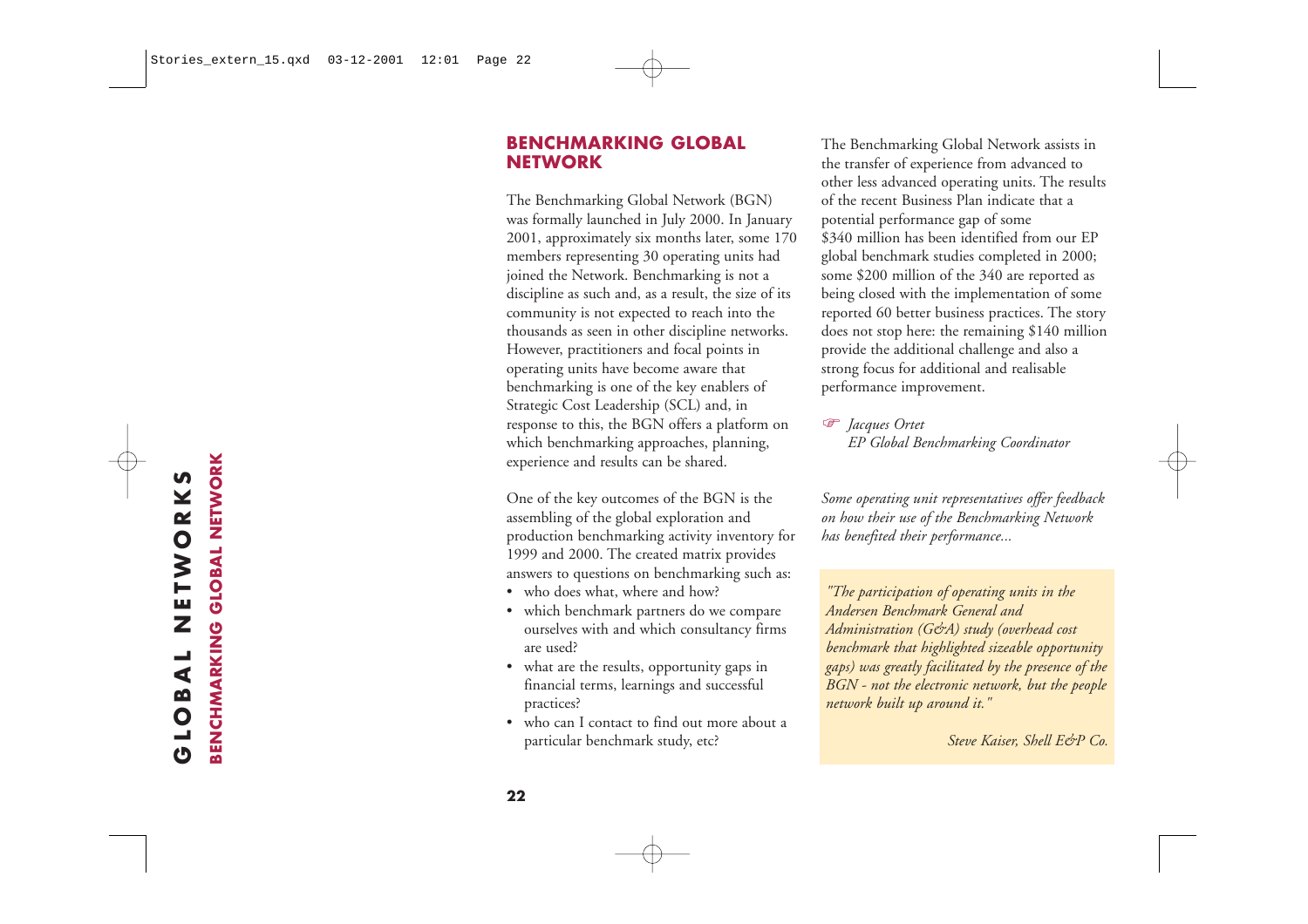## BENCHMARKING GLOBAL NETWORK

The Benchmarking Global Network (BGN) was formally launched in July 2000. In January 2001, approximately six months later, some 170 members representing 30 operating units had joined the Network. Benchmarking is not a discipline as such and, as a result, the size of its community is not expected to reach into the thousands as seen in other discipline networks. However, practitioners and focal points in operating units have become aware that benchmarking is one of the key enablers of Strategic Cost Leadership (SCL) and, in response to this, the BGN offers a platform on which benchmarking approaches, planning, experience and results can be shared.

One of the key outcomes of the BGN is the assembling of the global exploration and production benchmarking activity inventory for 1999 and 2000. The created matrix provides answers to questions on benchmarking such as:

- who does what, where and how?
- which benchmark partners do we compare ourselves with and which consultancy firms are used?
- what are the results, opportunity gaps in financial terms, learnings and successful practices?
- who can I contact to find out more about a particular benchmark study, etc?

The Benchmarking Global Network assists in the transfer of experience from advanced to other less advanced operating units. The results of the recent Business Plan indicate that a potential performance gap of some $340 million has been identified from our EP global benchmark studies completed in 2000; some $200 million of the 340 are reported as being closed with the implementation of some reported 60 better business practices. The story does not stop here: the remaining $140 million provide the additional challenge and also a strong focus for additional and realisable performance improvement.

☞ *Jacques Ortet*
*EP Global Benchmarking Coordinator*

*Some operating unit representatives offer feedback on how their use of the Benchmarking Network has benefited their performance...*

> *"The participation of operating units in the Andersen Benchmark General and Administration (G&A) study (overhead cost benchmark that highlighted sizeable opportunity gaps) was greatly facilitated by the presence of the BGN - not the electronic network, but the people network built up around it."*
>
> *Steve Kaiser, Shell E&P Co.*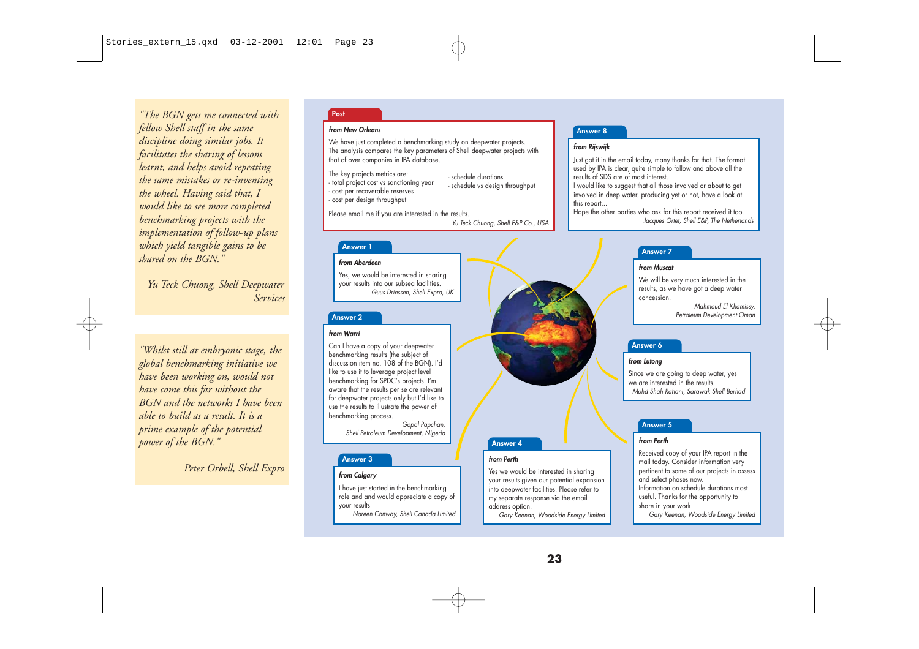*"The BGN gets me connected with fellow Shell staff in the same discipline doing similar jobs. It facilitates the sharing of lessons learnt, and helps avoid repeating the same mistakes or re-inventing the wheel. Having said that, I would like to see more completed benchmarking projects with the implementation of follow-up plans which yield tangible gains to be shared on the BGN."*

*Yu Teck Chuong, Shell Deepwater Services*

*"Whilst still at embryonic stage, the global benchmarking initiative we have been working on, would not have come this far without the BGN and the networks I have been able to build as a result. It is a prime example of the potential power of the BGN."*

*Peter Orbell, Shell Expro*

**Post**

***from New Orleans***

We have just completed a benchmarking study on deepwater projects. The analysis compares the key parameters of Shell deepwater projects with that of over companies in IPA database.

The key projects metrics are:
- total project cost vs sanctioning year
- cost per recoverable reserves
- cost per design throughput
- schedule durations
- schedule vs design throughput

Please email me if you are interested in the results.

*Yu Teck Chuong, Shell E&P Co., USA*

**Answer 1**

***from Aberdeen***

Yes, we would be interested in sharing your results into our subsea facilities.

*Guus Driessen, Shell Expro, UK*

**Answer 2**

***from Warri***

Can I have a copy of your deepwater benchmarking results (the subject of discussion item no. 108 of the BGN). I'd like to use it to leverage project level benchmarking for SPDC's projects. I'm aware that the results per se are relevant for deepwater projects only but I'd like to use the results to illustrate the power of benchmarking process.

*Gopal Papchan, Shell Petroleum Development, Nigeria*

**Answer 3**

***from Calgary***

I have just started in the benchmarking role and and would appreciate a copy of your results

*Noreen Conway, Shell Canada Limited*

**Answer 4**

***from Perth***

Yes we would be interested in sharing your results given our potential expansion into deepwater facilities. Please refer to my separate response via the email address option.

*Gary Keenan, Woodside Energy Limited*

**Answer 5**

***from Perth***

Received copy of your IPA report in the mail today. Consider information very pertinent to some of our projects in assess and select phases now.
Information on schedule durations most useful. Thanks for the opportunity to share in your work.

*Gary Keenan, Woodside Energy Limited*

**Answer 6**

***from Lutong***

Since we are going to deep water, yes we are interested in the results.

*Mohd Shah Rahani, Sarawak Shell Berhad*

**Answer 7**

***from Muscat***

We will be very much interested in the results, as we have got a deep water concession.

*Mahmoud El Khamissy, Petroleum Development Oman*

**Answer 8**

***from Rijswijk***

Just got it in the email today, many thanks for that. The format used by IPA is clear, quite simple to follow and above all the results of SDS are of most interest.
I would like to suggest that all those involved or about to get involved in deep water, producing yet or not, have a look at this report...
Hope the other parties who ask for this report received it too.

*Jacques Ortet, Shell E&P, The Netherlands*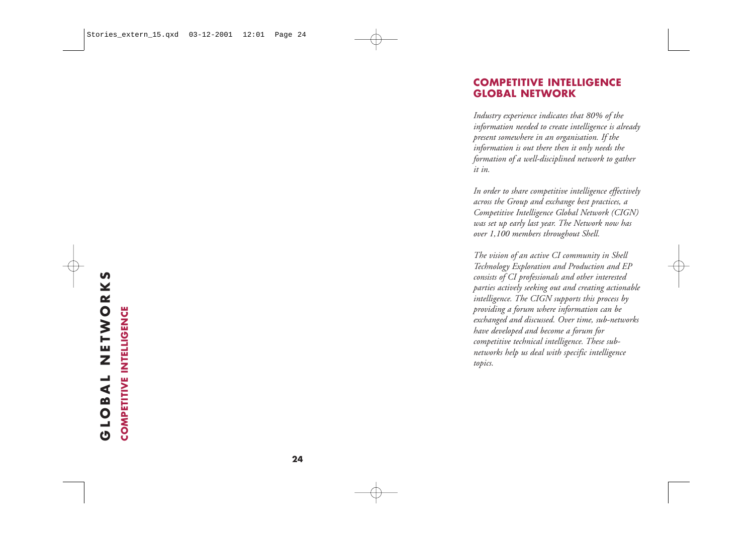## COMPETITIVE INTELLIGENCE GLOBAL NETWORK

*Industry experience indicates that 80% of the information needed to create intelligence is already present somewhere in an organisation. If the information is out there then it only needs the formation of a well-disciplined network to gather it in.*

*In order to share competitive intelligence effectively across the Group and exchange best practices, a Competitive Intelligence Global Network (CIGN) was set up early last year. The Network now has over 1,100 members throughout Shell.*

*The vision of an active CI community in Shell Technology Exploration and Production and EP consists of CI professionals and other interested parties actively seeking out and creating actionable intelligence. The CIGN supports this process by providing a forum where information can be exchanged and discussed. Over time, sub-networks have developed and become a forum for competitive technical intelligence. These sub-networks help us deal with specific intelligence topics.*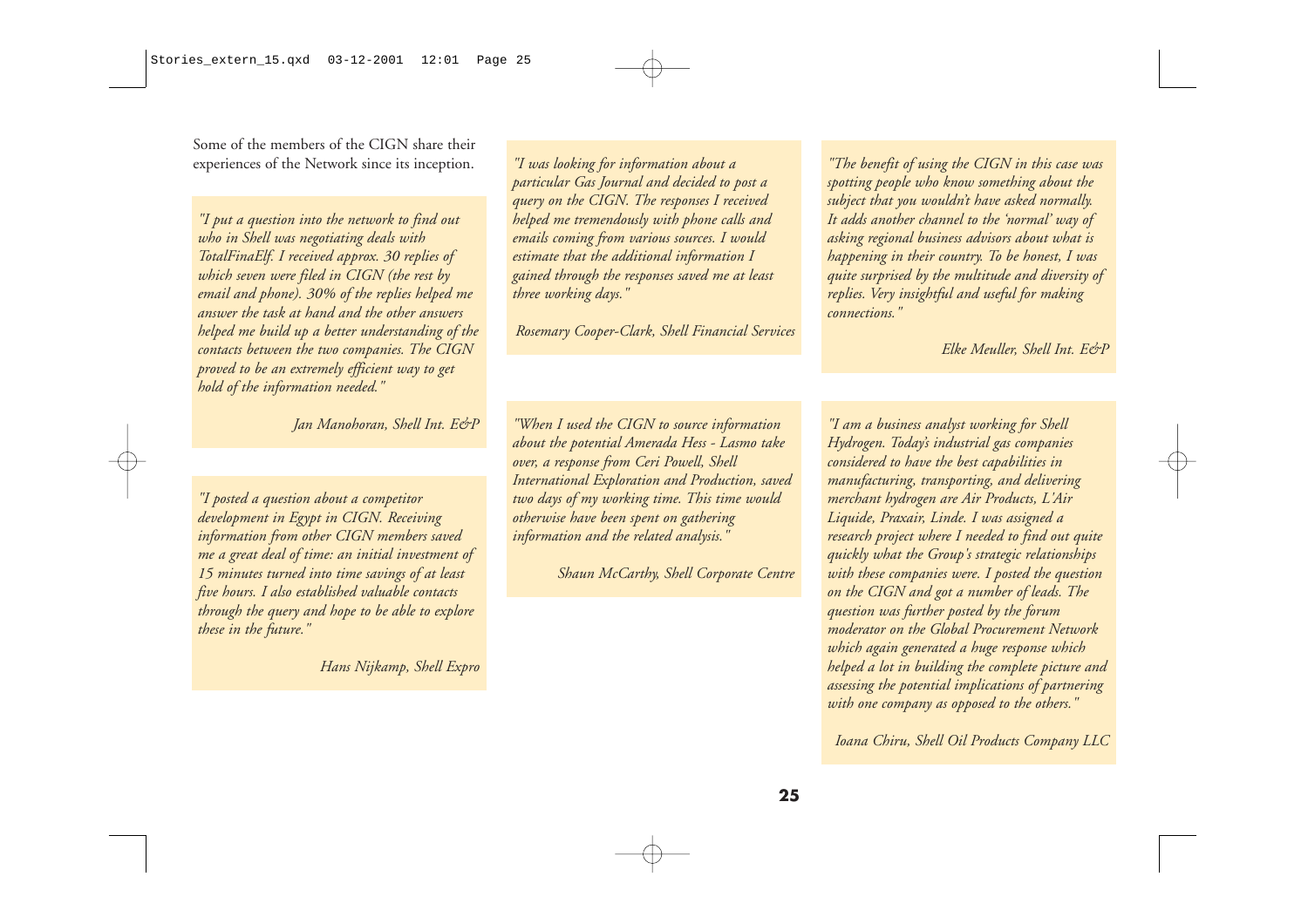Some of the members of the CIGN share their experiences of the Network since its inception.

*"I put a question into the network to find out who in Shell was negotiating deals with TotalFinaElf. I received approx. 30 replies of which seven were filed in CIGN (the rest by email and phone). 30% of the replies helped me answer the task at hand and the other answers helped me build up a better understanding of the contacts between the two companies. The CIGN proved to be an extremely efficient way to get hold of the information needed."*

*Jan Manohoran, Shell Int. E&P*

*"I posted a question about a competitor development in Egypt in CIGN. Receiving information from other CIGN members saved me a great deal of time: an initial investment of 15 minutes turned into time savings of at least five hours. I also established valuable contacts through the query and hope to be able to explore these in the future."*

*Hans Nijkamp, Shell Expro*

*"I was looking for information about a particular Gas Journal and decided to post a query on the CIGN. The responses I received helped me tremendously with phone calls and emails coming from various sources. I would estimate that the additional information I gained through the responses saved me at least three working days."*

*Rosemary Cooper-Clark, Shell Financial Services*

*"When I used the CIGN to source information about the potential Amerada Hess - Lasmo take over, a response from Ceri Powell, Shell International Exploration and Production, saved two days of my working time. This time would otherwise have been spent on gathering information and the related analysis."*

*Shaun McCarthy, Shell Corporate Centre*

*"The benefit of using the CIGN in this case was spotting people who know something about the subject that you wouldn't have asked normally. It adds another channel to the 'normal' way of asking regional business advisors about what is happening in their country. To be honest, I was quite surprised by the multitude and diversity of replies. Very insightful and useful for making connections."*

*Elke Meuller, Shell Int. E&P*

*"I am a business analyst working for Shell Hydrogen. Today's industrial gas companies considered to have the best capabilities in manufacturing, transporting, and delivering merchant hydrogen are Air Products, L'Air Liquide, Praxair, Linde. I was assigned a research project where I needed to find out quite quickly what the Group's strategic relationships with these companies were. I posted the question on the CIGN and got a number of leads. The question was further posted by the forum moderator on the Global Procurement Network which again generated a huge response which helped a lot in building the complete picture and assessing the potential implications of partnering with one company as opposed to the others."*

*Ioana Chiru, Shell Oil Products Company LLC*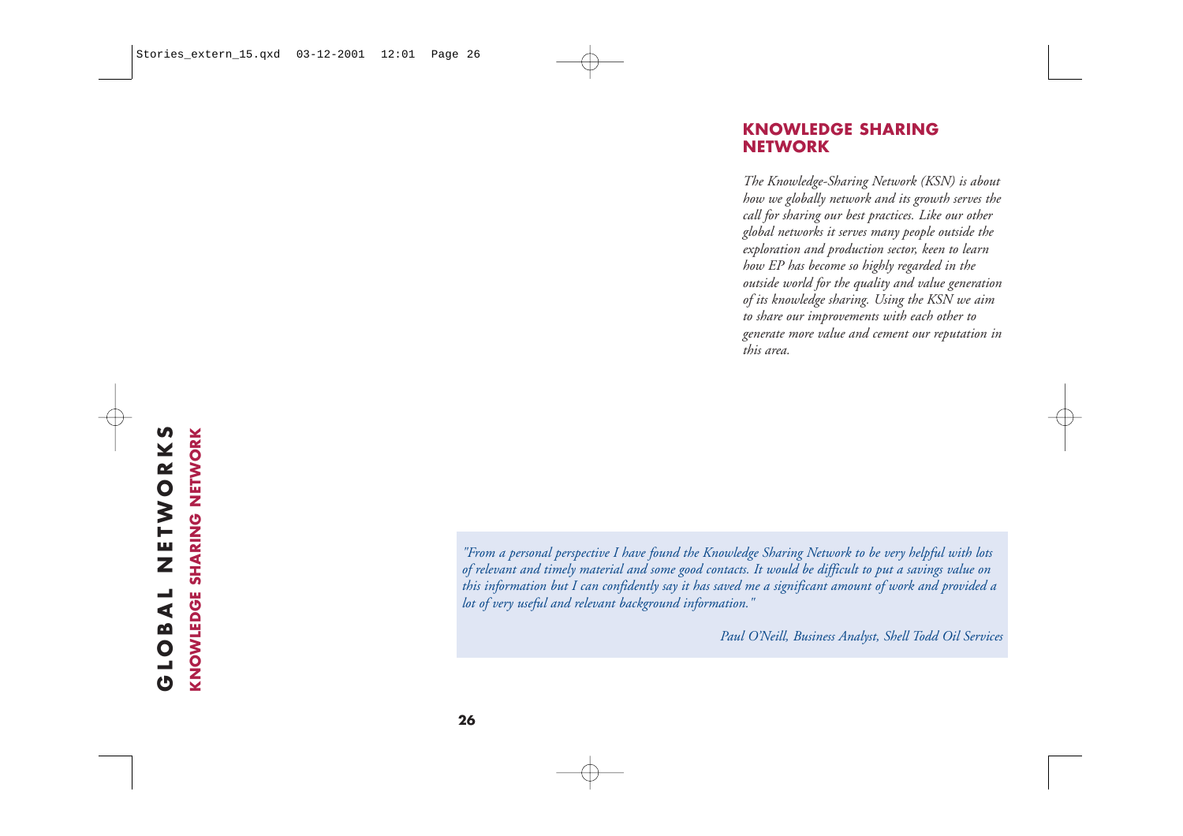## KNOWLEDGE SHARING NETWORK

*The Knowledge-Sharing Network (KSN) is about how we globally network and its growth serves the call for sharing our best practices. Like our other global networks it serves many people outside the exploration and production sector, keen to learn how EP has become so highly regarded in the outside world for the quality and value generation of its knowledge sharing. Using the KSN we aim to share our improvements with each other to generate more value and cement our reputation in this area.*

> *"From a personal perspective I have found the Knowledge Sharing Network to be very helpful with lots of relevant and timely material and some good contacts. It would be difficult to put a savings value on this information but I can confidently say it has saved me a significant amount of work and provided a lot of very useful and relevant background information."*
>
> *Paul O'Neill, Business Analyst, Shell Todd Oil Services*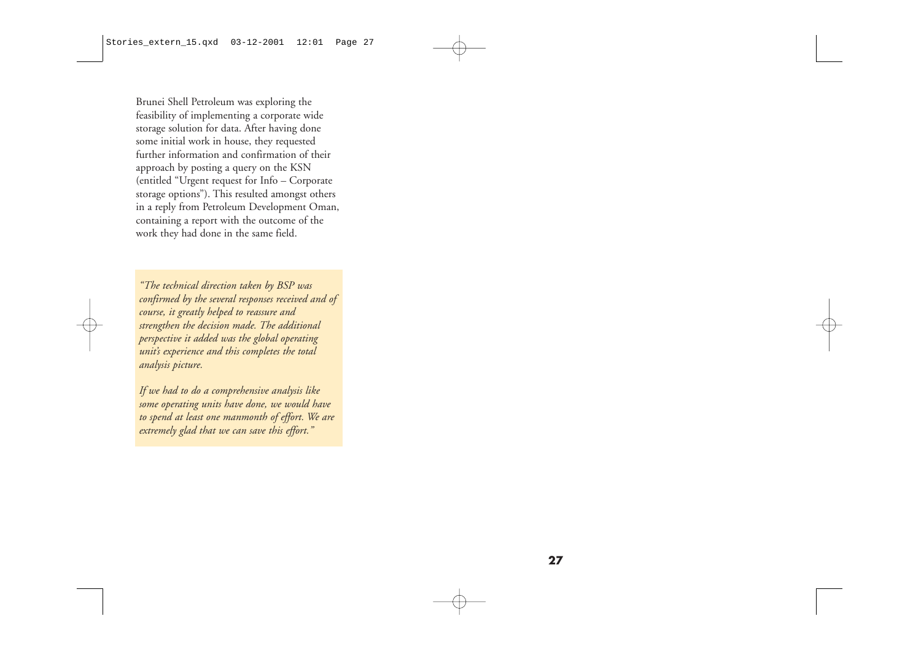Brunei Shell Petroleum was exploring the feasibility of implementing a corporate wide storage solution for data. After having done some initial work in house, they requested further information and confirmation of their approach by posting a query on the KSN (entitled "Urgent request for Info – Corporate storage options"). This resulted amongst others in a reply from Petroleum Development Oman, containing a report with the outcome of the work they had done in the same field.

*"The technical direction taken by BSP was confirmed by the several responses received and of course, it greatly helped to reassure and strengthen the decision made. The additional perspective it added was the global operating unit's experience and this completes the total analysis picture.*

*If we had to do a comprehensive analysis like some operating units have done, we would have to spend at least one manmonth of effort. We are extremely glad that we can save this effort."*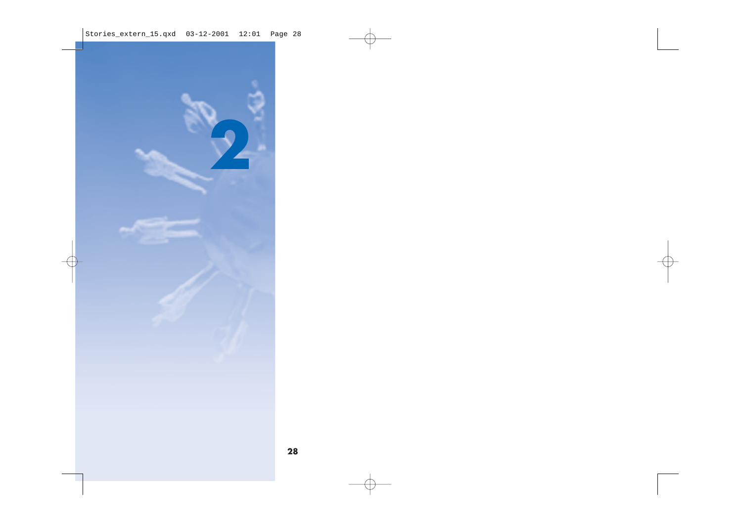2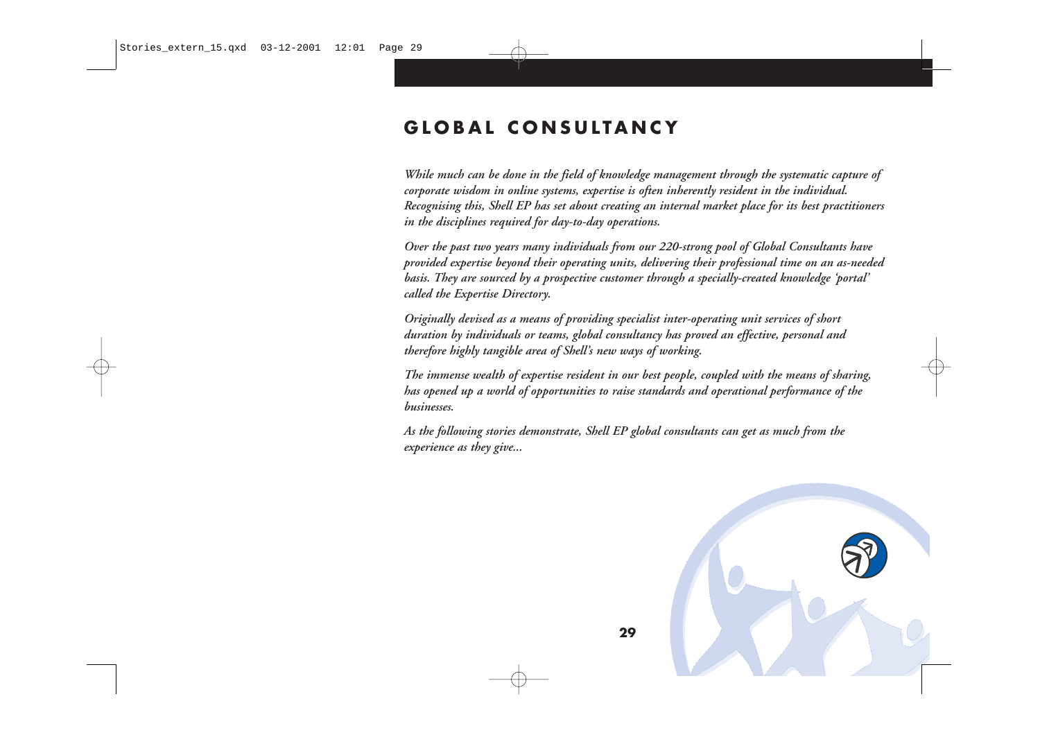# GLOBAL CONSULTANCY

*While much can be done in the field of knowledge management through the systematic capture of corporate wisdom in online systems, expertise is often inherently resident in the individual. Recognising this, Shell EP has set about creating an internal market place for its best practitioners in the disciplines required for day-to-day operations.*

*Over the past two years many individuals from our 220-strong pool of Global Consultants have provided expertise beyond their operating units, delivering their professional time on an as-needed basis. They are sourced by a prospective customer through a specially-created knowledge 'portal' called the Expertise Directory.*

*Originally devised as a means of providing specialist inter-operating unit services of short duration by individuals or teams, global consultancy has proved an effective, personal and therefore highly tangible area of Shell's new ways of working.*

*The immense wealth of expertise resident in our best people, coupled with the means of sharing, has opened up a world of opportunities to raise standards and operational performance of the businesses.*

*As the following stories demonstrate, Shell EP global consultants can get as much from the experience as they give...*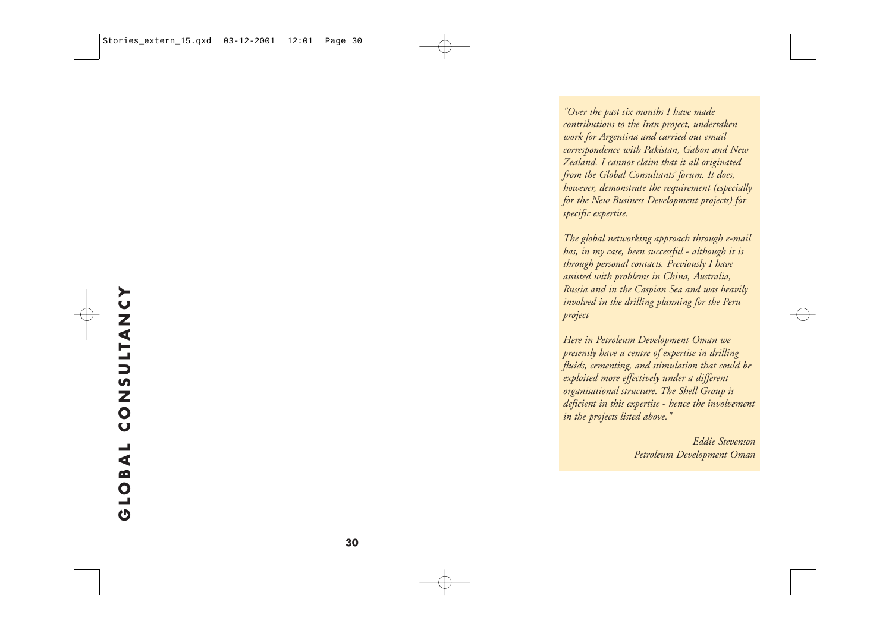*"Over the past six months I have made contributions to the Iran project, undertaken work for Argentina and carried out email correspondence with Pakistan, Gabon and New Zealand. I cannot claim that it all originated from the Global Consultants' forum. It does, however, demonstrate the requirement (especially for the New Business Development projects) for specific expertise.*

*The global networking approach through e-mail has, in my case, been successful - although it is through personal contacts. Previously I have assisted with problems in China, Australia, Russia and in the Caspian Sea and was heavily involved in the drilling planning for the Peru project*

*Here in Petroleum Development Oman we presently have a centre of expertise in drilling fluids, cementing, and stimulation that could be exploited more effectively under a different organisational structure. The Shell Group is deficient in this expertise - hence the involvement in the projects listed above."*

*Eddie Stevenson*
*Petroleum Development Oman*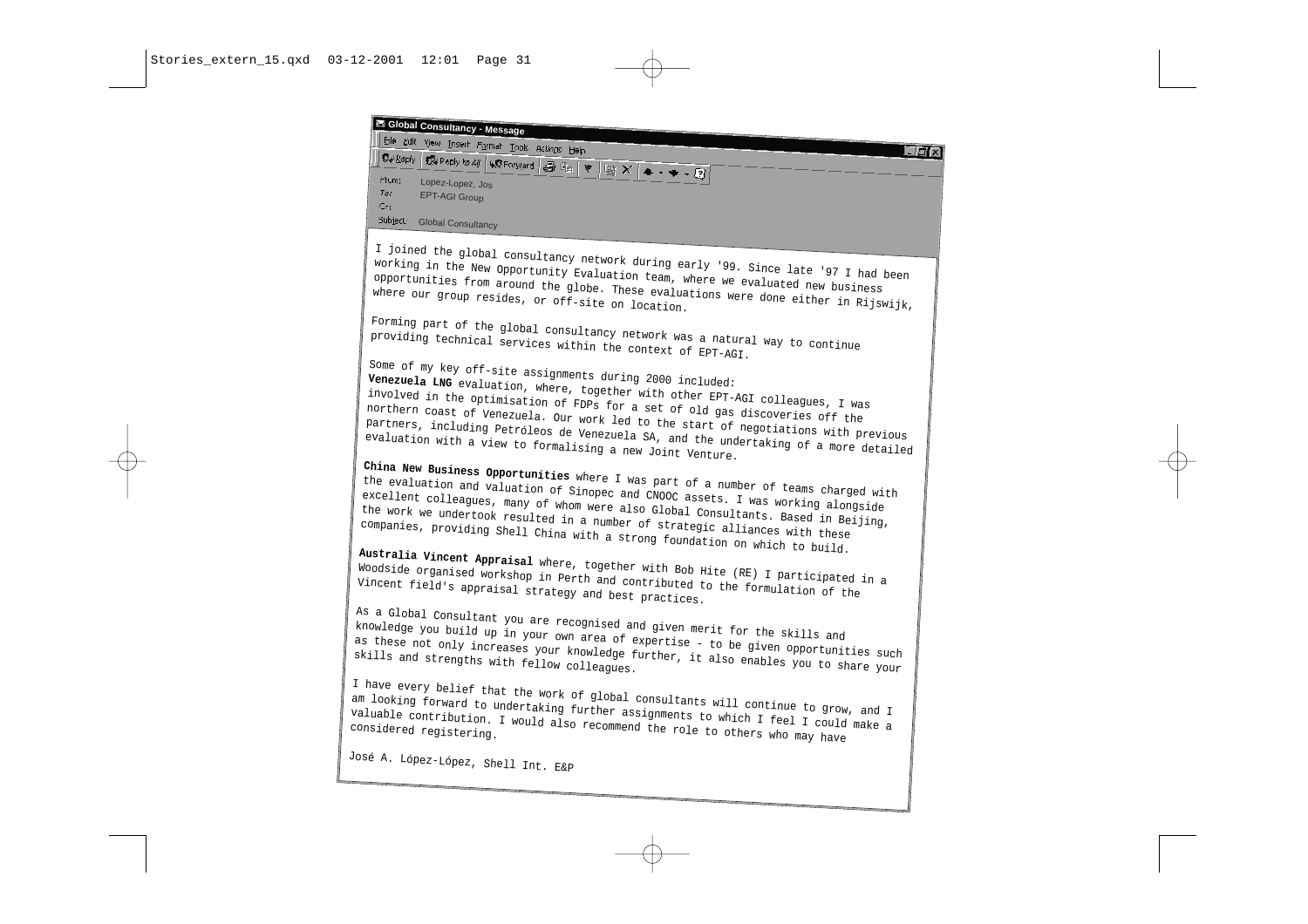**Global Consultancy - Message**

From: Lopez-Lopez, Jos
To: EPT-AGI Group
Cc:
Subject: Global Consultancy

I joined the global consultancy network during early '99. Since late '97 I had been working in the New Opportunity Evaluation team, where we evaluated new business opportunities from around the globe. These evaluations were done either in Rijswijk, where our group resides, or off-site on location.

Forming part of the global consultancy network was a natural way to continue providing technical services within the context of EPT-AGI.

Some of my key off-site assignments during 2000 included:

**Venezuela LNG** evaluation, where, together with other EPT-AGI colleagues, I was involved in the optimisation of FDPs for a set of old gas discoveries off the northern coast of Venezuela. Our work led to the start of negotiations with previous partners, including Petróleos de Venezuela SA, and the undertaking of a more detailed evaluation with a view to formalising a new Joint Venture.

**China New Business Opportunities** where I was part of a number of teams charged with the evaluation and valuation of Sinopec and CNOOC assets. I was working alongside excellent colleagues, many of whom were also Global Consultants. Based in Beijing, the work we undertook resulted in a number of strategic alliances with these companies, providing Shell China with a strong foundation on which to build.

**Australia Vincent Appraisal** where, together with Bob Hite (RE) I participated in a Woodside organised workshop in Perth and contributed to the formulation of the Vincent field's appraisal strategy and best practices.

As a Global Consultant you are recognised and given merit for the skills and knowledge you build up in your own area of expertise - to be given opportunities such as these not only increases your knowledge further, it also enables you to share your skills and strengths with fellow colleagues.

I have every belief that the work of global consultants will continue to grow, and I am looking forward to undertaking further assignments to which I feel I could make a valuable contribution. I would also recommend the role to others who may have considered registering.

José A. López-López, Shell Int. E&P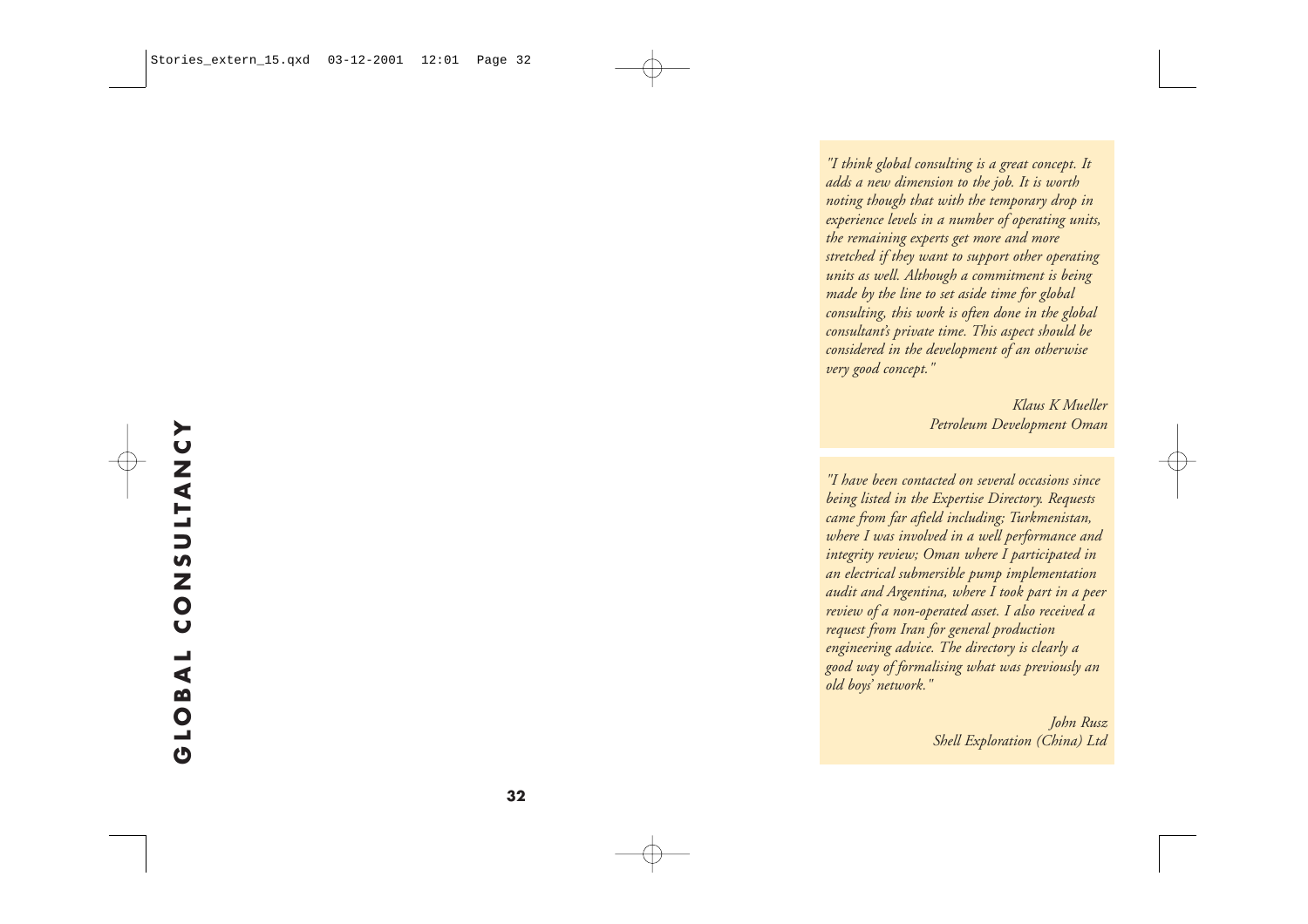*"I think global consulting is a great concept. It adds a new dimension to the job. It is worth noting though that with the temporary drop in experience levels in a number of operating units, the remaining experts get more and more stretched if they want to support other operating units as well. Although a commitment is being made by the line to set aside time for global consulting, this work is often done in the global consultant's private time. This aspect should be considered in the development of an otherwise very good concept."*

*Klaus K Mueller*
*Petroleum Development Oman*

*"I have been contacted on several occasions since being listed in the Expertise Directory. Requests came from far afield including; Turkmenistan, where I was involved in a well performance and integrity review; Oman where I participated in an electrical submersible pump implementation audit and Argentina, where I took part in a peer review of a non-operated asset. I also received a request from Iran for general production engineering advice. The directory is clearly a good way of formalising what was previously an old boys' network."*

*John Rusz*
*Shell Exploration (China) Ltd*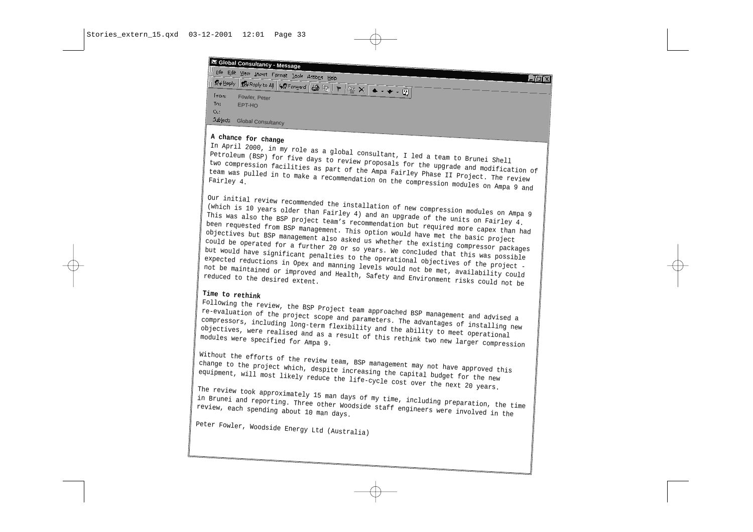**Global Consultancy - Message**

From: Fowler, Peter
To: EPT-HO
Cc:
Subject: Global Consultancy

## A chance for change

In April 2000, in my role as a global consultant, I led a team to Brunei Shell Petroleum (BSP) for five days to review proposals for the upgrade and modification of two compression facilities as part of the Ampa Fairley Phase II Project. The review team was pulled in to make a recommendation on the compression modules on Ampa 9 and Fairley 4.

Our initial review recommended the installation of new compression modules on Ampa 9 (which is 10 years older than Fairley 4) and an upgrade of the units on Fairley 4. This was also the BSP project team's recommendation but required more capex than had been requested from BSP management. This option would have met the basic project objectives but BSP management also asked us whether the existing compressor packages could be operated for a further 20 or so years. We concluded that this was possible but would have significant penalties to the operational objectives of the project - expected reductions in Opex and manning levels would not be met, availability could not be maintained or improved and Health, Safety and Environment risks could not be reduced to the desired extent.

## Time to rethink

Following the review, the BSP Project team approached BSP management and advised a re-evaluation of the project scope and parameters. The advantages of installing new compressors, including long-term flexibility and the ability to meet operational objectives, were realised and as a result of this rethink two new larger compression modules were specified for Ampa 9.

Without the efforts of the review team, BSP management may not have approved this change to the project which, despite increasing the capital budget for the new equipment, will most likely reduce the life-cycle cost over the next 20 years.

The review took approximately 15 man days of my time, including preparation, the time in Brunei and reporting. Three other Woodside staff engineers were involved in the review, each spending about 10 man days.

Peter Fowler, Woodside Energy Ltd (Australia)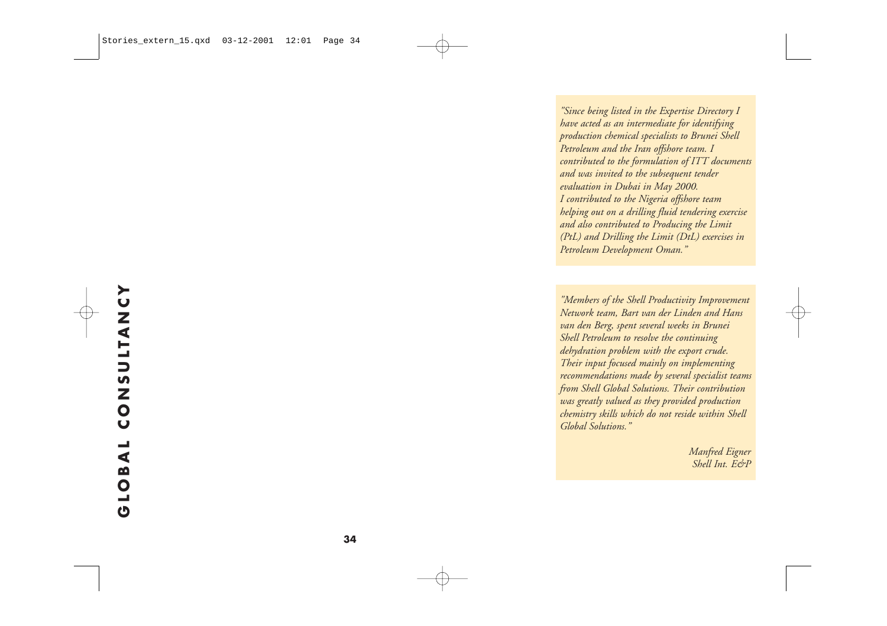*"Since being listed in the Expertise Directory I have acted as an intermediate for identifying production chemical specialists to Brunei Shell Petroleum and the Iran offshore team. I contributed to the formulation of ITT documents and was invited to the subsequent tender evaluation in Dubai in May 2000. I contributed to the Nigeria offshore team helping out on a drilling fluid tendering exercise and also contributed to Producing the Limit (PtL) and Drilling the Limit (DtL) exercises in Petroleum Development Oman."*

*"Members of the Shell Productivity Improvement Network team, Bart van der Linden and Hans van den Berg, spent several weeks in Brunei Shell Petroleum to resolve the continuing dehydration problem with the export crude. Their input focused mainly on implementing recommendations made by several specialist teams from Shell Global Solutions. Their contribution was greatly valued as they provided production chemistry skills which do not reside within Shell Global Solutions."*

*Manfred Eigner*
*Shell Int. E&P*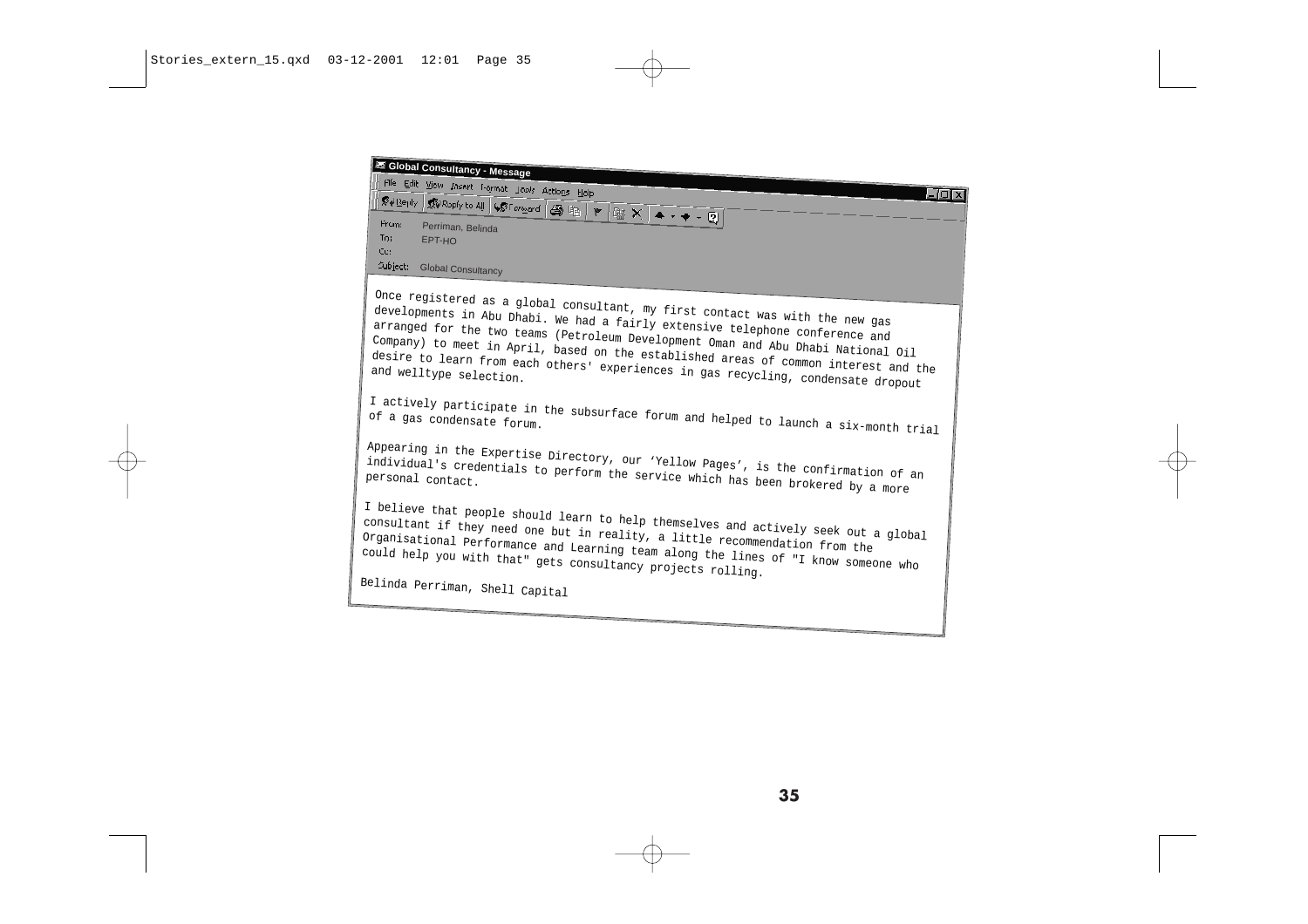**Global Consultancy - Message**

From: Perriman, Belinda
To: EPT-HO
Cc:
Subject: Global Consultancy

Once registered as a global consultant, my first contact was with the new gas developments in Abu Dhabi. We had a fairly extensive telephone conference and arranged for the two teams (Petroleum Development Oman and Abu Dhabi National Oil Company) to meet in April, based on the established areas of common interest and the desire to learn from each others' experiences in gas recycling, condensate dropout and welltype selection.

I actively participate in the subsurface forum and helped to launch a six-month trial of a gas condensate forum.

Appearing in the Expertise Directory, our 'Yellow Pages', is the confirmation of an individual's credentials to perform the service which has been brokered by a more personal contact.

I believe that people should learn to help themselves and actively seek out a global consultant if they need one but in reality, a little recommendation from the Organisational Performance and Learning team along the lines of "I know someone who could help you with that" gets consultancy projects rolling.

Belinda Perriman, Shell Capital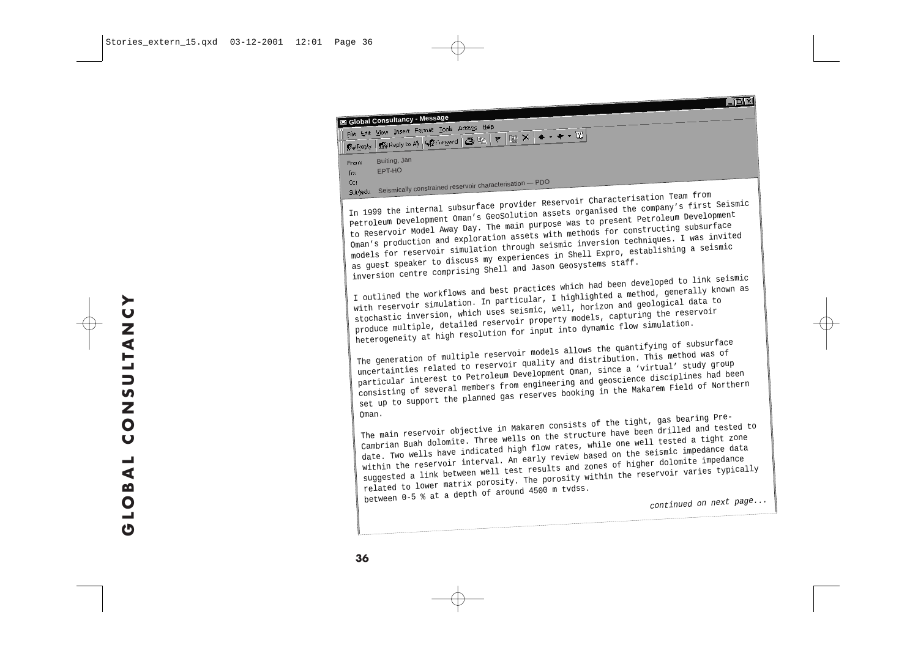**Global Consultancy - Message**

From: Buiting, Jan

To: EPT-HO

Cc:

Subject: Seismically constrained reservoir characterisation — PDO

In 1999 the internal subsurface provider Reservoir Characterisation Team from Petroleum Development Oman's GeoSolution assets organised the company's first Seismic to Reservoir Model Away Day. The main purpose was to present Petroleum Development Oman's production and exploration assets with methods for constructing subsurface models for reservoir simulation through seismic inversion techniques. I was invited as guest speaker to discuss my experiences in Shell Expro, establishing a seismic inversion centre comprising Shell and Jason Geosystems staff.

I outlined the workflows and best practices which had been developed to link seismic with reservoir simulation. In particular, I highlighted a method, generally known as stochastic inversion, which uses seismic, well, horizon and geological data to produce multiple, detailed reservoir property models, capturing the reservoir heterogeneity at high resolution for input into dynamic flow simulation.

The generation of multiple reservoir models allows the quantifying of subsurface uncertainties related to reservoir quality and distribution. This method was of particular interest to Petroleum Development Oman, since a 'virtual' study group consisting of several members from engineering and geoscience disciplines had been set up to support the planned gas reserves booking in the Makarem Field of Northern Oman.

The main reservoir objective in Makarem consists of the tight, gas bearing Pre-Cambrian Buah dolomite. Three wells on the structure have been drilled and tested to date. Two wells have indicated high flow rates, while one well tested a tight zone within the reservoir interval. An early review based on the seismic impedance data suggested a link between well test results and zones of higher dolomite impedance related to lower matrix porosity. The porosity within the reservoir varies typically between 0-5 % at a depth of around 4500 m tvdss.

*continued on next page...*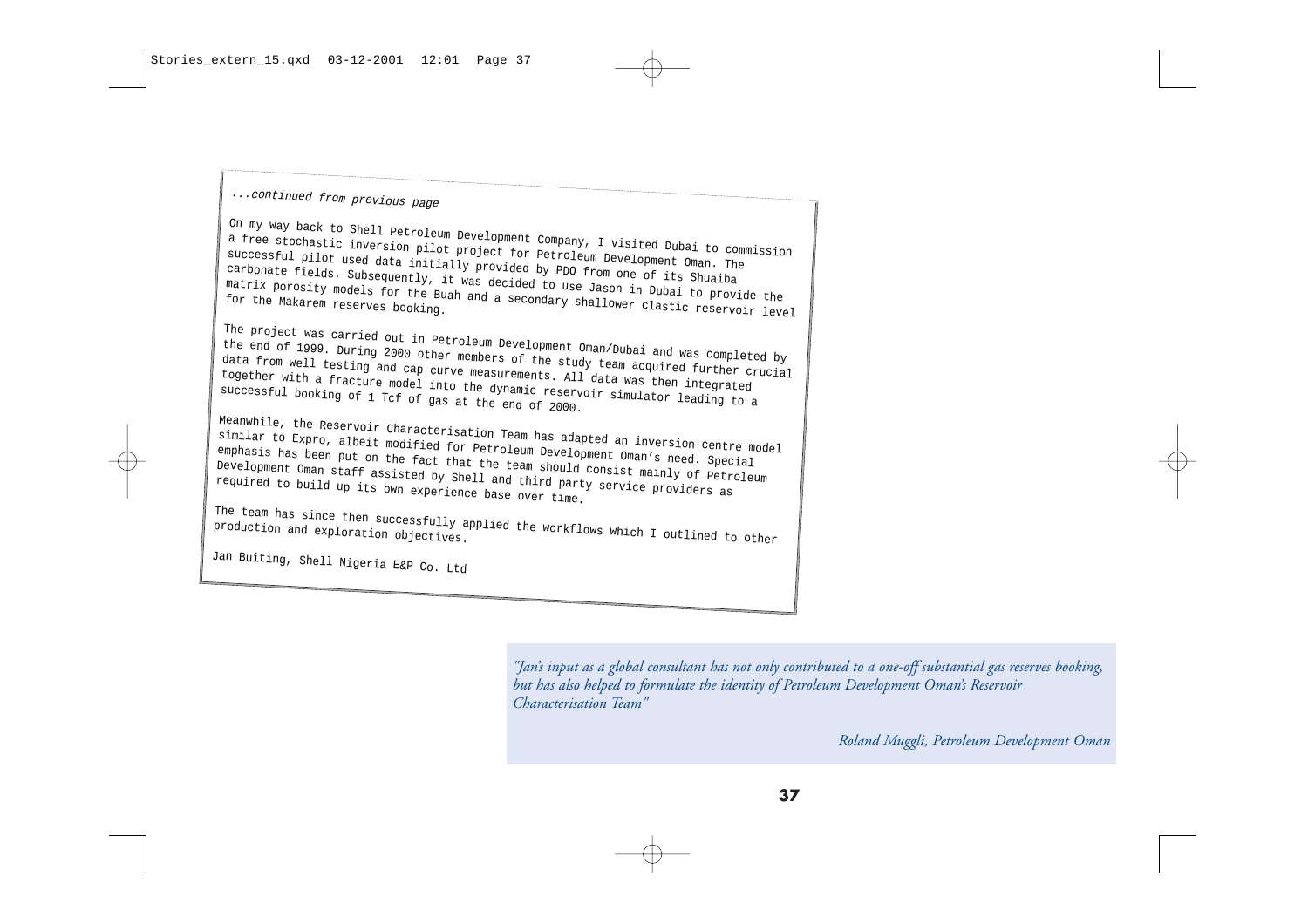*...continued from previous page*

On my way back to Shell Petroleum Development Company, I visited Dubai to commission a free stochastic inversion pilot project for Petroleum Development Oman. The successful pilot used data initially provided by PDO from one of its Shuaiba carbonate fields. Subsequently, it was decided to use Jason in Dubai to provide the matrix porosity models for the Buah and a secondary shallower clastic reservoir level for the Makarem reserves booking.

The project was carried out in Petroleum Development Oman/Dubai and was completed by the end of 1999. During 2000 other members of the study team acquired further crucial data from well testing and cap curve measurements. All data was then integrated together with a fracture model into the dynamic reservoir simulator leading to a successful booking of 1 Tcf of gas at the end of 2000.

Meanwhile, the Reservoir Characterisation Team has adapted an inversion-centre model similar to Expro, albeit modified for Petroleum Development Oman's need. Special emphasis has been put on the fact that the team should consist mainly of Petroleum Development Oman staff assisted by Shell and third party service providers as required to build up its own experience base over time.

The team has since then successfully applied the workflows which I outlined to other production and exploration objectives.

Jan Buiting, Shell Nigeria E&P Co. Ltd

*"Jan's input as a global consultant has not only contributed to a one-off substantial gas reserves booking, but has also helped to formulate the identity of Petroleum Development Oman's Reservoir Characterisation Team"*

*Roland Muggli, Petroleum Development Oman*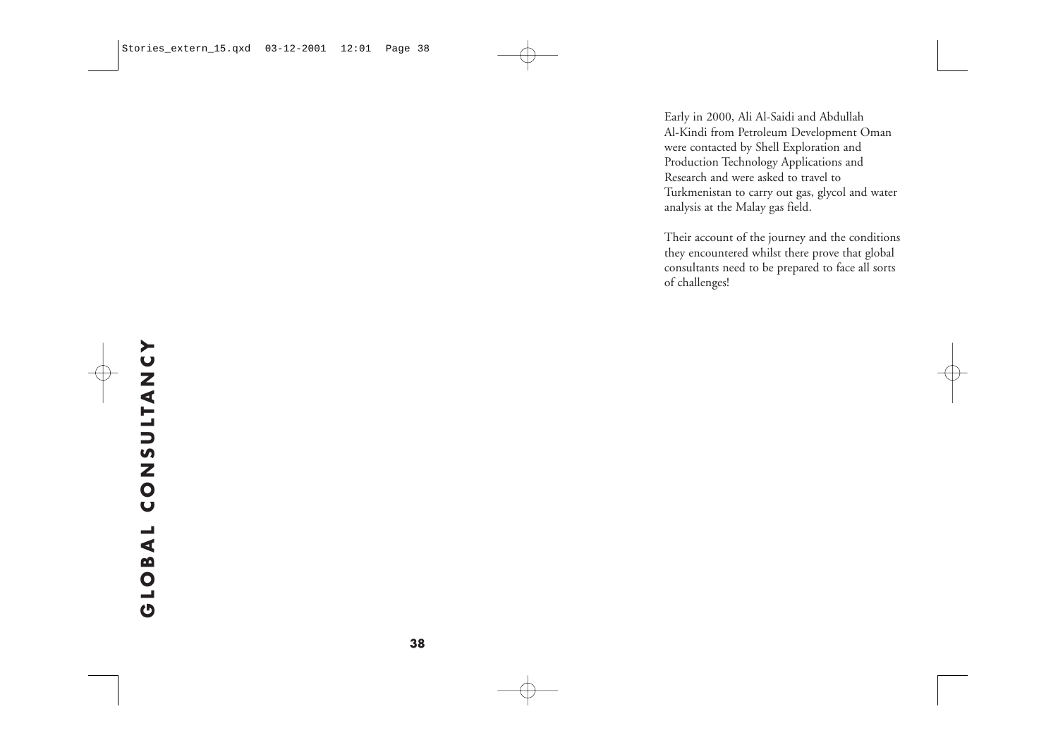Early in 2000, Ali Al-Saidi and Abdullah Al-Kindi from Petroleum Development Oman were contacted by Shell Exploration and Production Technology Applications and Research and were asked to travel to Turkmenistan to carry out gas, glycol and water analysis at the Malay gas field.

Their account of the journey and the conditions they encountered whilst there prove that global consultants need to be prepared to face all sorts of challenges!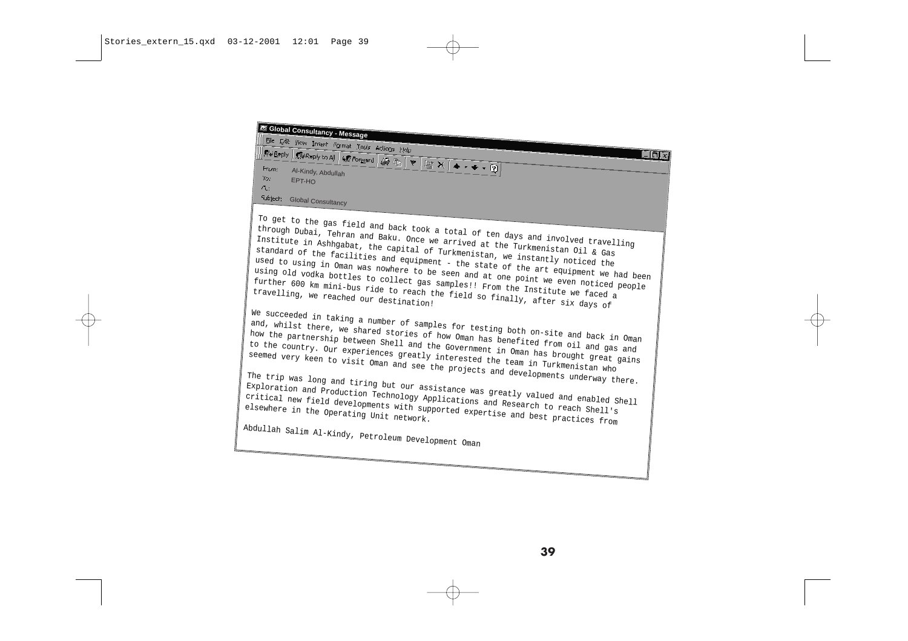**From:** Al-Kindy, Abdullah
**To:** EPT-HO
**Cc:**
**Subject:** Global Consultancy

To get to the gas field and back took a total of ten days and involved travelling through Dubai, Tehran and Baku. Once we arrived at the Turkmenistan Oil & Gas Institute in Ashhgabat, the capital of Turkmenistan, we instantly noticed the standard of the facilities and equipment - the state of the art equipment we had been used to using in Oman was nowhere to be seen and at one point we even noticed people using old vodka bottles to collect gas samples!! From the Institute we faced a further 600 km mini-bus ride to reach the field so finally, after six days of travelling, we reached our destination!

We succeeded in taking a number of samples for testing both on-site and back in Oman and, whilst there, we shared stories of how Oman has benefited from oil and gas and how the partnership between Shell and the Government in Oman has brought great gains to the country. Our experiences greatly interested the team in Turkmenistan who seemed very keen to visit Oman and see the projects and developments underway there.

The trip was long and tiring but our assistance was greatly valued and enabled Shell Exploration and Production Technology Applications and Research to reach Shell's critical new field developments with supported expertise and best practices from elsewhere in the Operating Unit network.

Abdullah Salim Al-Kindy, Petroleum Development Oman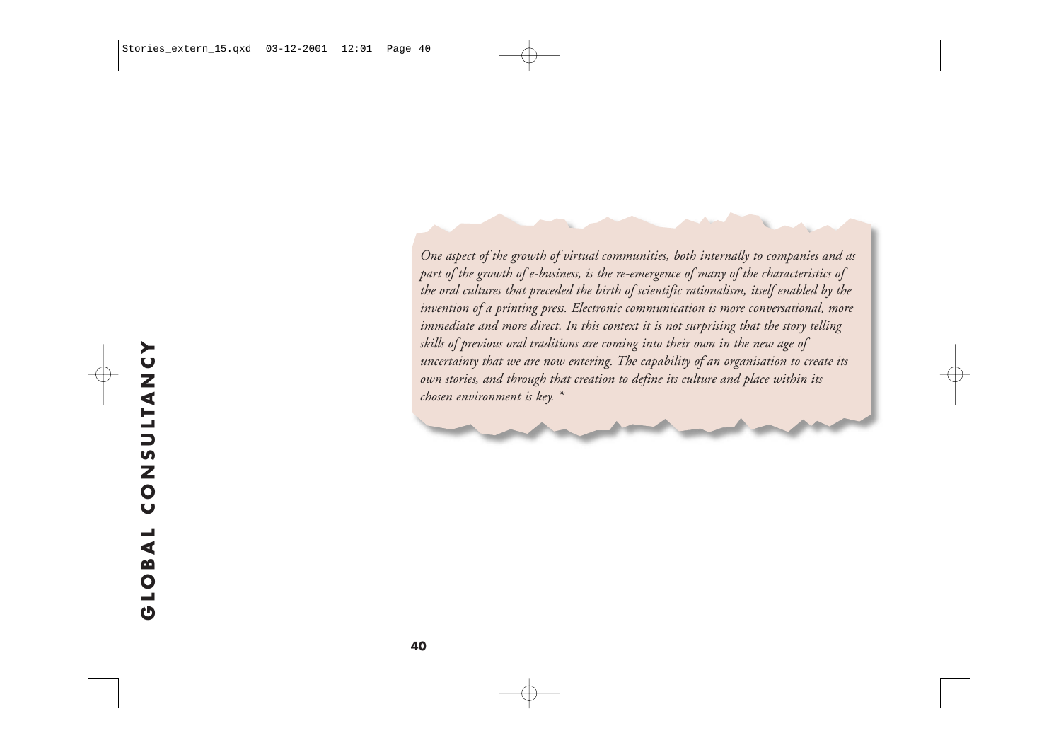*One aspect of the growth of virtual communities, both internally to companies and as part of the growth of e-business, is the re-emergence of many of the characteristics of the oral cultures that preceded the birth of scientific rationalism, itself enabled by the invention of a printing press. Electronic communication is more conversational, more immediate and more direct. In this context it is not surprising that the story telling skills of previous oral traditions are coming into their own in the new age of uncertainty that we are now entering. The capability of an organisation to create its own stories, and through that creation to define its culture and place within its chosen environment is key. \**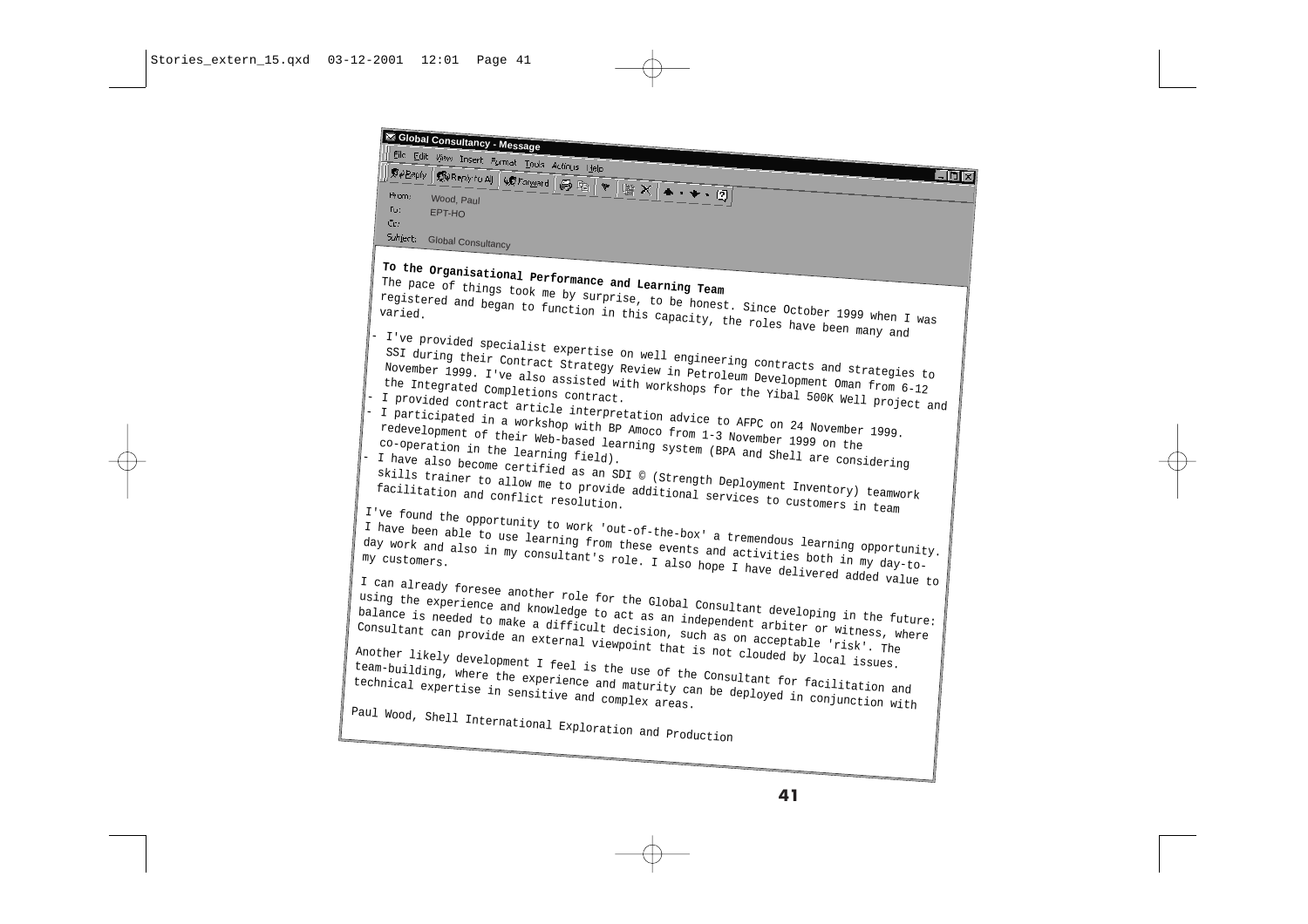**Global Consultancy - Message**

From: Wood, Paul
To: EPT-HO
Cc:
Subject: Global Consultancy

**To the Organisational Performance and Learning Team**

The pace of things took me by surprise, to be honest. Since October 1999 when I was registered and began to function in this capacity, the roles have been many and varied.

- I've provided specialist expertise on well engineering contracts and strategies to SSI during their Contract Strategy Review in Petroleum Development Oman from 6-12 November 1999. I've also assisted with workshops for the Yibal 500K Well project and the Integrated Completions contract.
- I provided contract article interpretation advice to AFPC on 24 November 1999.
- I participated in a workshop with BP Amoco from 1-3 November 1999 on the redevelopment of their Web-based learning system (BPA and Shell are considering co-operation in the learning field).
- I have also become certified as an SDI © (Strength Deployment Inventory) teamwork skills trainer to allow me to provide additional services to customers in team facilitation and conflict resolution.

I've found the opportunity to work 'out-of-the-box' a tremendous learning opportunity. I have been able to use learning from these events and activities both in my day-to-day work and also in my consultant's role. I also hope I have delivered added value to my customers.

I can already foresee another role for the Global Consultant developing in the future: using the experience and knowledge to act as an independent arbiter or witness, where balance is needed to make a difficult decision, such as on acceptable 'risk'. The Consultant can provide an external viewpoint that is not clouded by local issues.

Another likely development I feel is the use of the Consultant for facilitation and team-building, where the experience and maturity can be deployed in conjunction with technical expertise in sensitive and complex areas.

Paul Wood, Shell International Exploration and Production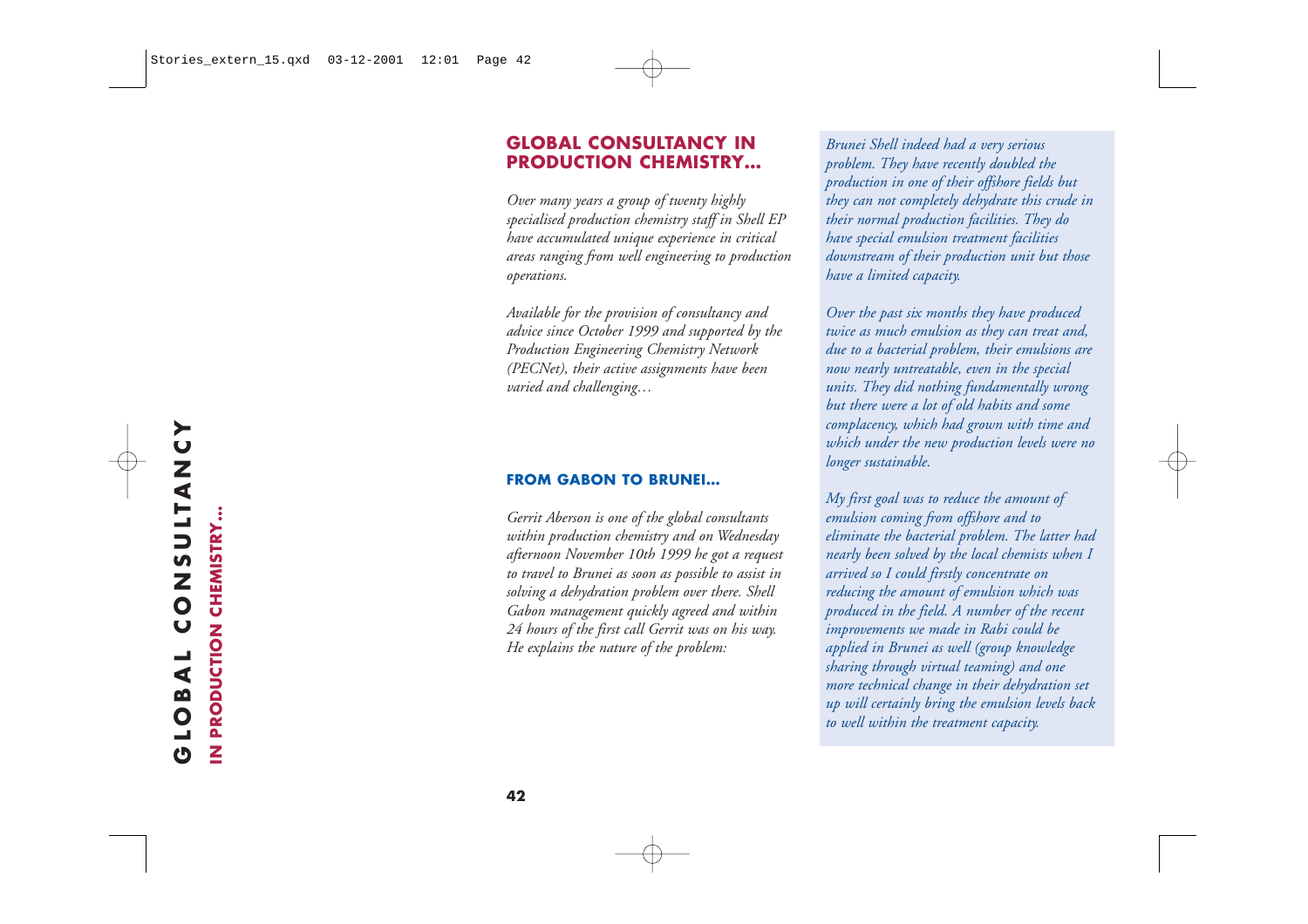## GLOBAL CONSULTANCY IN PRODUCTION CHEMISTRY...

*Over many years a group of twenty highly specialised production chemistry staff in Shell EP have accumulated unique experience in critical areas ranging from well engineering to production operations.*

*Available for the provision of consultancy and advice since October 1999 and supported by the Production Engineering Chemistry Network (PECNet), their active assignments have been varied and challenging…*

### FROM GABON TO BRUNEI...

*Gerrit Aberson is one of the global consultants within production chemistry and on Wednesday afternoon November 10th 1999 he got a request to travel to Brunei as soon as possible to assist in solving a dehydration problem over there. Shell Gabon management quickly agreed and within 24 hours of the first call Gerrit was on his way. He explains the nature of the problem:*

*Brunei Shell indeed had a very serious problem. They have recently doubled the production in one of their offshore fields but they can not completely dehydrate this crude in their normal production facilities. They do have special emulsion treatment facilities downstream of their production unit but those have a limited capacity.*

*Over the past six months they have produced twice as much emulsion as they can treat and, due to a bacterial problem, their emulsions are now nearly untreatable, even in the special units. They did nothing fundamentally wrong but there were a lot of old habits and some complacency, which had grown with time and which under the new production levels were no longer sustainable.*

*My first goal was to reduce the amount of emulsion coming from offshore and to eliminate the bacterial problem. The latter had nearly been solved by the local chemists when I arrived so I could firstly concentrate on reducing the amount of emulsion which was produced in the field. A number of the recent improvements we made in Rabi could be applied in Brunei as well (group knowledge sharing through virtual teaming) and one more technical change in their dehydration set up will certainly bring the emulsion levels back to well within the treatment capacity.*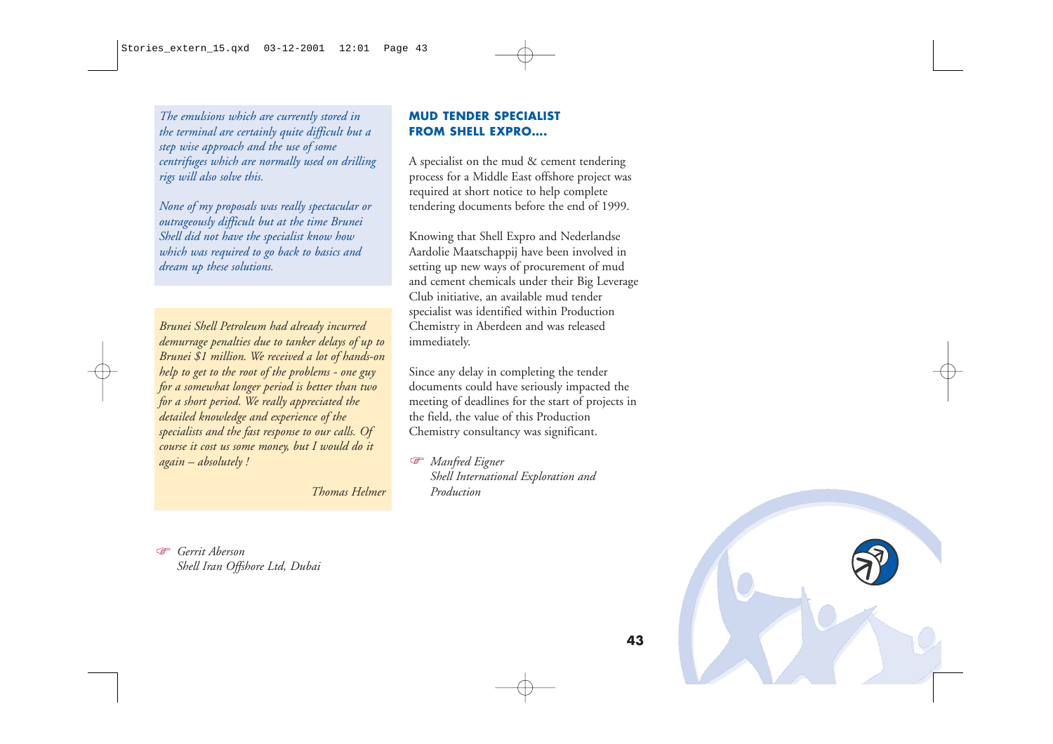*The emulsions which are currently stored in the terminal are certainly quite difficult but a step wise approach and the use of some centrifuges which are normally used on drilling rigs will also solve this.*

*None of my proposals was really spectacular or outrageously difficult but at the time Brunei Shell did not have the specialist know how which was required to go back to basics and dream up these solutions.*

*Brunei Shell Petroleum had already incurred demurrage penalties due to tanker delays of up to Brunei $1 million. We received a lot of hands-on help to get to the root of the problems - one guy for a somewhat longer period is better than two for a short period. We really appreciated the detailed knowledge and experience of the specialists and the fast response to our calls. Of course it cost us some money, but I would do it again – absolutely !*

*Thomas Helmer*

☞ *Gerrit Aberson*
*Shell Iran Offshore Ltd, Dubai*

## MUD TENDER SPECIALIST FROM SHELL EXPRO....

A specialist on the mud & cement tendering process for a Middle East offshore project was required at short notice to help complete tendering documents before the end of 1999.

Knowing that Shell Expro and Nederlandse Aardolie Maatschappij have been involved in setting up new ways of procurement of mud and cement chemicals under their Big Leverage Club initiative, an available mud tender specialist was identified within Production Chemistry in Aberdeen and was released immediately.

Since any delay in completing the tender documents could have seriously impacted the meeting of deadlines for the start of projects in the field, the value of this Production Chemistry consultancy was significant.

☞ *Manfred Eigner*
*Shell International Exploration and Production*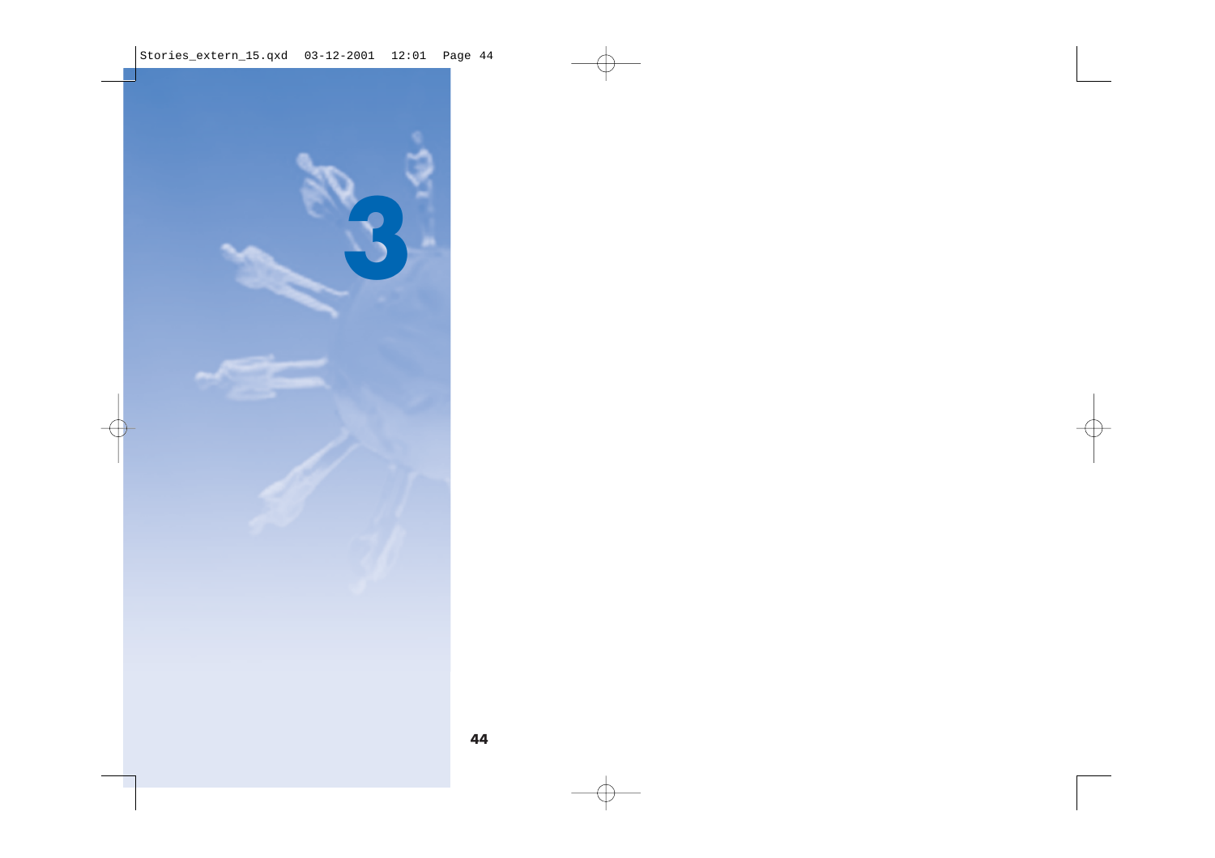# 3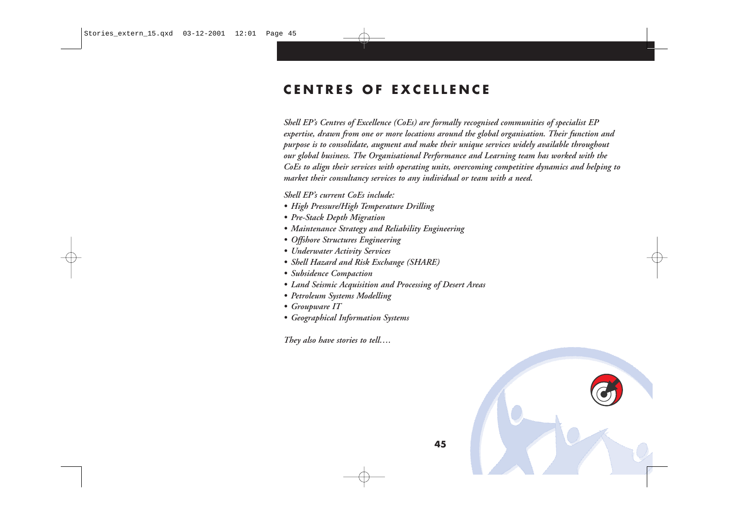# CENTRES OF EXCELLENCE

*Shell EP's Centres of Excellence (CoEs) are formally recognised communities of specialist EP expertise, drawn from one or more locations around the global organisation. Their function and purpose is to consolidate, augment and make their unique services widely available throughout our global business. The Organisational Performance and Learning team has worked with the CoEs to align their services with operating units, overcoming competitive dynamics and helping to market their consultancy services to any individual or team with a need.*

*Shell EP's current CoEs include:*

- *High Pressure/High Temperature Drilling*
- *Pre-Stack Depth Migration*
- *Maintenance Strategy and Reliability Engineering*
- *Offshore Structures Engineering*
- *Underwater Activity Services*
- *Shell Hazard and Risk Exchange (SHARE)*
- *Subsidence Compaction*
- *Land Seismic Acquisition and Processing of Desert Areas*
- *Petroleum Systems Modelling*
- *Groupware IT*
- *Geographical Information Systems*

*They also have stories to tell….*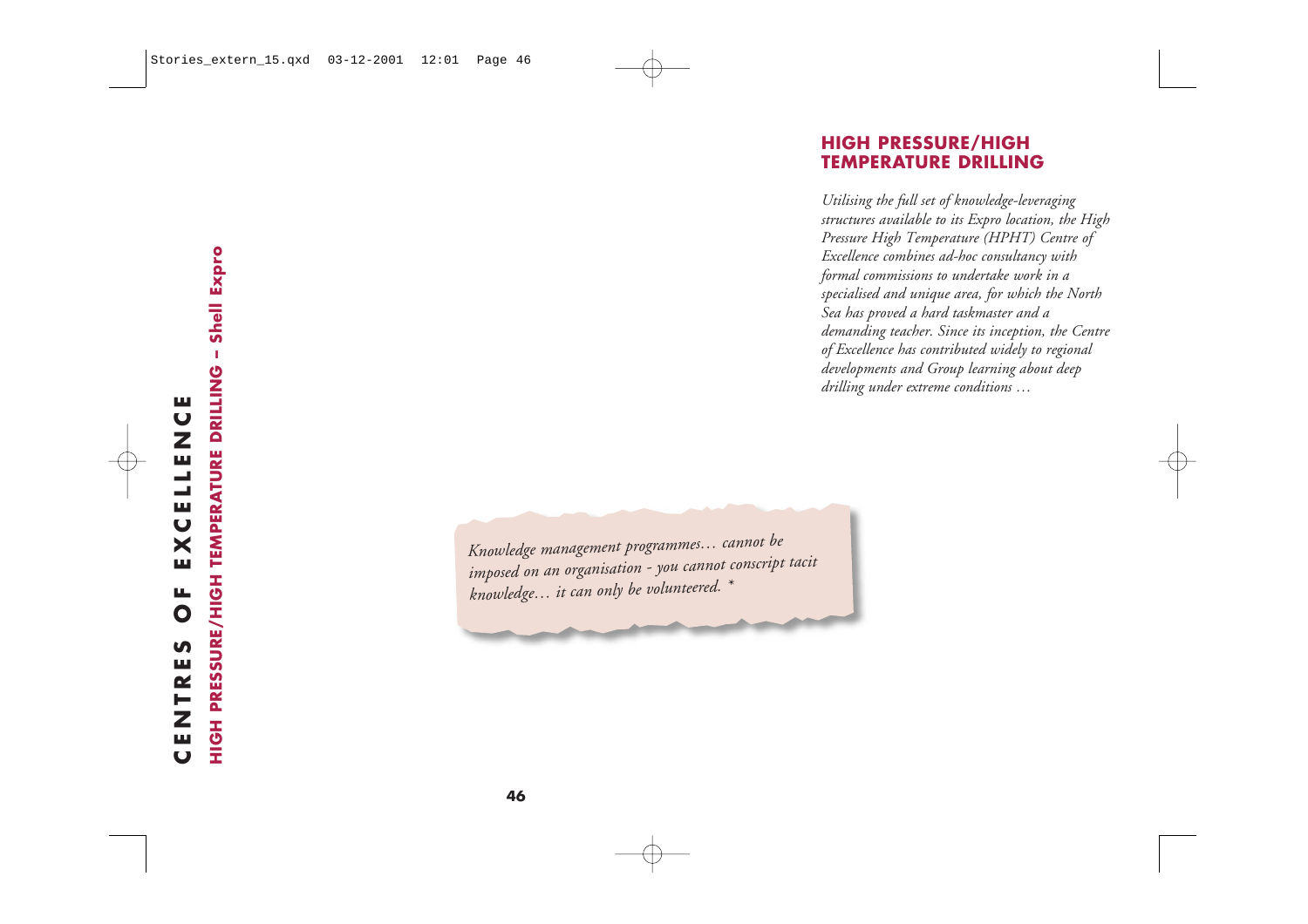## HIGH PRESSURE/HIGH TEMPERATURE DRILLING

*Utilising the full set of knowledge-leveraging structures available to its Expro location, the High Pressure High Temperature (HPHT) Centre of Excellence combines ad-hoc consultancy with formal commissions to undertake work in a specialised and unique area, for which the North Sea has proved a hard taskmaster and a demanding teacher. Since its inception, the Centre of Excellence has contributed widely to regional developments and Group learning about deep drilling under extreme conditions …*

*Knowledge management programmes… cannot be imposed on an organisation - you cannot conscript tacit knowledge… it can only be volunteered. **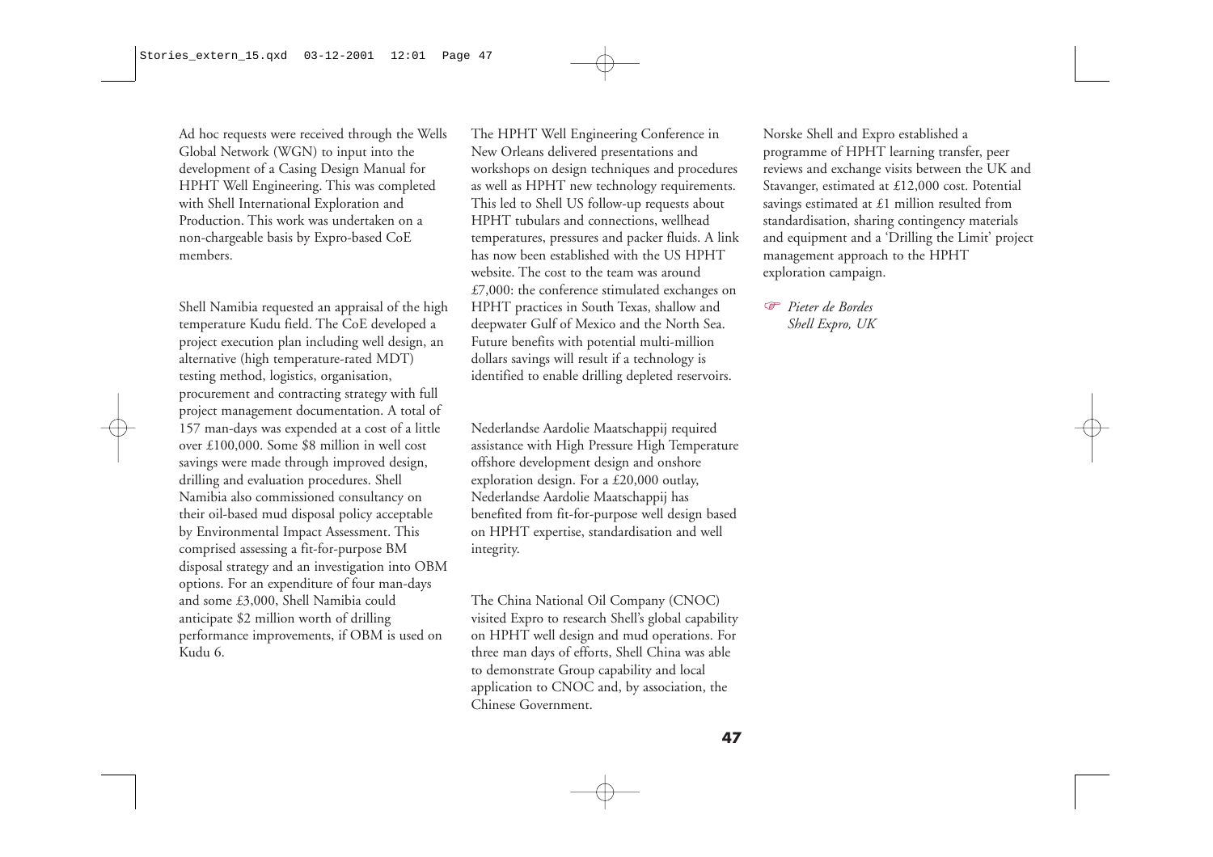Ad hoc requests were received through the Wells Global Network (WGN) to input into the development of a Casing Design Manual for HPHT Well Engineering. This was completed with Shell International Exploration and Production. This work was undertaken on a non-chargeable basis by Expro-based CoE members.

Shell Namibia requested an appraisal of the high temperature Kudu field. The CoE developed a project execution plan including well design, an alternative (high temperature-rated MDT) testing method, logistics, organisation, procurement and contracting strategy with full project management documentation. A total of 157 man-days was expended at a cost of a little over £100,000. Some $8 million in well cost savings were made through improved design, drilling and evaluation procedures. Shell Namibia also commissioned consultancy on their oil-based mud disposal policy acceptable by Environmental Impact Assessment. This comprised assessing a fit-for-purpose BM disposal strategy and an investigation into OBM options. For an expenditure of four man-days and some £3,000, Shell Namibia could anticipate $2 million worth of drilling performance improvements, if OBM is used on Kudu 6.

The HPHT Well Engineering Conference in New Orleans delivered presentations and workshops on design techniques and procedures as well as HPHT new technology requirements. This led to Shell US follow-up requests about HPHT tubulars and connections, wellhead temperatures, pressures and packer fluids. A link has now been established with the US HPHT website. The cost to the team was around £7,000: the conference stimulated exchanges on HPHT practices in South Texas, shallow and deepwater Gulf of Mexico and the North Sea. Future benefits with potential multi-million dollars savings will result if a technology is identified to enable drilling depleted reservoirs.

Nederlandse Aardolie Maatschappij required assistance with High Pressure High Temperature offshore development design and onshore exploration design. For a £20,000 outlay, Nederlandse Aardolie Maatschappij has benefited from fit-for-purpose well design based on HPHT expertise, standardisation and well integrity.

The China National Oil Company (CNOC) visited Expro to research Shell's global capability on HPHT well design and mud operations. For three man days of efforts, Shell China was able to demonstrate Group capability and local application to CNOC and, by association, the Chinese Government.

Norske Shell and Expro established a programme of HPHT learning transfer, peer reviews and exchange visits between the UK and Stavanger, estimated at £12,000 cost. Potential savings estimated at £1 million resulted from standardisation, sharing contingency materials and equipment and a 'Drilling the Limit' project management approach to the HPHT exploration campaign.

☞ *Pieter de Bordes*
*Shell Expro, UK*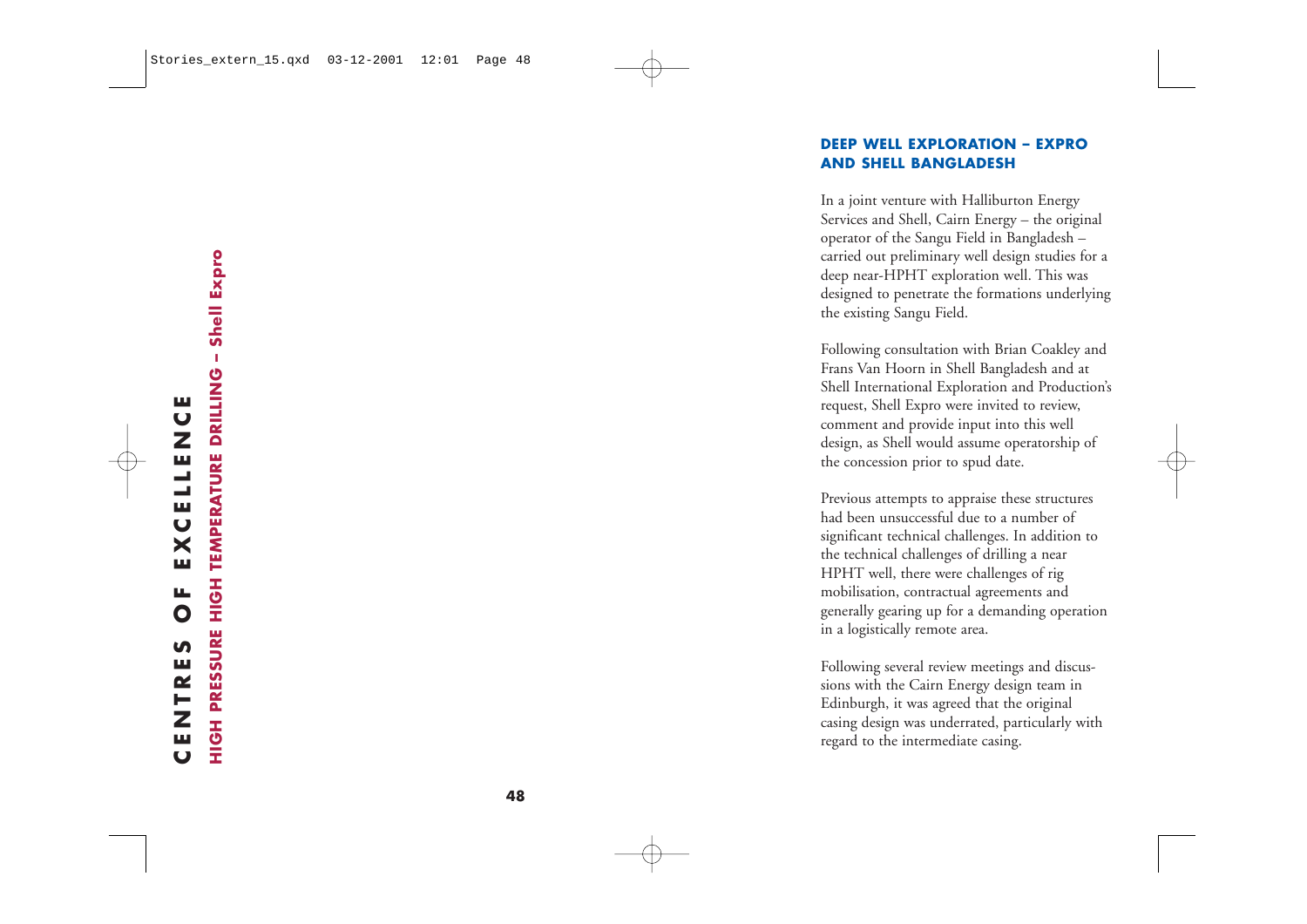## DEEP WELL EXPLORATION – EXPRO AND SHELL BANGLADESH

In a joint venture with Halliburton Energy Services and Shell, Cairn Energy – the original operator of the Sangu Field in Bangladesh – carried out preliminary well design studies for a deep near-HPHT exploration well. This was designed to penetrate the formations underlying the existing Sangu Field.

Following consultation with Brian Coakley and Frans Van Hoorn in Shell Bangladesh and at Shell International Exploration and Production's request, Shell Expro were invited to review, comment and provide input into this well design, as Shell would assume operatorship of the concession prior to spud date.

Previous attempts to appraise these structures had been unsuccessful due to a number of significant technical challenges. In addition to the technical challenges of drilling a near HPHT well, there were challenges of rig mobilisation, contractual agreements and generally gearing up for a demanding operation in a logistically remote area.

Following several review meetings and discussions with the Cairn Energy design team in Edinburgh, it was agreed that the original casing design was underrated, particularly with regard to the intermediate casing.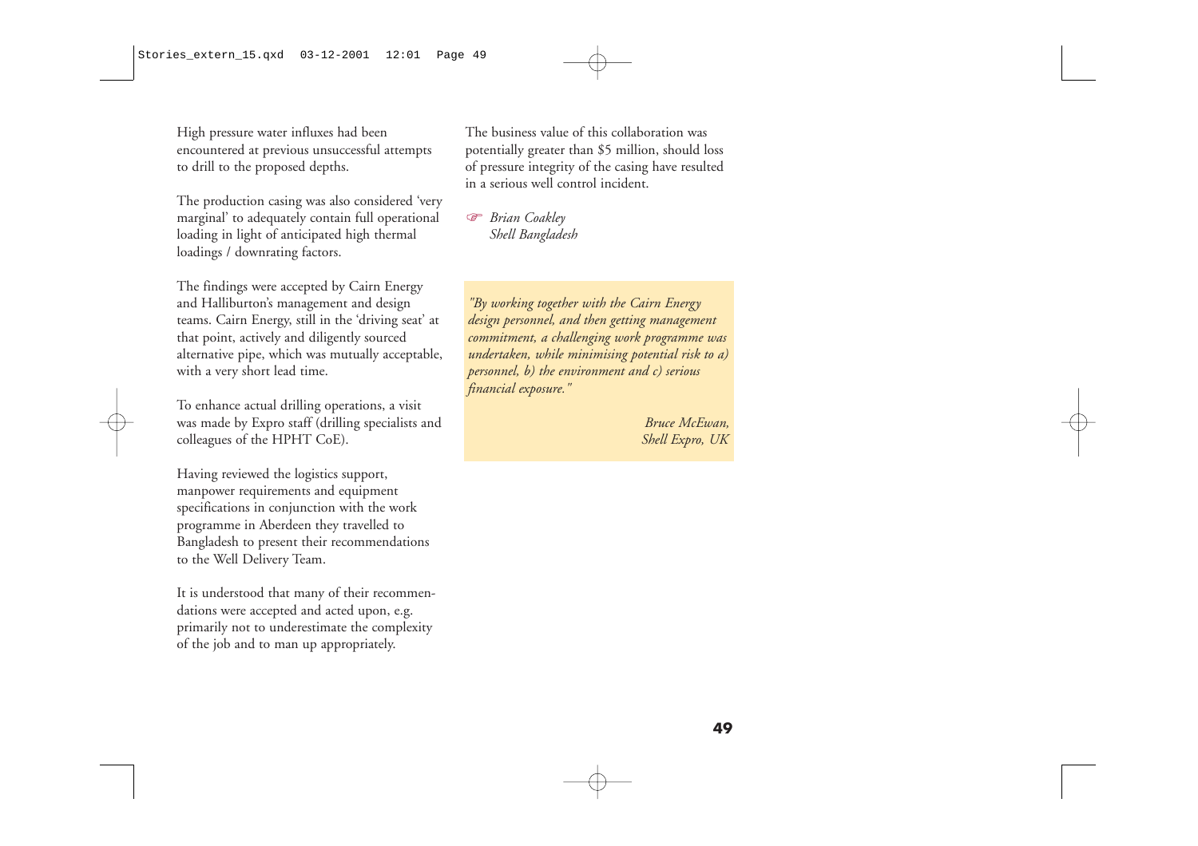High pressure water influxes had been encountered at previous unsuccessful attempts to drill to the proposed depths.

The production casing was also considered 'very marginal' to adequately contain full operational loading in light of anticipated high thermal loadings / downrating factors.

The findings were accepted by Cairn Energy and Halliburton's management and design teams. Cairn Energy, still in the 'driving seat' at that point, actively and diligently sourced alternative pipe, which was mutually acceptable, with a very short lead time.

To enhance actual drilling operations, a visit was made by Expro staff (drilling specialists and colleagues of the HPHT CoE).

Having reviewed the logistics support, manpower requirements and equipment specifications in conjunction with the work programme in Aberdeen they travelled to Bangladesh to present their recommendations to the Well Delivery Team.

It is understood that many of their recommendations were accepted and acted upon, e.g. primarily not to underestimate the complexity of the job and to man up appropriately.

The business value of this collaboration was potentially greater than $5 million, should loss of pressure integrity of the casing have resulted in a serious well control incident.

☞ *Brian Coakley*
*Shell Bangladesh*

*"By working together with the Cairn Energy design personnel, and then getting management commitment, a challenging work programme was undertaken, while minimising potential risk to a) personnel, b) the environment and c) serious financial exposure."*

*Bruce McEwan,*
*Shell Expro, UK*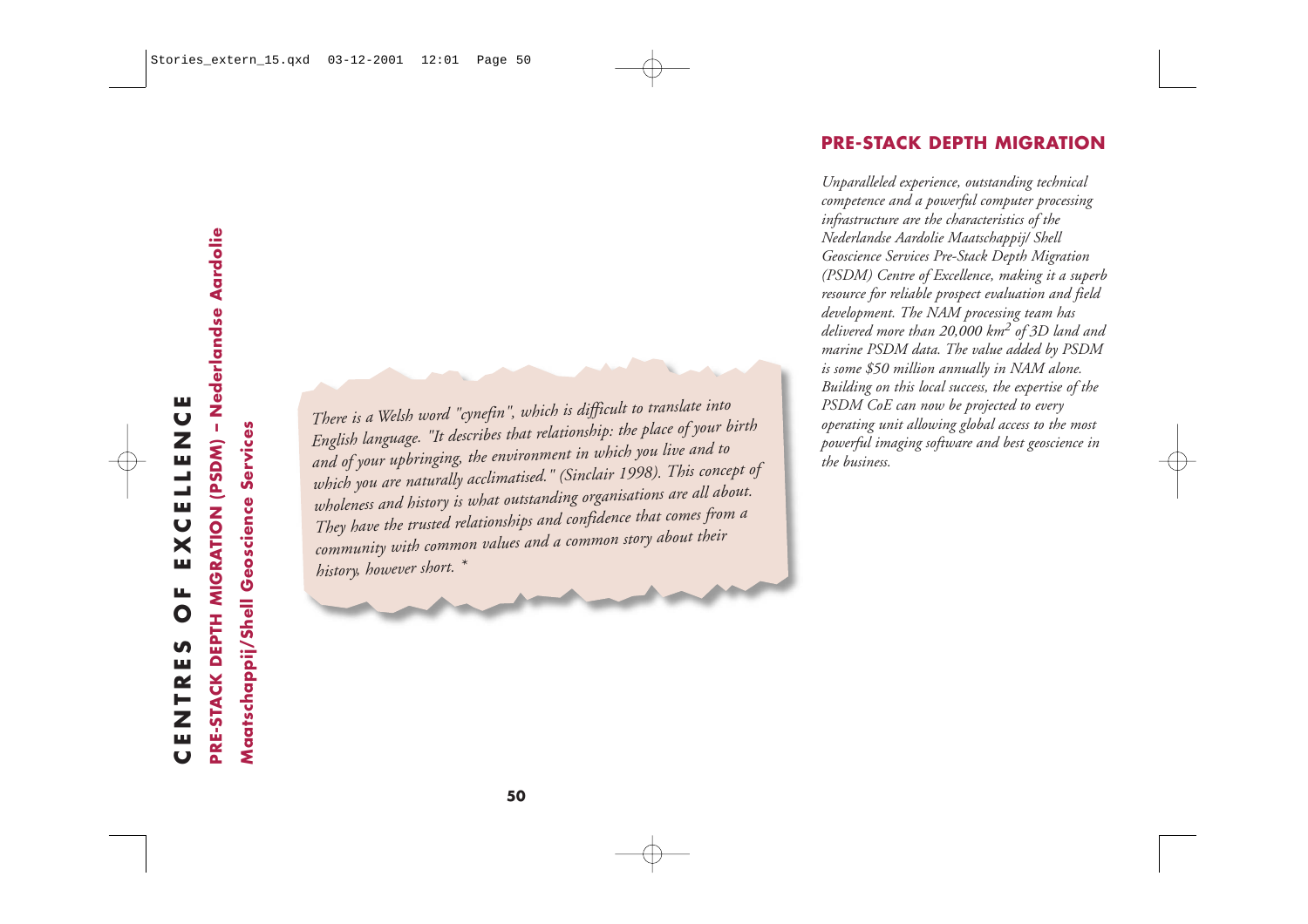# CENTRES OF EXCELLENCE

## PRE-STACK DEPTH MIGRATION (PSDM) – Nederlandse Aardolie Maatschappij/Shell Geoscience Services

*There is a Welsh word "cynefin", which is difficult to translate into English language. "It describes that relationship: the place of your birth and of your upbringing, the environment in which you live and to which you are naturally acclimatised." (Sinclair 1998). This concept of wholeness and history is what outstanding organisations are all about. They have the trusted relationships and confidence that comes from a community with common values and a common story about their history, however short.* *

## PRE-STACK DEPTH MIGRATION

*Unparalleled experience, outstanding technical competence and a powerful computer processing infrastructure are the characteristics of the Nederlandse Aardolie Maatschappij/ Shell Geoscience Services Pre-Stack Depth Migration (PSDM) Centre of Excellence, making it a superb resource for reliable prospect evaluation and field development. The NAM processing team has delivered more than 20,000 km$^2$ of 3D land and marine PSDM data. The value added by PSDM is some $50 million annually in NAM alone. Building on this local success, the expertise of the PSDM CoE can now be projected to every operating unit allowing global access to the most powerful imaging software and best geoscience in the business.*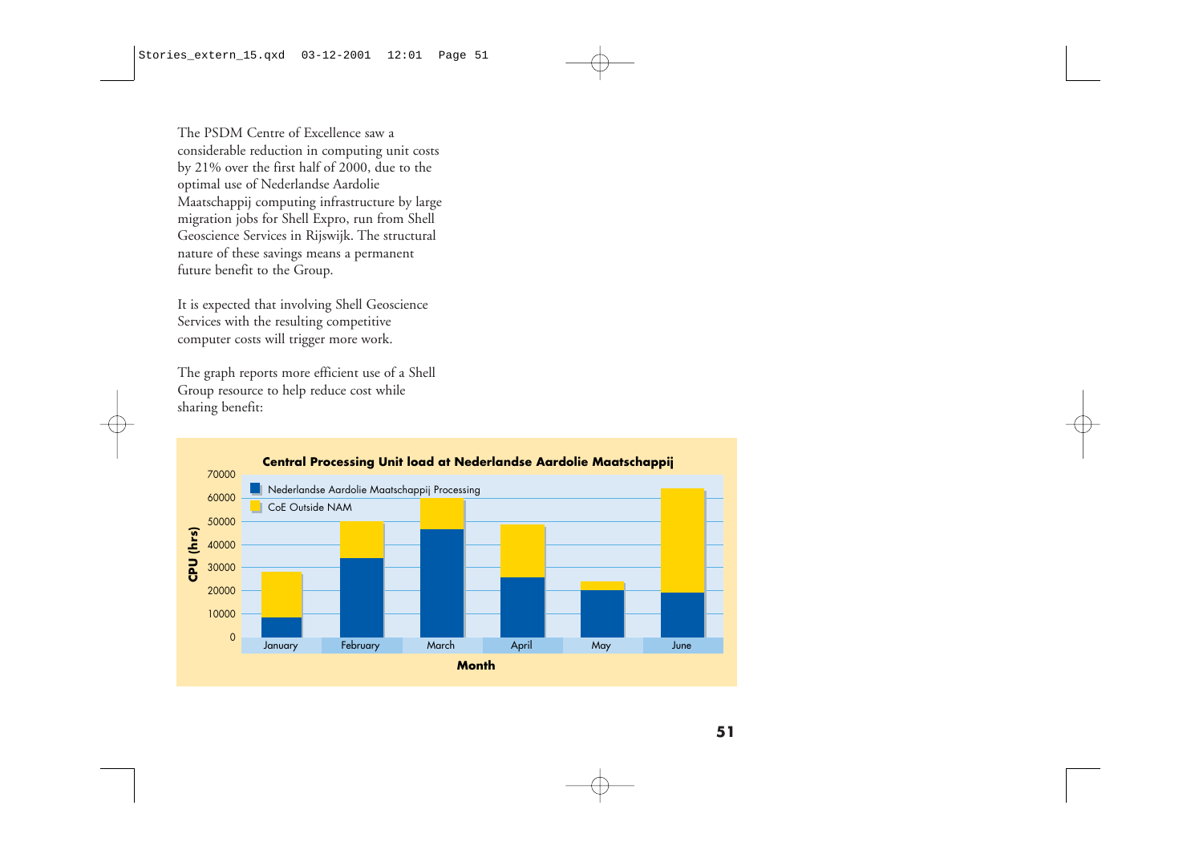The PSDM Centre of Excellence saw a considerable reduction in computing unit costs by 21% over the first half of 2000, due to the optimal use of Nederlandse Aardolie Maatschappij computing infrastructure by large migration jobs for Shell Expro, run from Shell Geoscience Services in Rijswijk. The structural nature of these savings means a permanent future benefit to the Group.

It is expected that involving Shell Geoscience Services with the resulting competitive computer costs will trigger more work.

The graph reports more efficient use of a Shell Group resource to help reduce cost while sharing benefit:

**Central Processing Unit load at Nederlandse Aardolie Maatschappij**

CPU (hrs): 0, 10000, 20000, 30000, 40000, 50000, 60000, 70000

Month: January, February, March, April, May, June

Nederlandse Aardolie Maatschappij Processing

CoE Outside NAM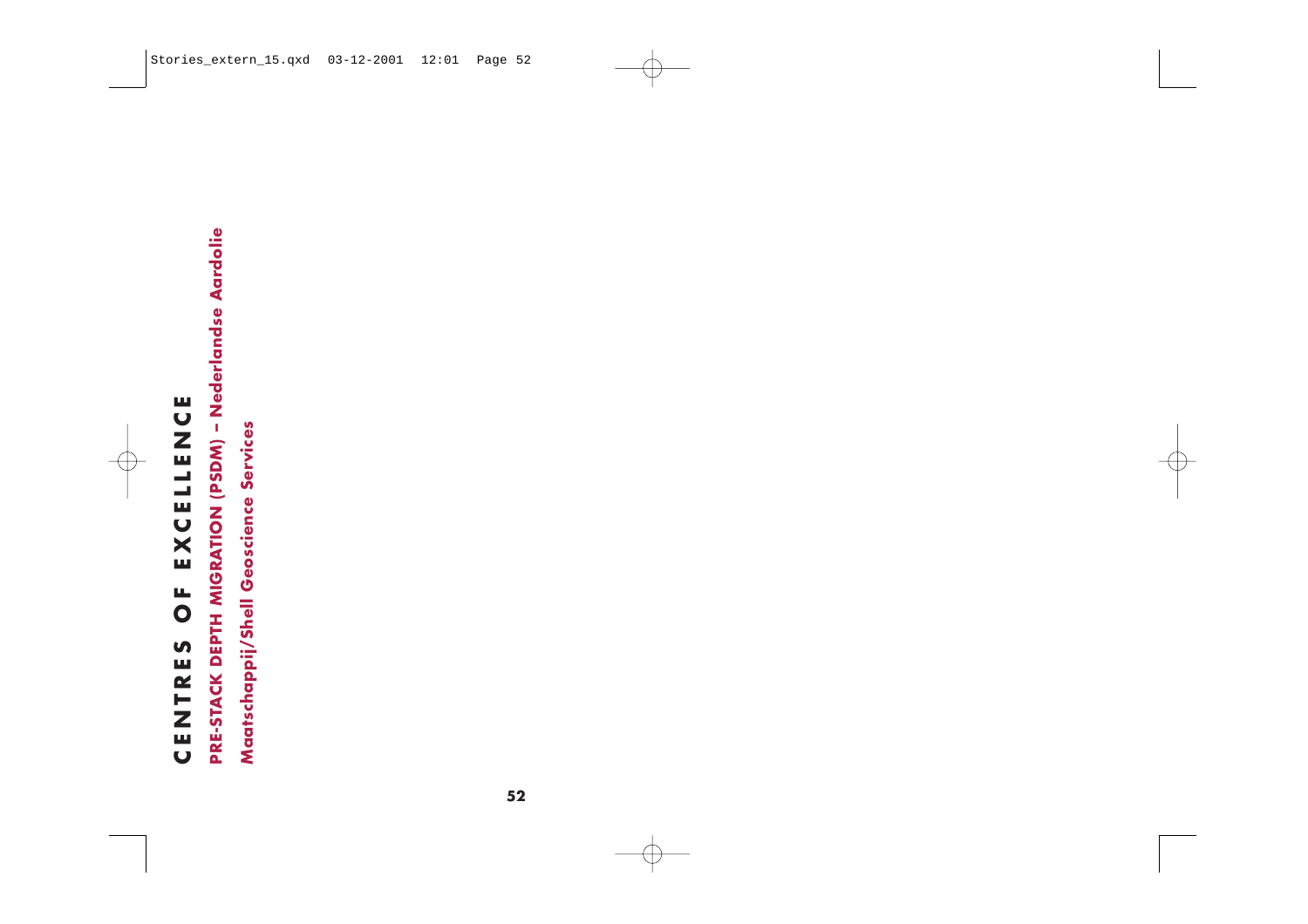# CENTRES OF EXCELLENCE

## PRE-STACK DEPTH MIGRATION (PSDM) – Nederlandse Aardolie Maatschappij/Shell Geoscience Services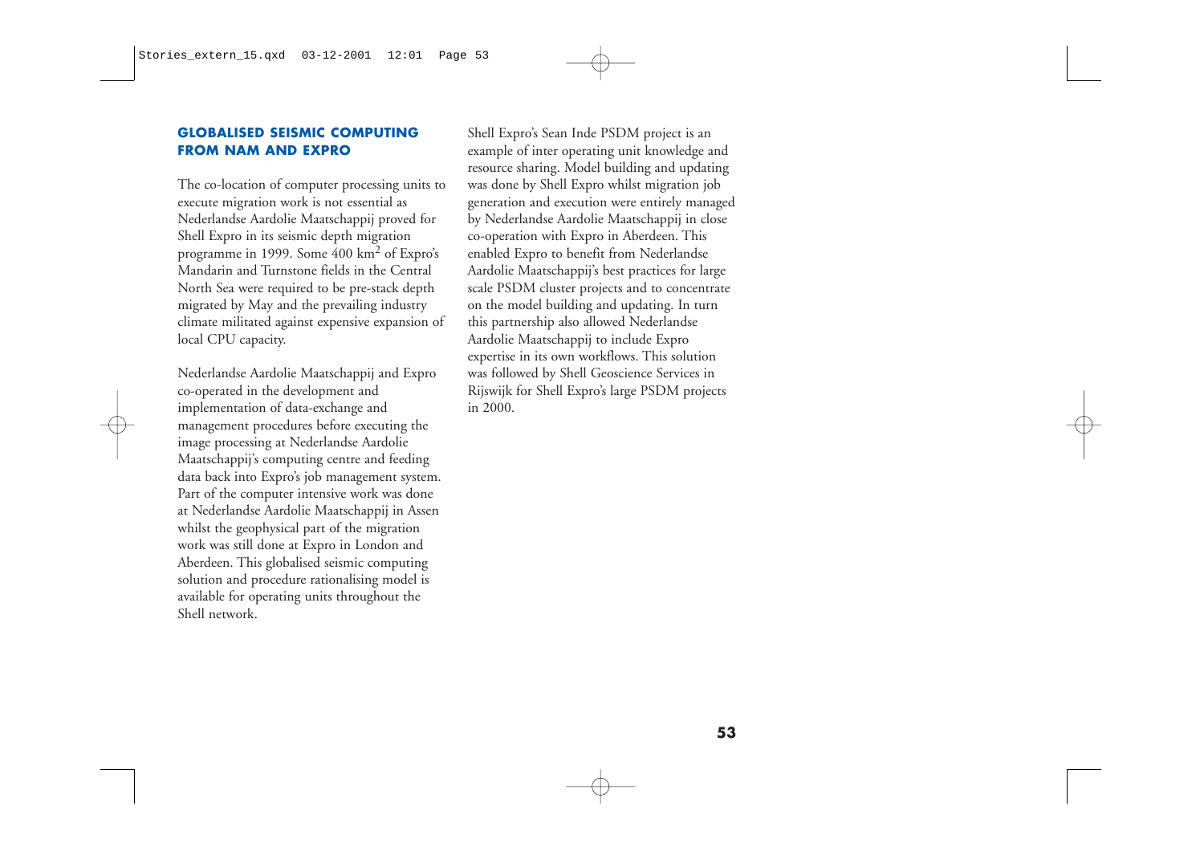## GLOBALISED SEISMIC COMPUTING FROM NAM AND EXPRO

The co-location of computer processing units to execute migration work is not essential as Nederlandse Aardolie Maatschappij proved for Shell Expro in its seismic depth migration programme in 1999. Some 400 $km^2$ of Expro's Mandarin and Turnstone fields in the Central North Sea were required to be pre-stack depth migrated by May and the prevailing industry climate militated against expensive expansion of local CPU capacity.

Nederlandse Aardolie Maatschappij and Expro co-operated in the development and implementation of data-exchange and management procedures before executing the image processing at Nederlandse Aardolie Maatschappij's computing centre and feeding data back into Expro's job management system. Part of the computer intensive work was done at Nederlandse Aardolie Maatschappij in Assen whilst the geophysical part of the migration work was still done at Expro in London and Aberdeen. This globalised seismic computing solution and procedure rationalising model is available for operating units throughout the Shell network.

Shell Expro's Sean Inde PSDM project is an example of inter operating unit knowledge and resource sharing. Model building and updating was done by Shell Expro whilst migration job generation and execution were entirely managed by Nederlandse Aardolie Maatschappij in close co-operation with Expro in Aberdeen. This enabled Expro to benefit from Nederlandse Aardolie Maatschappij's best practices for large scale PSDM cluster projects and to concentrate on the model building and updating. In turn this partnership also allowed Nederlandse Aardolie Maatschappij to include Expro expertise in its own workflows. This solution was followed by Shell Geoscience Services in Rijswijk for Shell Expro's large PSDM projects in 2000.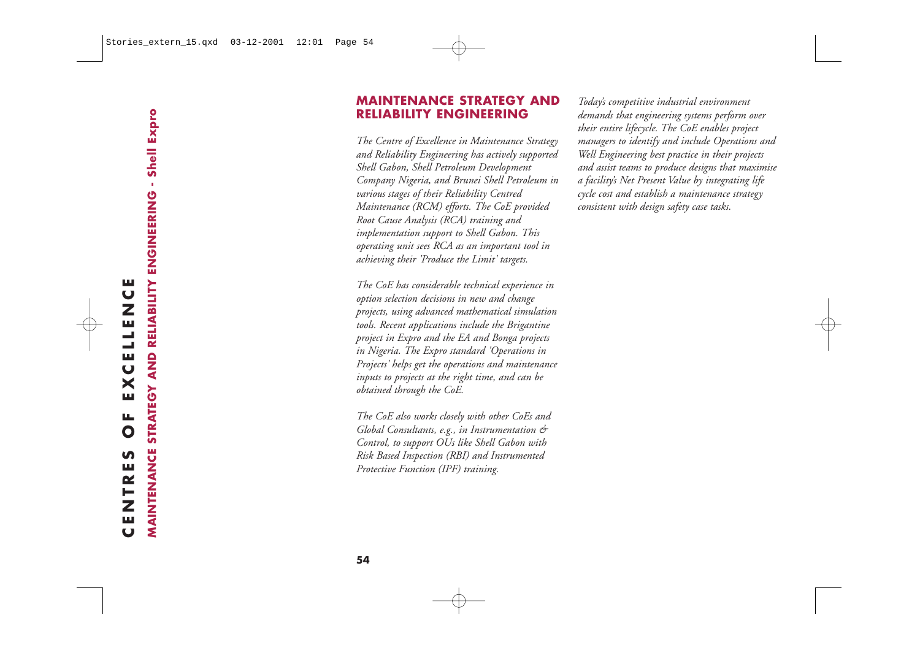## MAINTENANCE STRATEGY AND RELIABILITY ENGINEERING

*The Centre of Excellence in Maintenance Strategy and Reliability Engineering has actively supported Shell Gabon, Shell Petroleum Development Company Nigeria, and Brunei Shell Petroleum in various stages of their Reliability Centred Maintenance (RCM) efforts. The CoE provided Root Cause Analysis (RCA) training and implementation support to Shell Gabon. This operating unit sees RCA as an important tool in achieving their 'Produce the Limit' targets.*

*The CoE has considerable technical experience in option selection decisions in new and change projects, using advanced mathematical simulation tools. Recent applications include the Brigantine project in Expro and the EA and Bonga projects in Nigeria. The Expro standard 'Operations in Projects' helps get the operations and maintenance inputs to projects at the right time, and can be obtained through the CoE.*

*The CoE also works closely with other CoEs and Global Consultants, e.g., in Instrumentation & Control, to support OUs like Shell Gabon with Risk Based Inspection (RBI) and Instrumented Protective Function (IPF) training.*

*Today's competitive industrial environment demands that engineering systems perform over their entire lifecycle. The CoE enables project managers to identify and include Operations and Well Engineering best practice in their projects and assist teams to produce designs that maximise a facility's Net Present Value by integrating life cycle cost and establish a maintenance strategy consistent with design safety case tasks.*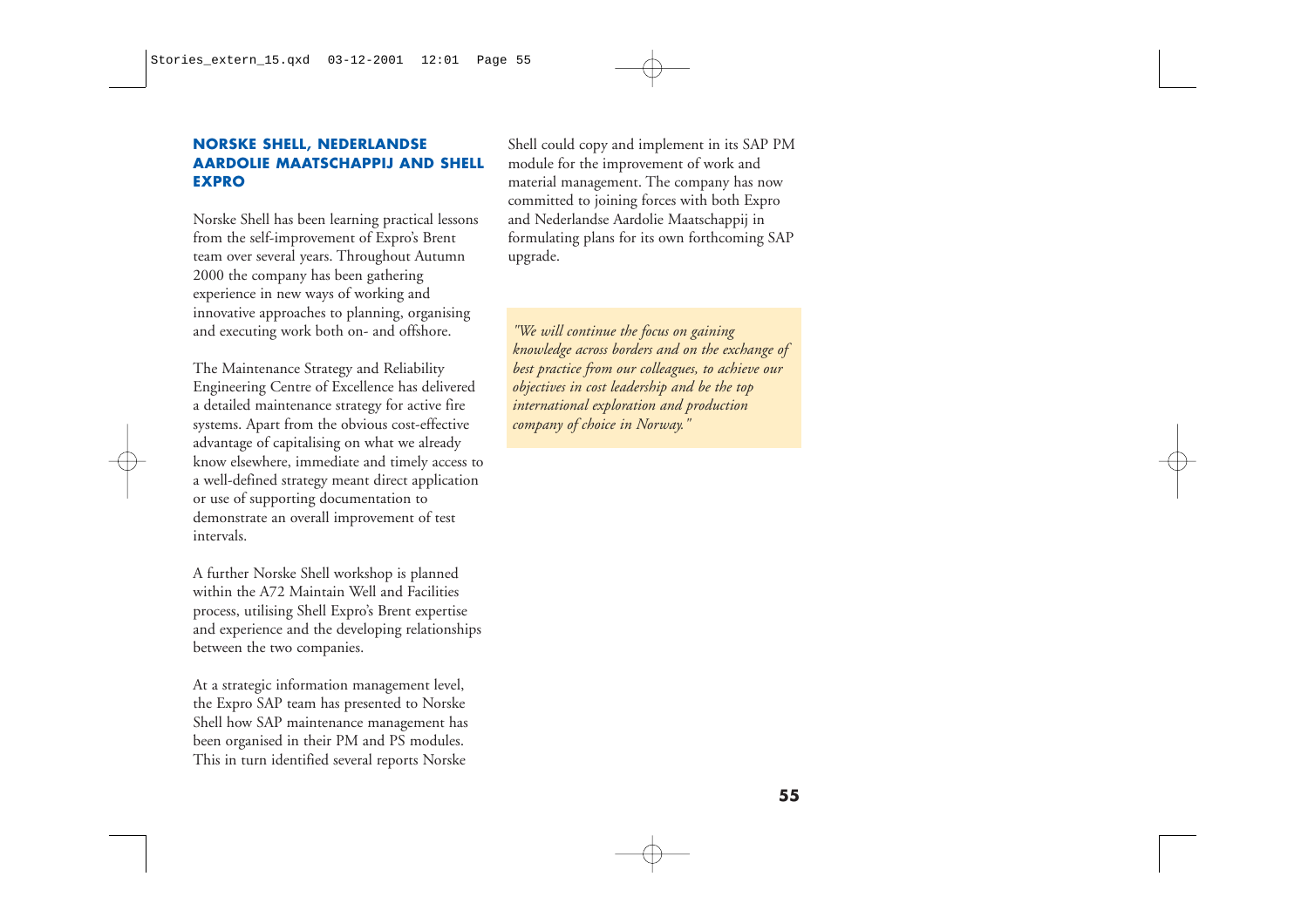## NORSKE SHELL, NEDERLANDSE AARDOLIE MAATSCHAPPIJ AND SHELL EXPRO

Norske Shell has been learning practical lessons from the self-improvement of Expro's Brent team over several years. Throughout Autumn 2000 the company has been gathering experience in new ways of working and innovative approaches to planning, organising and executing work both on- and offshore.

The Maintenance Strategy and Reliability Engineering Centre of Excellence has delivered a detailed maintenance strategy for active fire systems. Apart from the obvious cost-effective advantage of capitalising on what we already know elsewhere, immediate and timely access to a well-defined strategy meant direct application or use of supporting documentation to demonstrate an overall improvement of test intervals.

A further Norske Shell workshop is planned within the A72 Maintain Well and Facilities process, utilising Shell Expro's Brent expertise and experience and the developing relationships between the two companies.

At a strategic information management level, the Expro SAP team has presented to Norske Shell how SAP maintenance management has been organised in their PM and PS modules. This in turn identified several reports Norske Shell could copy and implement in its SAP PM module for the improvement of work and material management. The company has now committed to joining forces with both Expro and Nederlandse Aardolie Maatschappij in formulating plans for its own forthcoming SAP upgrade.

*"We will continue the focus on gaining knowledge across borders and on the exchange of best practice from our colleagues, to achieve our objectives in cost leadership and be the top international exploration and production company of choice in Norway."*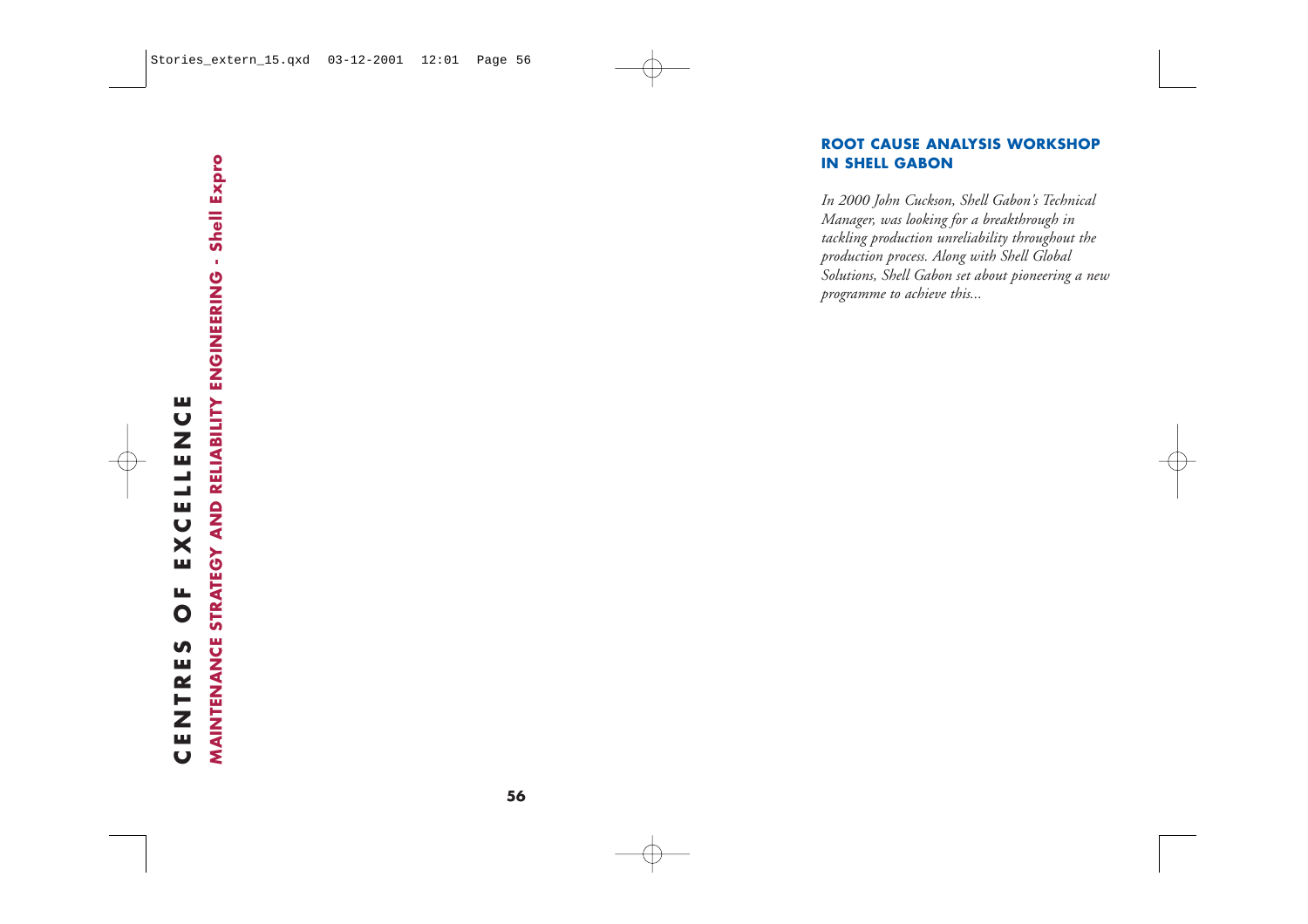## ROOT CAUSE ANALYSIS WORKSHOP IN SHELL GABON

*In 2000 John Cuckson, Shell Gabon's Technical Manager, was looking for a breakthrough in tackling production unreliability throughout the production process. Along with Shell Global Solutions, Shell Gabon set about pioneering a new programme to achieve this...*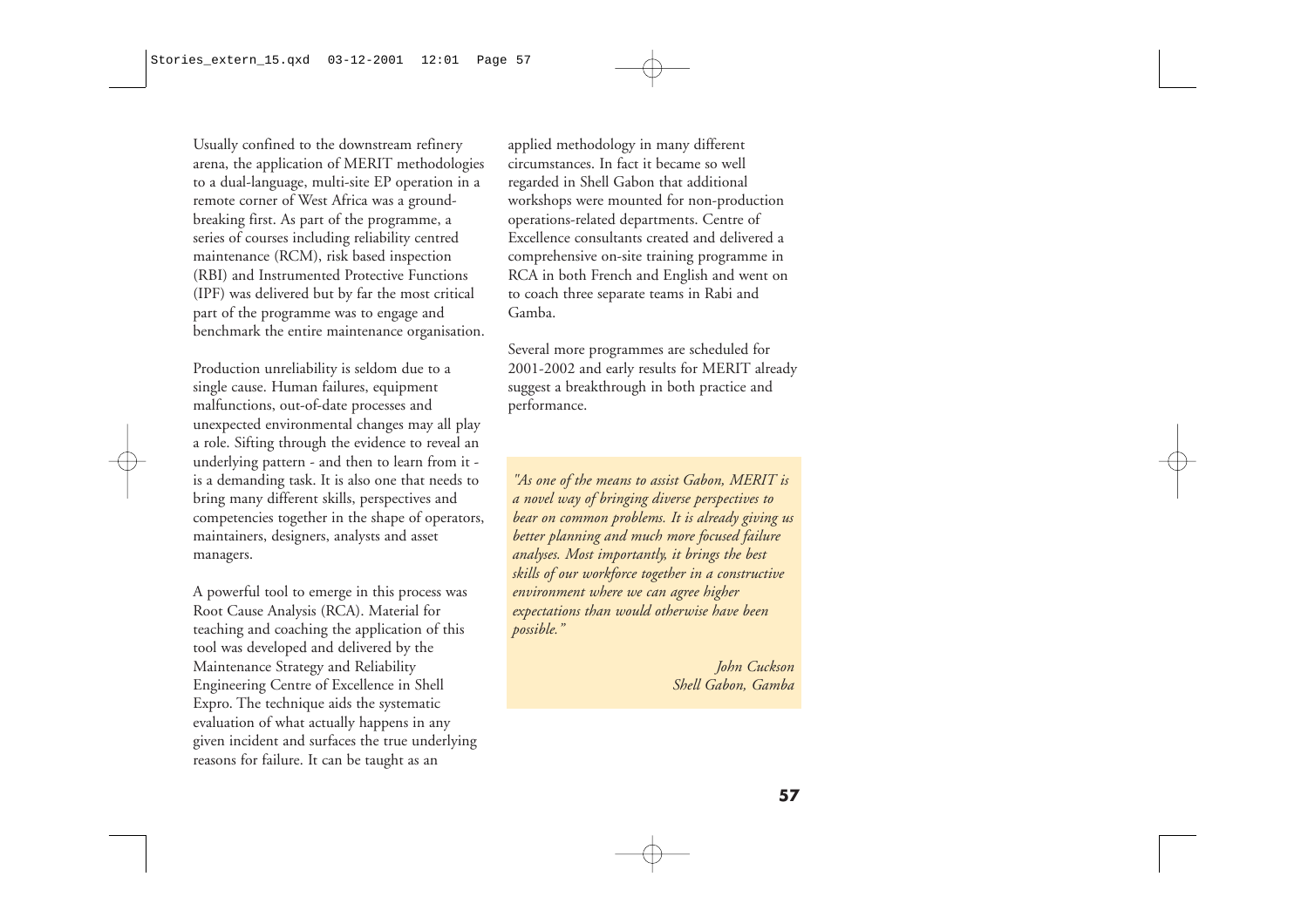Usually confined to the downstream refinery arena, the application of MERIT methodologies to a dual-language, multi-site EP operation in a remote corner of West Africa was a ground-breaking first. As part of the programme, a series of courses including reliability centred maintenance (RCM), risk based inspection (RBI) and Instrumented Protective Functions (IPF) was delivered but by far the most critical part of the programme was to engage and benchmark the entire maintenance organisation.

Production unreliability is seldom due to a single cause. Human failures, equipment malfunctions, out-of-date processes and unexpected environmental changes may all play a role. Sifting through the evidence to reveal an underlying pattern - and then to learn from it - is a demanding task. It is also one that needs to bring many different skills, perspectives and competencies together in the shape of operators, maintainers, designers, analysts and asset managers.

A powerful tool to emerge in this process was Root Cause Analysis (RCA). Material for teaching and coaching the application of this tool was developed and delivered by the Maintenance Strategy and Reliability Engineering Centre of Excellence in Shell Expro. The technique aids the systematic evaluation of what actually happens in any given incident and surfaces the true underlying reasons for failure. It can be taught as an applied methodology in many different circumstances. In fact it became so well regarded in Shell Gabon that additional workshops were mounted for non-production operations-related departments. Centre of Excellence consultants created and delivered a comprehensive on-site training programme in RCA in both French and English and went on to coach three separate teams in Rabi and Gamba.

Several more programmes are scheduled for 2001-2002 and early results for MERIT already suggest a breakthrough in both practice and performance.

> *"As one of the means to assist Gabon, MERIT is a novel way of bringing diverse perspectives to bear on common problems. It is already giving us better planning and much more focused failure analyses. Most importantly, it brings the best skills of our workforce together in a constructive environment where we can agree higher expectations than would otherwise have been possible."*
>
> *John Cuckson*
> *Shell Gabon, Gamba*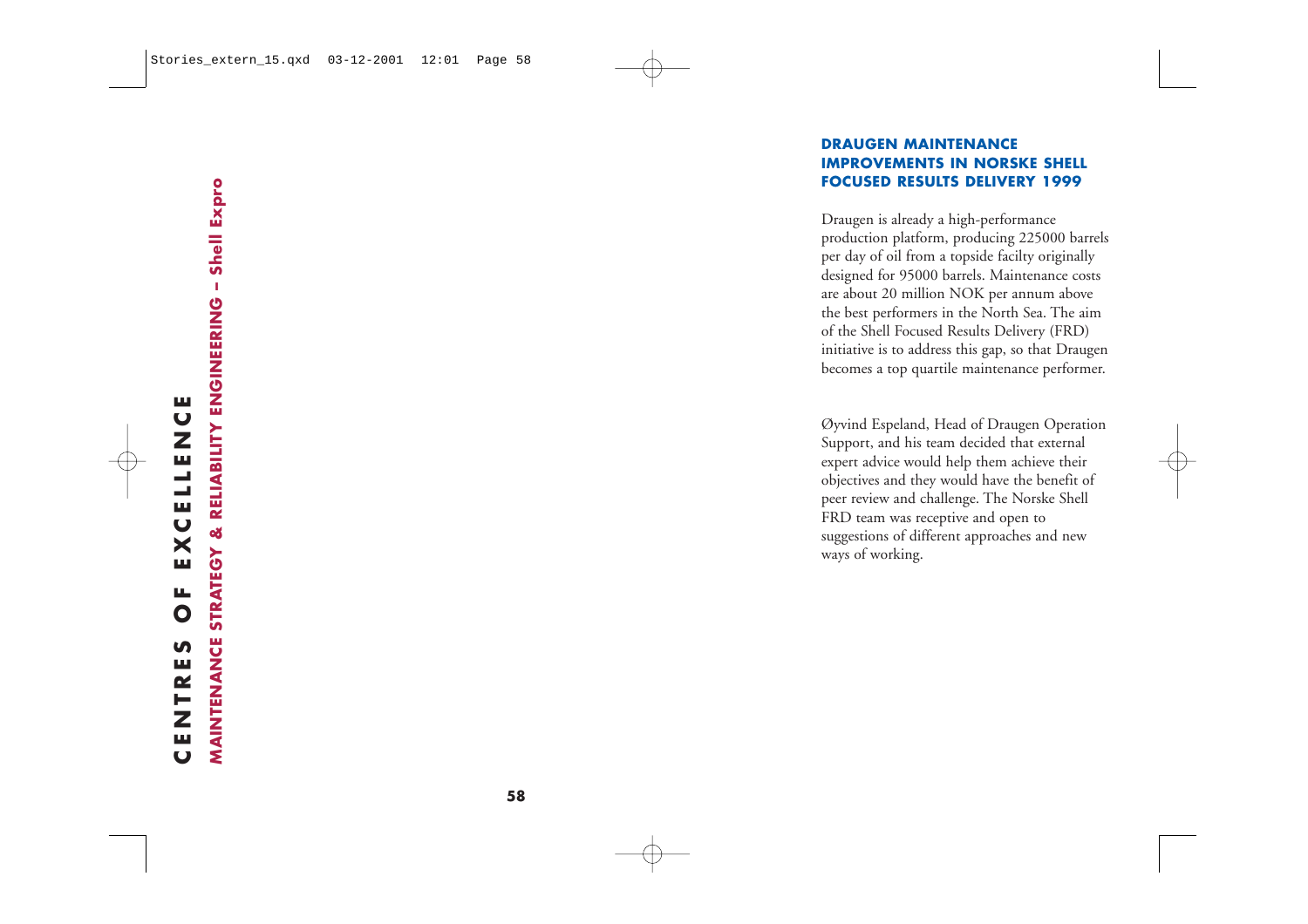## DRAUGEN MAINTENANCE IMPROVEMENTS IN NORSKE SHELL FOCUSED RESULTS DELIVERY 1999

Draugen is already a high-performance production platform, producing 225000 barrels per day of oil from a topside facilty originally designed for 95000 barrels. Maintenance costs are about 20 million NOK per annum above the best performers in the North Sea. The aim of the Shell Focused Results Delivery (FRD) initiative is to address this gap, so that Draugen becomes a top quartile maintenance performer.

Øyvind Espeland, Head of Draugen Operation Support, and his team decided that external expert advice would help them achieve their objectives and they would have the benefit of peer review and challenge. The Norske Shell FRD team was receptive and open to suggestions of different approaches and new ways of working.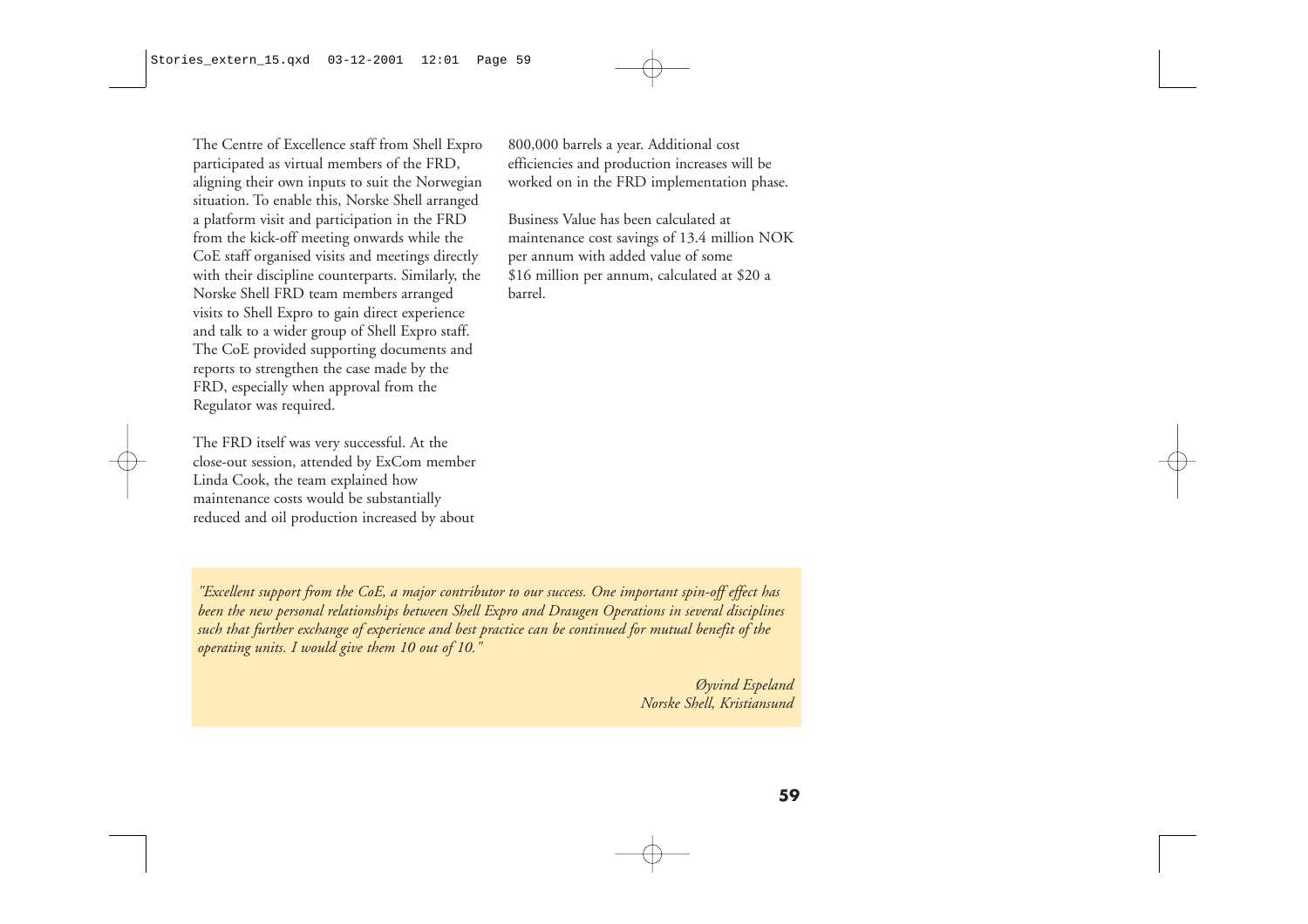The Centre of Excellence staff from Shell Expro participated as virtual members of the FRD, aligning their own inputs to suit the Norwegian situation. To enable this, Norske Shell arranged a platform visit and participation in the FRD from the kick-off meeting onwards while the CoE staff organised visits and meetings directly with their discipline counterparts. Similarly, the Norske Shell FRD team members arranged visits to Shell Expro to gain direct experience and talk to a wider group of Shell Expro staff. The CoE provided supporting documents and reports to strengthen the case made by the FRD, especially when approval from the Regulator was required.

The FRD itself was very successful. At the close-out session, attended by ExCom member Linda Cook, the team explained how maintenance costs would be substantially reduced and oil production increased by about 800,000 barrels a year. Additional cost efficiencies and production increases will be worked on in the FRD implementation phase.

Business Value has been calculated at maintenance cost savings of 13.4 million NOK per annum with added value of some $16 million per annum, calculated at $20 a barrel.

*"Excellent support from the CoE, a major contributor to our success. One important spin-off effect has been the new personal relationships between Shell Expro and Draugen Operations in several disciplines such that further exchange of experience and best practice can be continued for mutual benefit of the operating units. I would give them 10 out of 10."*

*Øyvind Espeland*
*Norske Shell, Kristiansund*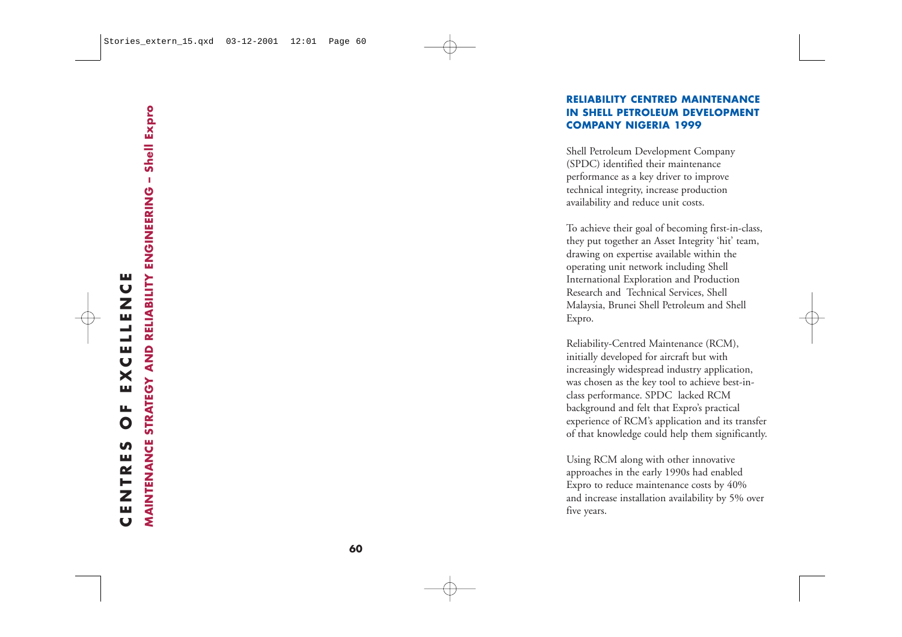## RELIABILITY CENTRED MAINTENANCE IN SHELL PETROLEUM DEVELOPMENT COMPANY NIGERIA 1999

Shell Petroleum Development Company (SPDC) identified their maintenance performance as a key driver to improve technical integrity, increase production availability and reduce unit costs.

To achieve their goal of becoming first-in-class, they put together an Asset Integrity 'hit' team, drawing on expertise available within the operating unit network including Shell International Exploration and Production Research and Technical Services, Shell Malaysia, Brunei Shell Petroleum and Shell Expro.

Reliability-Centred Maintenance (RCM), initially developed for aircraft but with increasingly widespread industry application, was chosen as the key tool to achieve best-in-class performance. SPDC lacked RCM background and felt that Expro's practical experience of RCM's application and its transfer of that knowledge could help them significantly.

Using RCM along with other innovative approaches in the early 1990s had enabled Expro to reduce maintenance costs by 40% and increase installation availability by 5% over five years.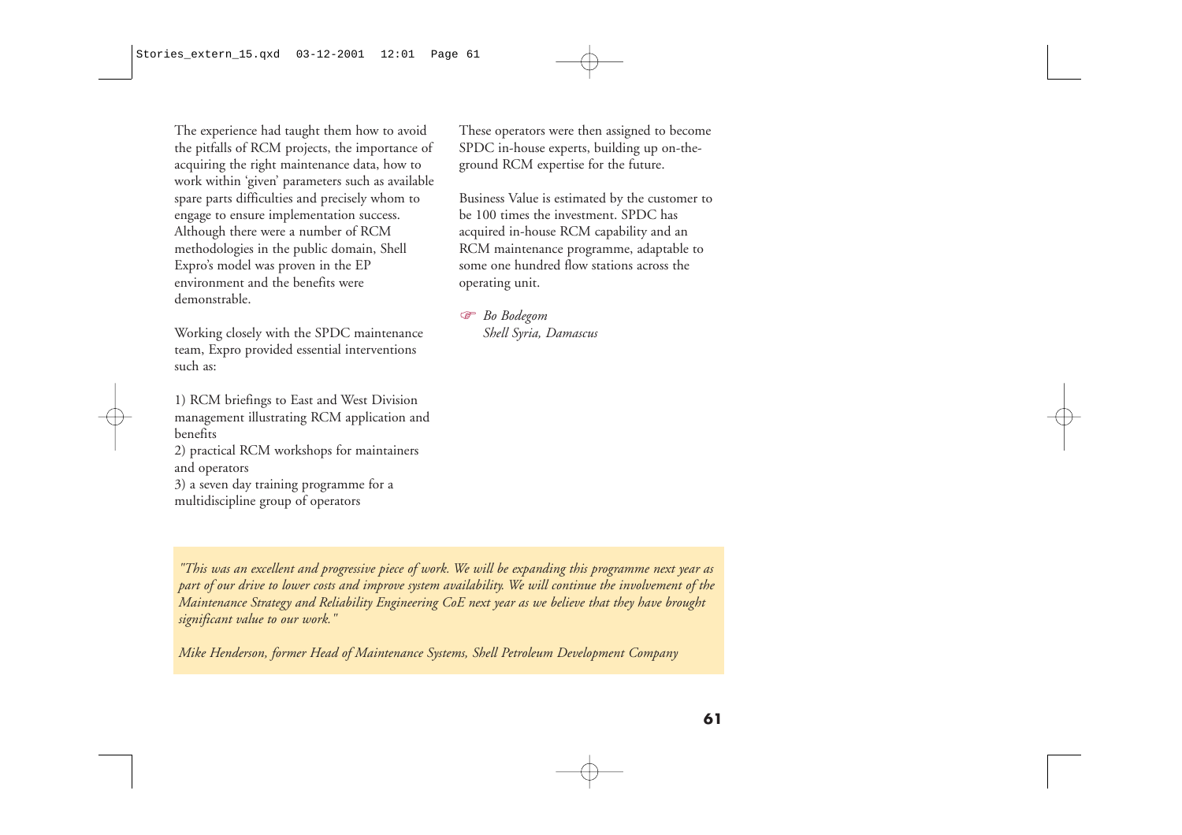The experience had taught them how to avoid the pitfalls of RCM projects, the importance of acquiring the right maintenance data, how to work within 'given' parameters such as available spare parts difficulties and precisely whom to engage to ensure implementation success. Although there were a number of RCM methodologies in the public domain, Shell Expro's model was proven in the EP environment and the benefits were demonstrable.

Working closely with the SPDC maintenance team, Expro provided essential interventions such as:

1) RCM briefings to East and West Division management illustrating RCM application and benefits
2) practical RCM workshops for maintainers and operators
3) a seven day training programme for a multidiscipline group of operators

These operators were then assigned to become SPDC in-house experts, building up on-the-ground RCM expertise for the future.

Business Value is estimated by the customer to be 100 times the investment. SPDC has acquired in-house RCM capability and an RCM maintenance programme, adaptable to some one hundred flow stations across the operating unit.

☞ *Bo Bodegom*
*Shell Syria, Damascus*

*"This was an excellent and progressive piece of work. We will be expanding this programme next year as part of our drive to lower costs and improve system availability. We will continue the involvement of the Maintenance Strategy and Reliability Engineering CoE next year as we believe that they have brought significant value to our work."*

*Mike Henderson, former Head of Maintenance Systems, Shell Petroleum Development Company*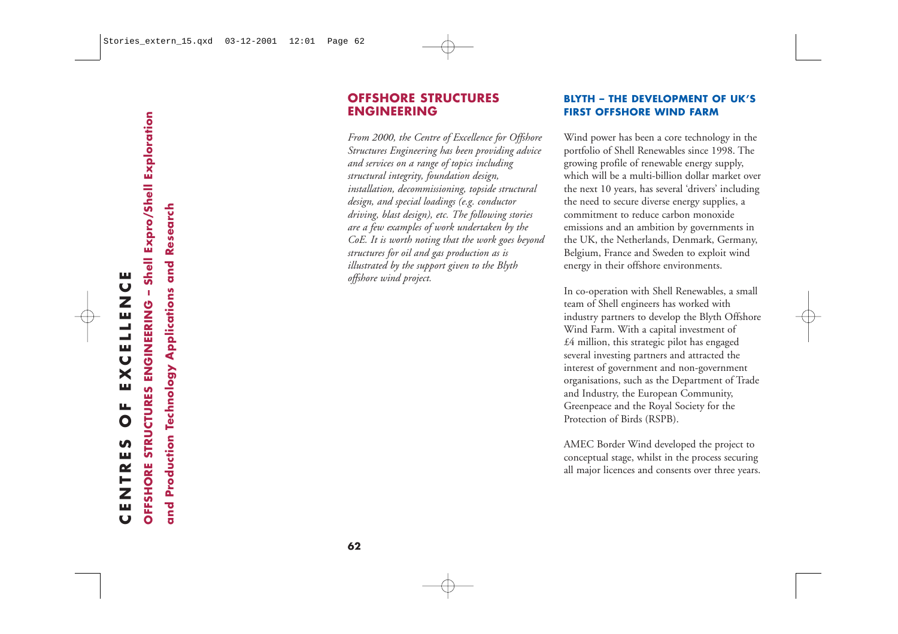## OFFSHORE STRUCTURES ENGINEERING

*From 2000, the Centre of Excellence for Offshore Structures Engineering has been providing advice and services on a range of topics including structural integrity, foundation design, installation, decommissioning, topside structural design, and special loadings (e.g. conductor driving, blast design), etc. The following stories are a few examples of work undertaken by the CoE. It is worth noting that the work goes beyond structures for oil and gas production as is illustrated by the support given to the Blyth offshore wind project.*

### BLYTH – THE DEVELOPMENT OF UK'S FIRST OFFSHORE WIND FARM

Wind power has been a core technology in the portfolio of Shell Renewables since 1998. The growing profile of renewable energy supply, which will be a multi-billion dollar market over the next 10 years, has several 'drivers' including the need to secure diverse energy supplies, a commitment to reduce carbon monoxide emissions and an ambition by governments in the UK, the Netherlands, Denmark, Germany, Belgium, France and Sweden to exploit wind energy in their offshore environments.

In co-operation with Shell Renewables, a small team of Shell engineers has worked with industry partners to develop the Blyth Offshore Wind Farm. With a capital investment of £4 million, this strategic pilot has engaged several investing partners and attracted the interest of government and non-government organisations, such as the Department of Trade and Industry, the European Community, Greenpeace and the Royal Society for the Protection of Birds (RSPB).

AMEC Border Wind developed the project to conceptual stage, whilst in the process securing all major licences and consents over three years.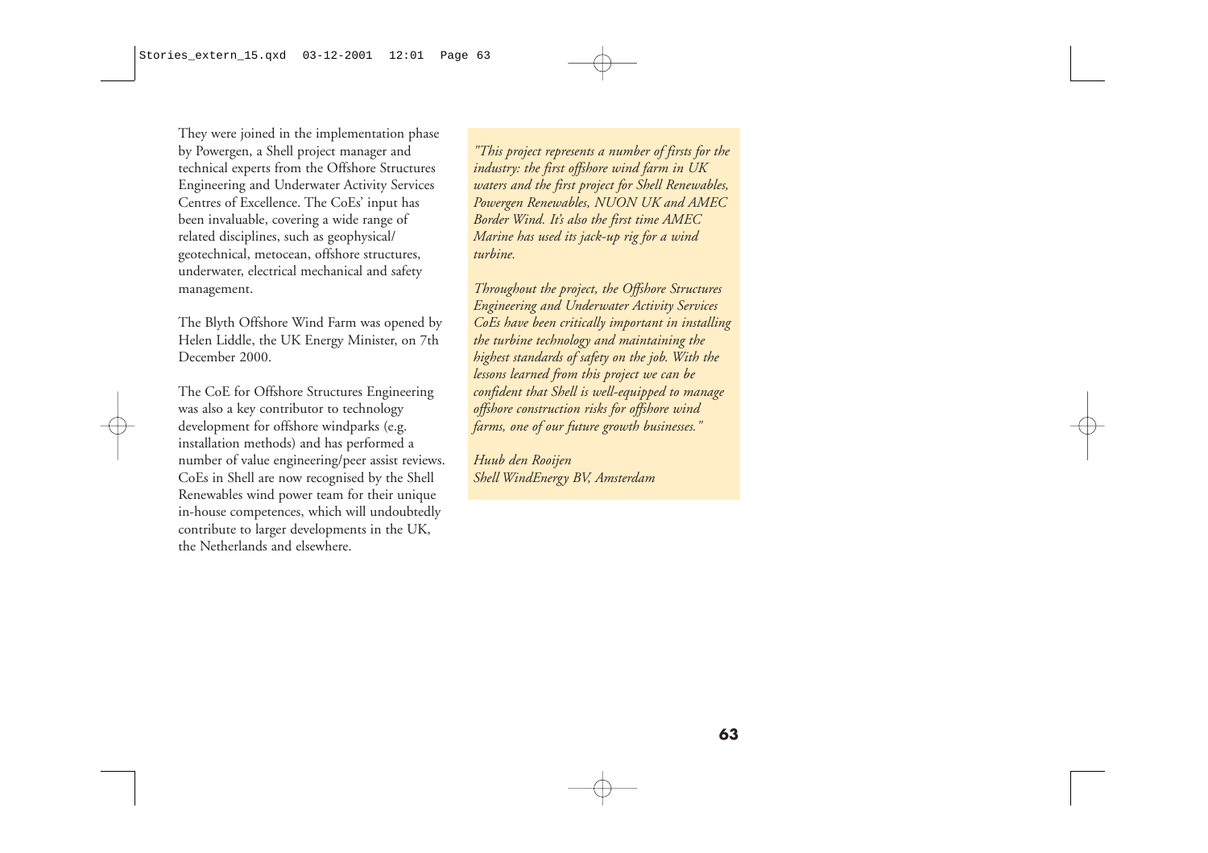They were joined in the implementation phase by Powergen, a Shell project manager and technical experts from the Offshore Structures Engineering and Underwater Activity Services Centres of Excellence. The CoEs' input has been invaluable, covering a wide range of related disciplines, such as geophysical/ geotechnical, metocean, offshore structures, underwater, electrical mechanical and safety management.

The Blyth Offshore Wind Farm was opened by Helen Liddle, the UK Energy Minister, on 7th December 2000.

The CoE for Offshore Structures Engineering was also a key contributor to technology development for offshore windparks (e.g. installation methods) and has performed a number of value engineering/peer assist reviews. CoEs in Shell are now recognised by the Shell Renewables wind power team for their unique in-house competences, which will undoubtedly contribute to larger developments in the UK, the Netherlands and elsewhere.

*"This project represents a number of firsts for the industry: the first offshore wind farm in UK waters and the first project for Shell Renewables, Powergen Renewables, NUON UK and AMEC Border Wind. It's also the first time AMEC Marine has used its jack-up rig for a wind turbine.*

*Throughout the project, the Offshore Structures Engineering and Underwater Activity Services CoEs have been critically important in installing the turbine technology and maintaining the highest standards of safety on the job. With the lessons learned from this project we can be confident that Shell is well-equipped to manage offshore construction risks for offshore wind farms, one of our future growth businesses."*

*Huub den Rooijen*
*Shell WindEnergy BV, Amsterdam*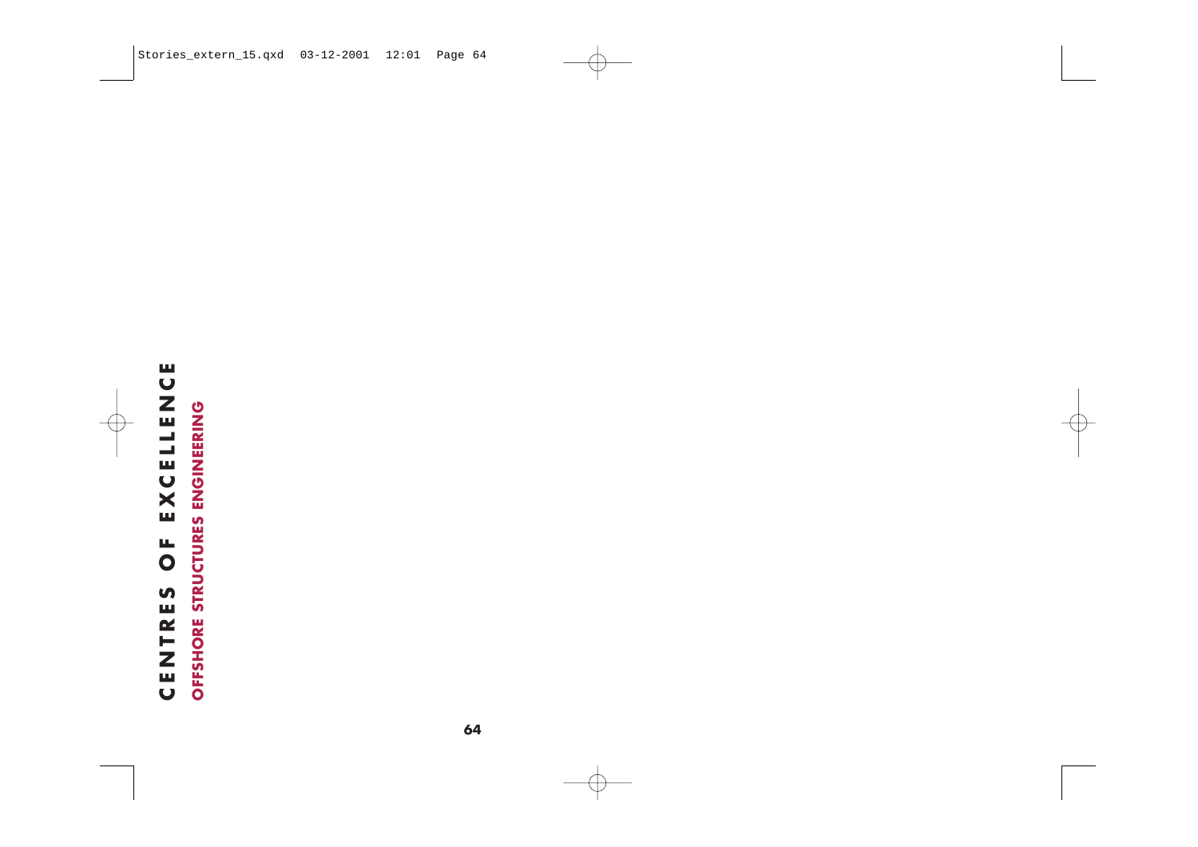# CENTRES OF EXCELLENCE

## OFFSHORE STRUCTURES ENGINEERING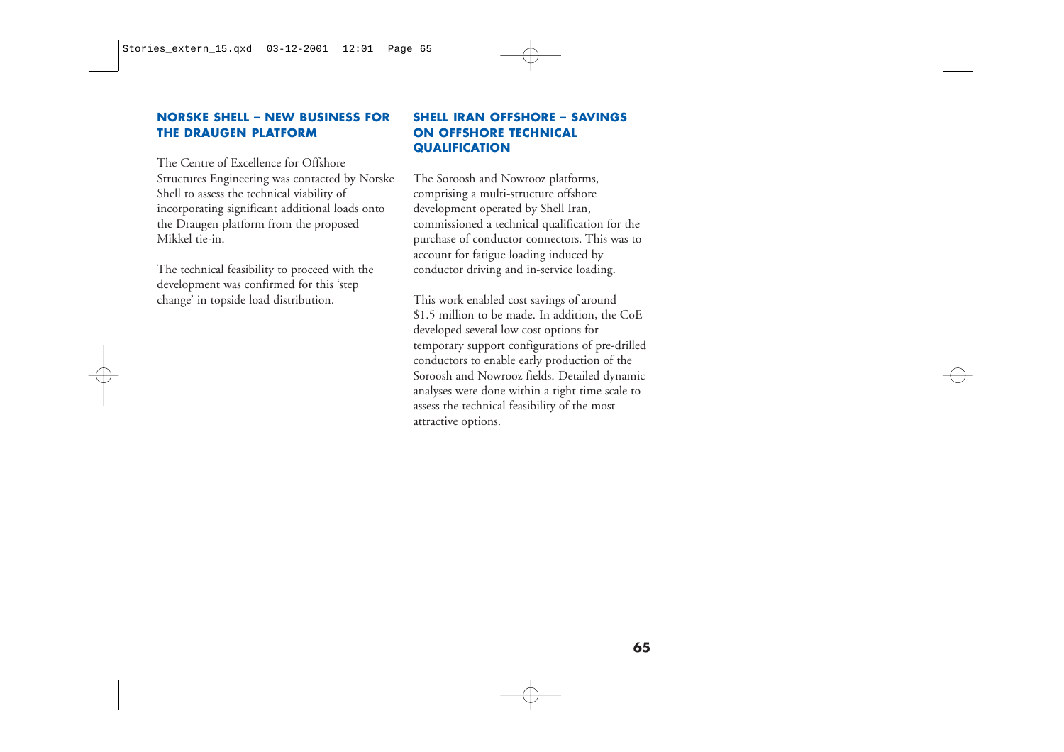## NORSKE SHELL – NEW BUSINESS FOR THE DRAUGEN PLATFORM

The Centre of Excellence for Offshore Structures Engineering was contacted by Norske Shell to assess the technical viability of incorporating significant additional loads onto the Draugen platform from the proposed Mikkel tie-in.

The technical feasibility to proceed with the development was confirmed for this 'step change' in topside load distribution.

## SHELL IRAN OFFSHORE – SAVINGS ON OFFSHORE TECHNICAL QUALIFICATION

The Soroosh and Nowrooz platforms, comprising a multi-structure offshore development operated by Shell Iran, commissioned a technical qualification for the purchase of conductor connectors. This was to account for fatigue loading induced by conductor driving and in-service loading.

This work enabled cost savings of around $1.5 million to be made. In addition, the CoE developed several low cost options for temporary support configurations of pre-drilled conductors to enable early production of the Soroosh and Nowrooz fields. Detailed dynamic analyses were done within a tight time scale to assess the technical feasibility of the most attractive options.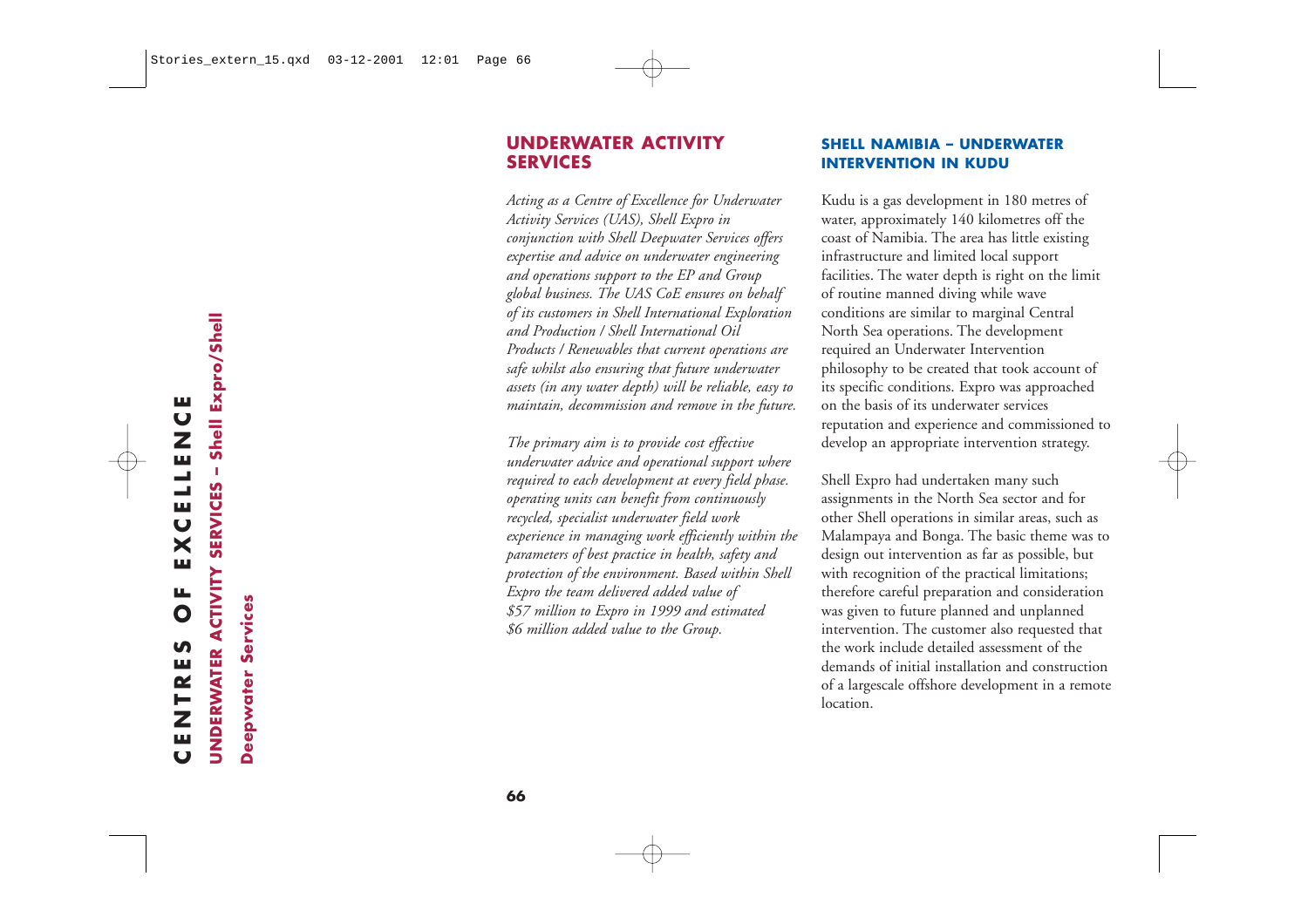## UNDERWATER ACTIVITY SERVICES

*Acting as a Centre of Excellence for Underwater Activity Services (UAS), Shell Expro in conjunction with Shell Deepwater Services offers expertise and advice on underwater engineering and operations support to the EP and Group global business. The UAS CoE ensures on behalf of its customers in Shell International Exploration and Production / Shell International Oil Products / Renewables that current operations are safe whilst also ensuring that future underwater assets (in any water depth) will be reliable, easy to maintain, decommission and remove in the future.*

*The primary aim is to provide cost effective underwater advice and operational support where required to each development at every field phase. operating units can benefit from continuously recycled, specialist underwater field work experience in managing work efficiently within the parameters of best practice in health, safety and protection of the environment. Based within Shell Expro the team delivered added value of $57 million to Expro in 1999 and estimated $6 million added value to the Group.*

### SHELL NAMIBIA – UNDERWATER INTERVENTION IN KUDU

Kudu is a gas development in 180 metres of water, approximately 140 kilometres off the coast of Namibia. The area has little existing infrastructure and limited local support facilities. The water depth is right on the limit of routine manned diving while wave conditions are similar to marginal Central North Sea operations. The development required an Underwater Intervention philosophy to be created that took account of its specific conditions. Expro was approached on the basis of its underwater services reputation and experience and commissioned to develop an appropriate intervention strategy.

Shell Expro had undertaken many such assignments in the North Sea sector and for other Shell operations in similar areas, such as Malampaya and Bonga. The basic theme was to design out intervention as far as possible, but with recognition of the practical limitations; therefore careful preparation and consideration was given to future planned and unplanned intervention. The customer also requested that the work include detailed assessment of the demands of initial installation and construction of a largescale offshore development in a remote location.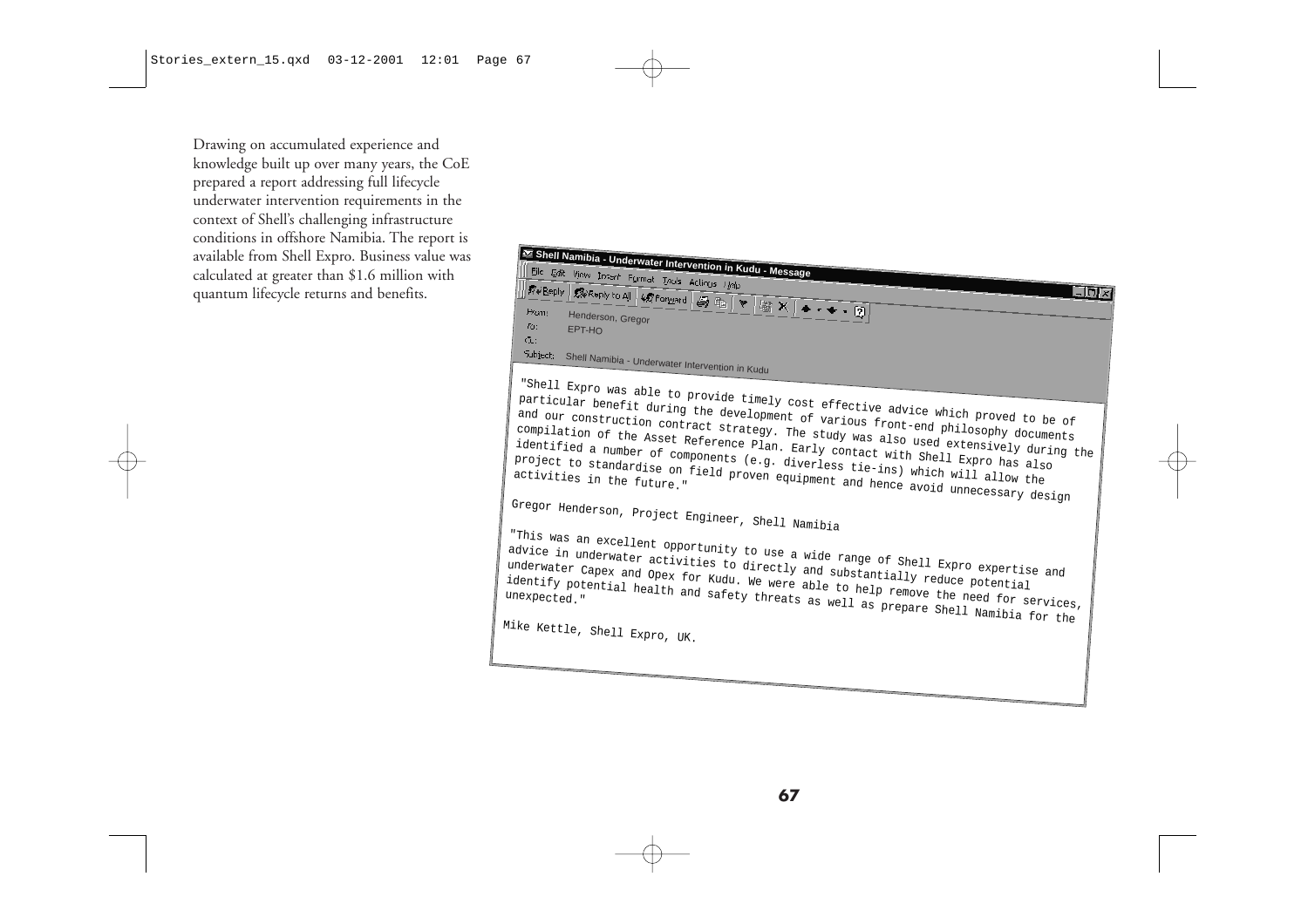Drawing on accumulated experience and knowledge built up over many years, the CoE prepared a report addressing full lifecycle underwater intervention requirements in the context of Shell's challenging infrastructure conditions in offshore Namibia. The report is available from Shell Expro. Business value was calculated at greater than $1.6 million with quantum lifecycle returns and benefits.

**Shell Namibia - Underwater Intervention in Kudu - Message**

From: Henderson, Gregor
To: EPT-HO
Cc:
Subject: Shell Namibia - Underwater Intervention in Kudu

"Shell Expro was able to provide timely cost effective advice which proved to be of particular benefit during the development of various front-end philosophy documents and our construction contract strategy. The study was also used extensively during the compilation of the Asset Reference Plan. Early contact with Shell Expro has also identified a number of components (e.g. diverless tie-ins) which will allow the project to standardise on field proven equipment and hence avoid unnecessary design activities in the future."

Gregor Henderson, Project Engineer, Shell Namibia

"This was an excellent opportunity to use a wide range of Shell Expro expertise and advice in underwater activities to directly and substantially reduce potential underwater Capex and Opex for Kudu. We were able to help remove the need for services, identify potential health and safety threats as well as prepare Shell Namibia for the unexpected."

Mike Kettle, Shell Expro, UK.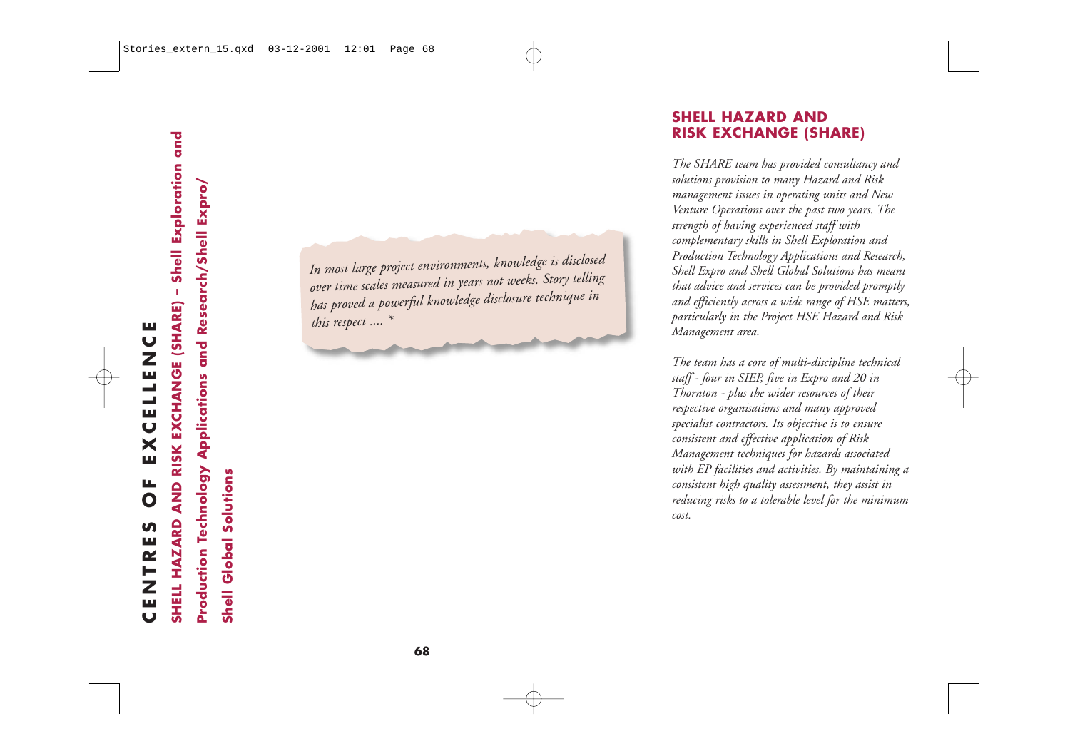# CENTRES OF EXCELLENCE

## SHELL HAZARD AND RISK EXCHANGE (SHARE) – Shell Exploration and Production Technology Applications and Research/Shell Expro/Shell Global Solutions

*In most large project environments, knowledge is disclosed over time scales measured in years not weeks. Story telling has proved a powerful knowledge disclosure technique in this respect .... \**

## SHELL HAZARD AND RISK EXCHANGE (SHARE)

*The SHARE team has provided consultancy and solutions provision to many Hazard and Risk management issues in operating units and New Venture Operations over the past two years. The strength of having experienced staff with complementary skills in Shell Exploration and Production Technology Applications and Research, Shell Expro and Shell Global Solutions has meant that advice and services can be provided promptly and efficiently across a wide range of HSE matters, particularly in the Project HSE Hazard and Risk Management area.*

*The team has a core of multi-discipline technical staff - four in SIEP, five in Expro and 20 in Thornton - plus the wider resources of their respective organisations and many approved specialist contractors. Its objective is to ensure consistent and effective application of Risk Management techniques for hazards associated with EP facilities and activities. By maintaining a consistent high quality assessment, they assist in reducing risks to a tolerable level for the minimum cost.*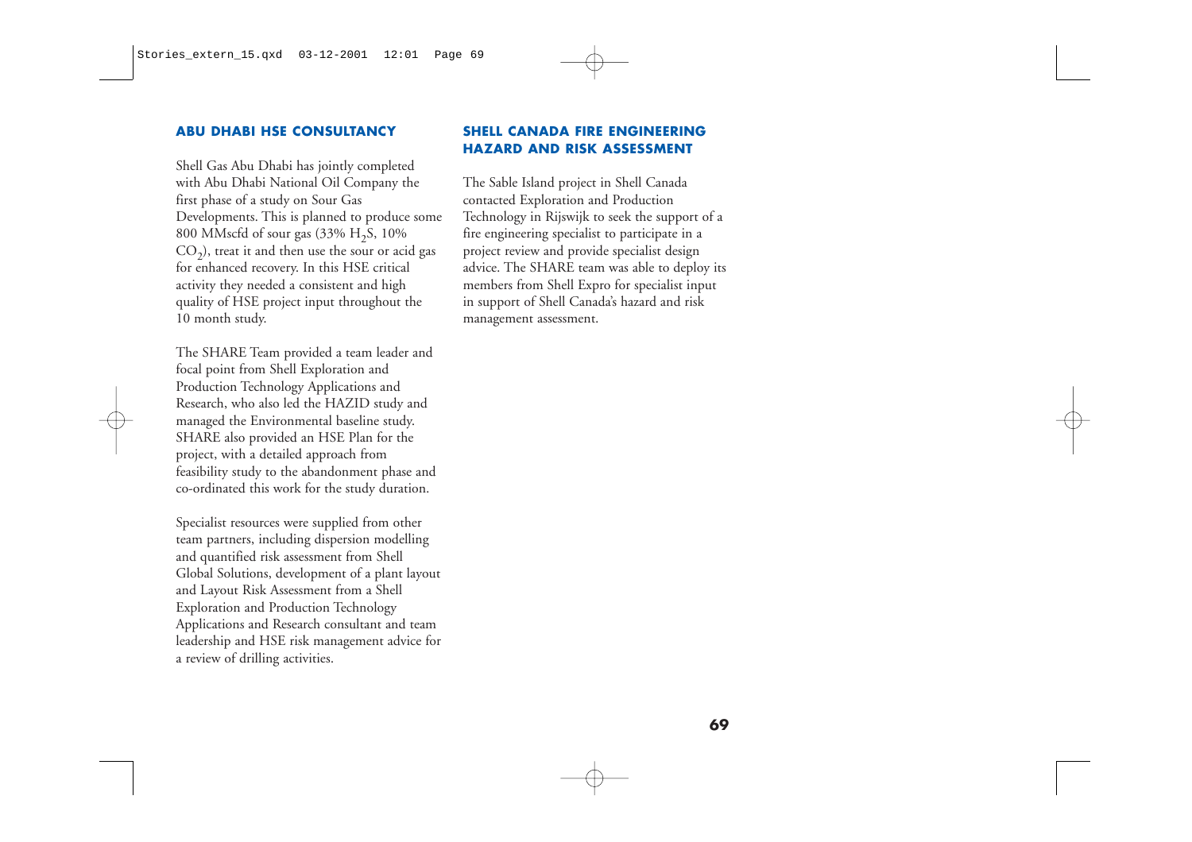## ABU DHABI HSE CONSULTANCY

Shell Gas Abu Dhabi has jointly completed with Abu Dhabi National Oil Company the first phase of a study on Sour Gas Developments. This is planned to produce some 800 MMscfd of sour gas (33% $H_2S$, 10% $CO_2$), treat it and then use the sour or acid gas for enhanced recovery. In this HSE critical activity they needed a consistent and high quality of HSE project input throughout the 10 month study.

The SHARE Team provided a team leader and focal point from Shell Exploration and Production Technology Applications and Research, who also led the HAZID study and managed the Environmental baseline study. SHARE also provided an HSE Plan for the project, with a detailed approach from feasibility study to the abandonment phase and co-ordinated this work for the study duration.

Specialist resources were supplied from other team partners, including dispersion modelling and quantified risk assessment from Shell Global Solutions, development of a plant layout and Layout Risk Assessment from a Shell Exploration and Production Technology Applications and Research consultant and team leadership and HSE risk management advice for a review of drilling activities.

## SHELL CANADA FIRE ENGINEERING HAZARD AND RISK ASSESSMENT

The Sable Island project in Shell Canada contacted Exploration and Production Technology in Rijswijk to seek the support of a fire engineering specialist to participate in a project review and provide specialist design advice. The SHARE team was able to deploy its members from Shell Expro for specialist input in support of Shell Canada's hazard and risk management assessment.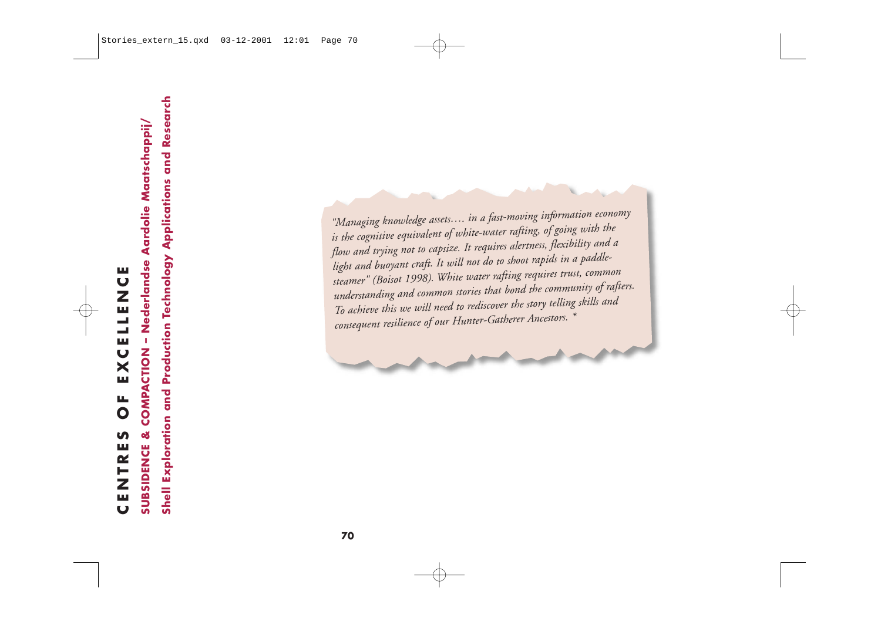# CENTRES OF EXCELLENCE

## SUBSIDENCE & COMPACTION – Nederlandse Aardolie Maatschappij/

## Shell Exploration and Production Technology Applications and Research

*"Managing knowledge assets…. in a fast-moving information economy is the cognitive equivalent of white-water rafting, of going with the flow and trying not to capsize. It requires alertness, flexibility and a light and buoyant craft. It will not do to shoot rapids in a paddle-steamer" (Boisot 1998). White water rafting requires trust, common understanding and common stories that bond the community of rafters. To achieve this we will need to rediscover the story telling skills and consequent resilience of our Hunter-Gatherer Ancestors. **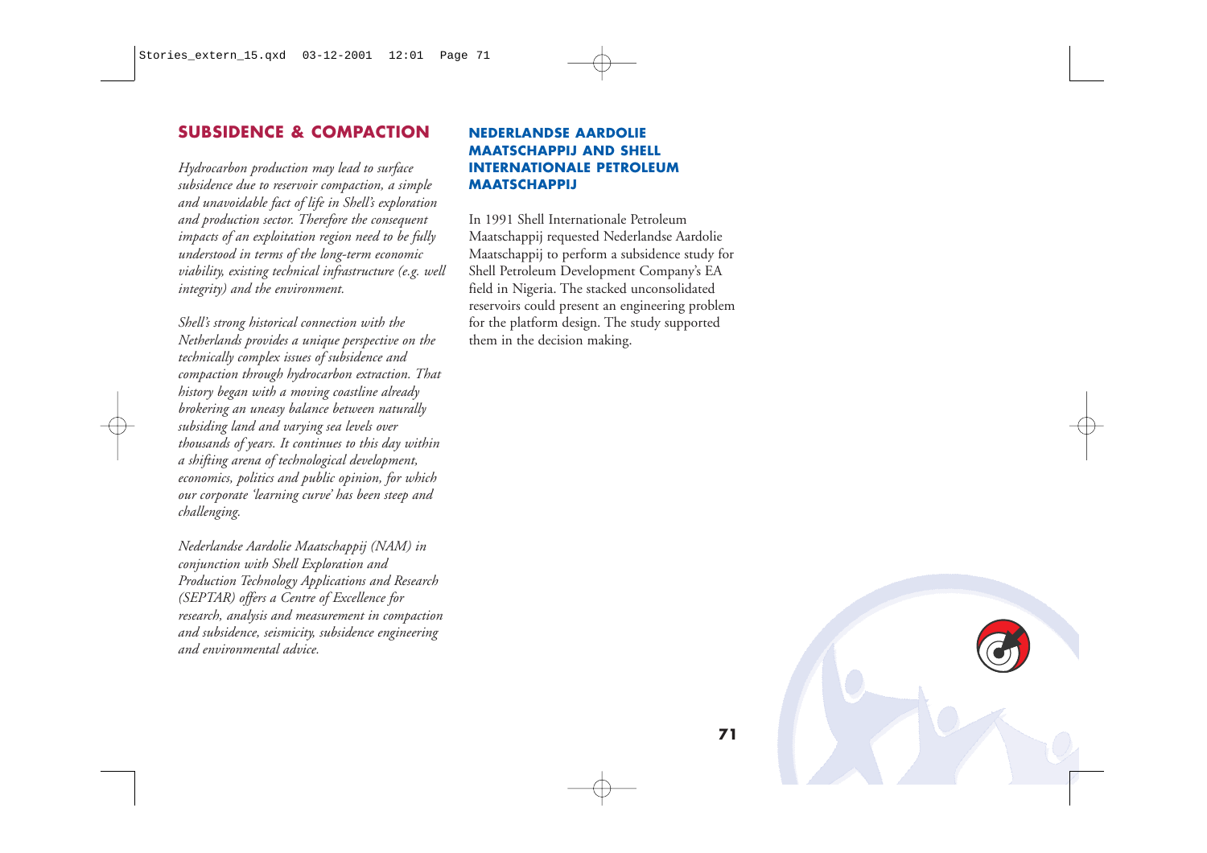## SUBSIDENCE & COMPACTION

*Hydrocarbon production may lead to surface subsidence due to reservoir compaction, a simple and unavoidable fact of life in Shell's exploration and production sector. Therefore the consequent impacts of an exploitation region need to be fully understood in terms of the long-term economic viability, existing technical infrastructure (e.g. well integrity) and the environment.*

*Shell's strong historical connection with the Netherlands provides a unique perspective on the technically complex issues of subsidence and compaction through hydrocarbon extraction. That history began with a moving coastline already brokering an uneasy balance between naturally subsiding land and varying sea levels over thousands of years. It continues to this day within a shifting arena of technological development, economics, politics and public opinion, for which our corporate 'learning curve' has been steep and challenging.*

*Nederlandse Aardolie Maatschappij (NAM) in conjunction with Shell Exploration and Production Technology Applications and Research (SEPTAR) offers a Centre of Excellence for research, analysis and measurement in compaction and subsidence, seismicity, subsidence engineering and environmental advice.*

### NEDERLANDSE AARDOLIE MAATSCHAPPIJ AND SHELL INTERNATIONALE PETROLEUM MAATSCHAPPIJ

In 1991 Shell Internationale Petroleum Maatschappij requested Nederlandse Aardolie Maatschappij to perform a subsidence study for Shell Petroleum Development Company's EA field in Nigeria. The stacked unconsolidated reservoirs could present an engineering problem for the platform design. The study supported them in the decision making.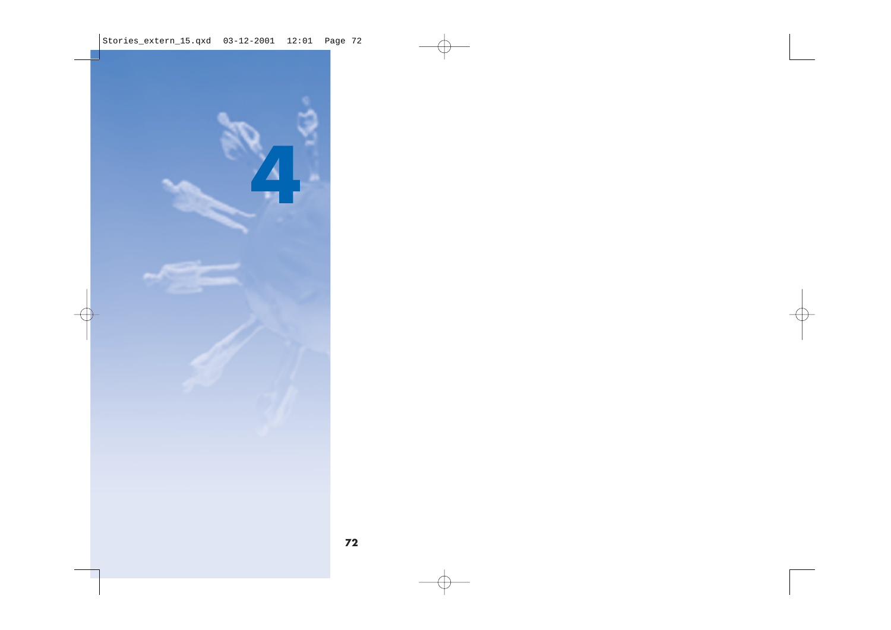# 4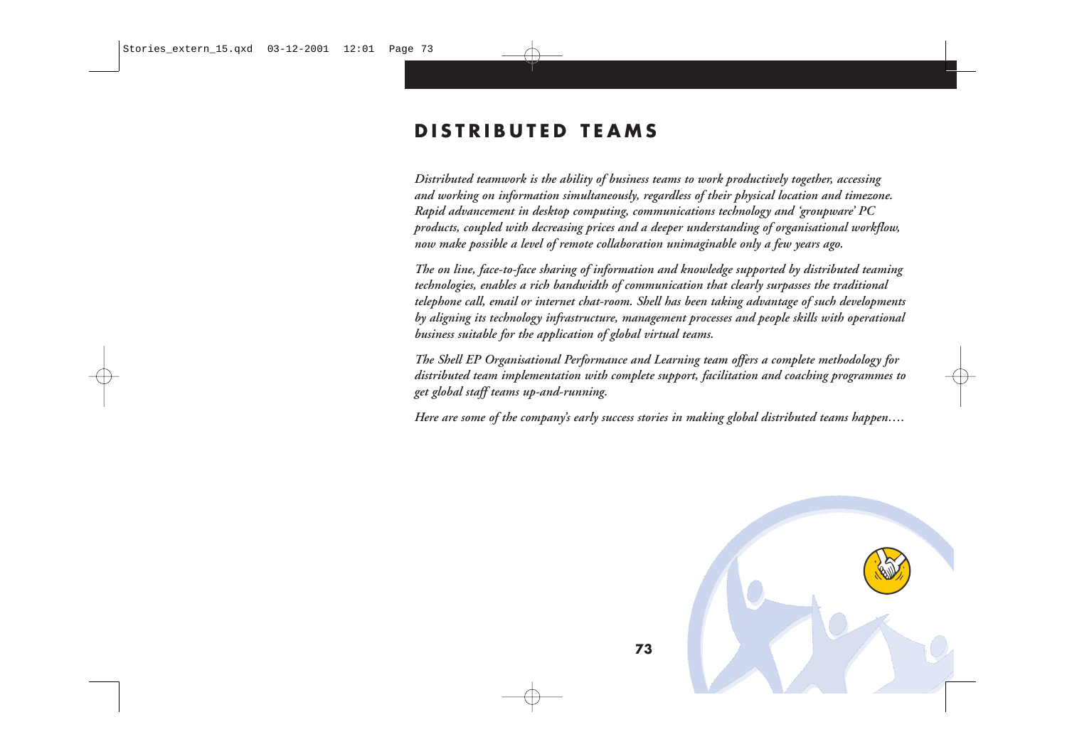# DISTRIBUTED TEAMS

*Distributed teamwork is the ability of business teams to work productively together, accessing and working on information simultaneously, regardless of their physical location and timezone. Rapid advancement in desktop computing, communications technology and 'groupware' PC products, coupled with decreasing prices and a deeper understanding of organisational workflow, now make possible a level of remote collaboration unimaginable only a few years ago.*

*The on line, face-to-face sharing of information and knowledge supported by distributed teaming technologies, enables a rich bandwidth of communication that clearly surpasses the traditional telephone call, email or internet chat-room. Shell has been taking advantage of such developments by aligning its technology infrastructure, management processes and people skills with operational business suitable for the application of global virtual teams.*

*The Shell EP Organisational Performance and Learning team offers a complete methodology for distributed team implementation with complete support, facilitation and coaching programmes to get global staff teams up-and-running.*

*Here are some of the company's early success stories in making global distributed teams happen….*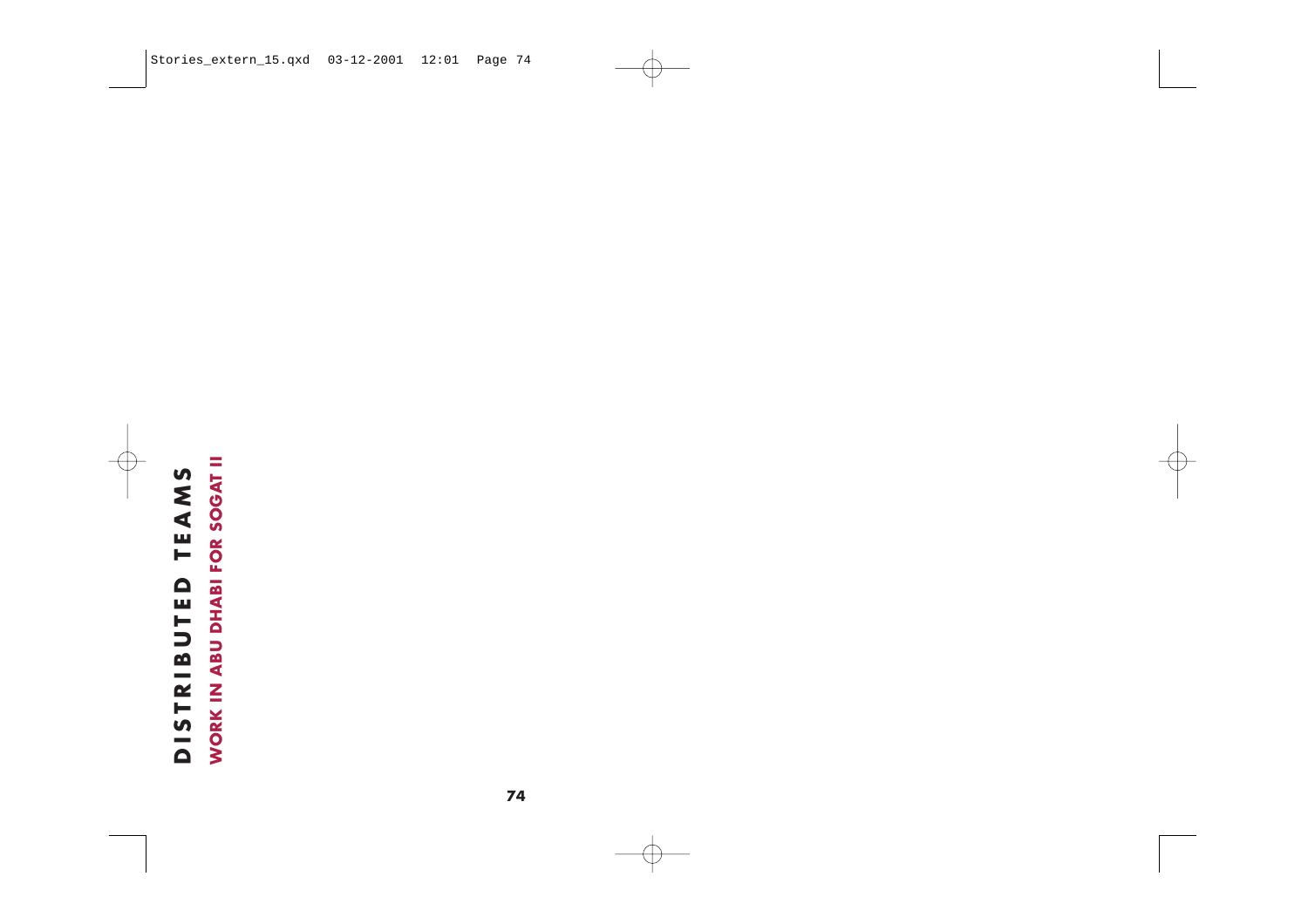# DISTRIBUTED TEAMS

## WORK IN ABU DHABI FOR SOGAT II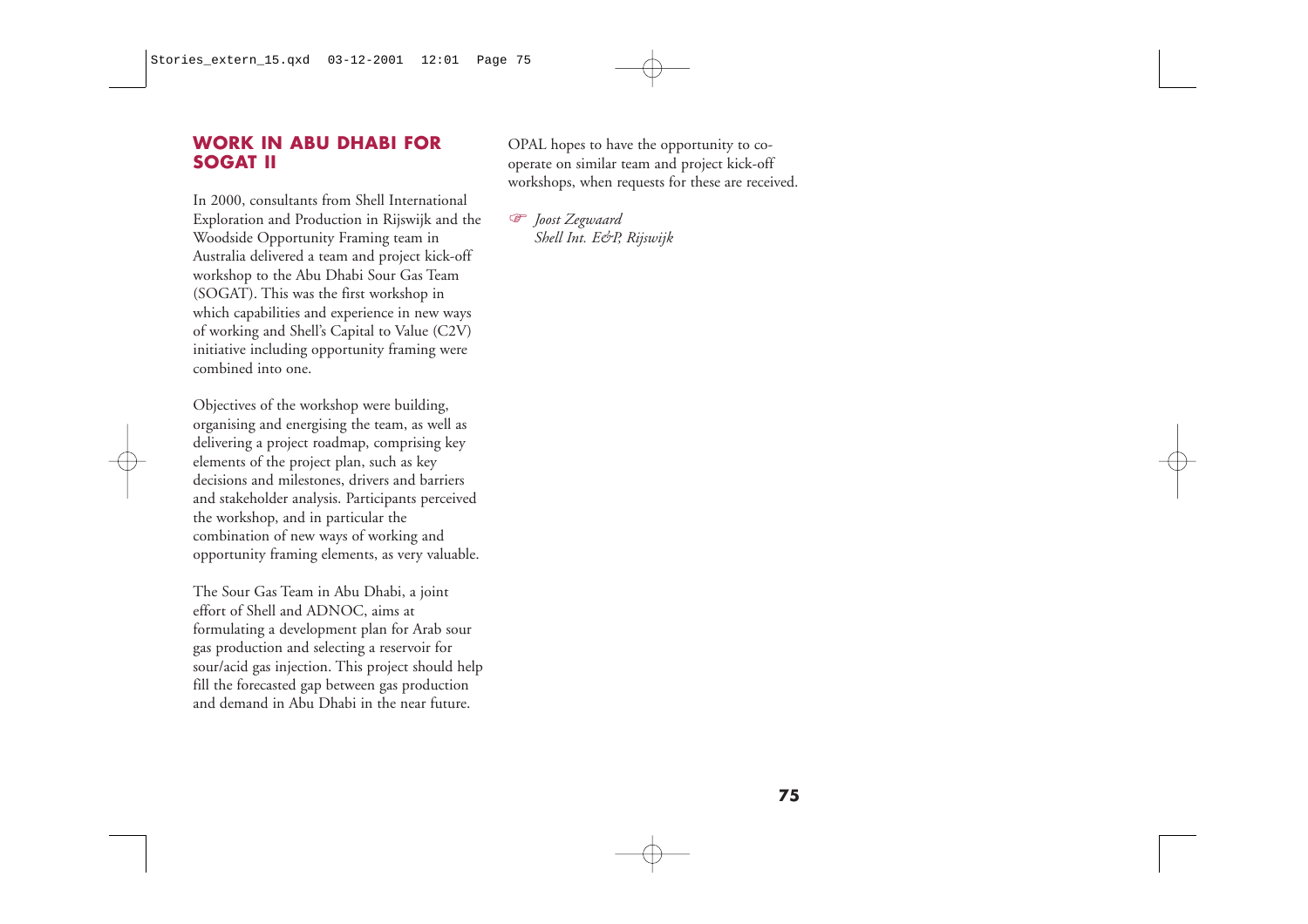## WORK IN ABU DHABI FOR SOGAT II

In 2000, consultants from Shell International Exploration and Production in Rijswijk and the Woodside Opportunity Framing team in Australia delivered a team and project kick-off workshop to the Abu Dhabi Sour Gas Team (SOGAT). This was the first workshop in which capabilities and experience in new ways of working and Shell's Capital to Value (C2V) initiative including opportunity framing were combined into one.

Objectives of the workshop were building, organising and energising the team, as well as delivering a project roadmap, comprising key elements of the project plan, such as key decisions and milestones, drivers and barriers and stakeholder analysis. Participants perceived the workshop, and in particular the combination of new ways of working and opportunity framing elements, as very valuable.

The Sour Gas Team in Abu Dhabi, a joint effort of Shell and ADNOC, aims at formulating a development plan for Arab sour gas production and selecting a reservoir for sour/acid gas injection. This project should help fill the forecasted gap between gas production and demand in Abu Dhabi in the near future.

OPAL hopes to have the opportunity to co-operate on similar team and project kick-off workshops, when requests for these are received.

☞ *Joost Zegwaard*
*Shell Int. E&P, Rijswijk*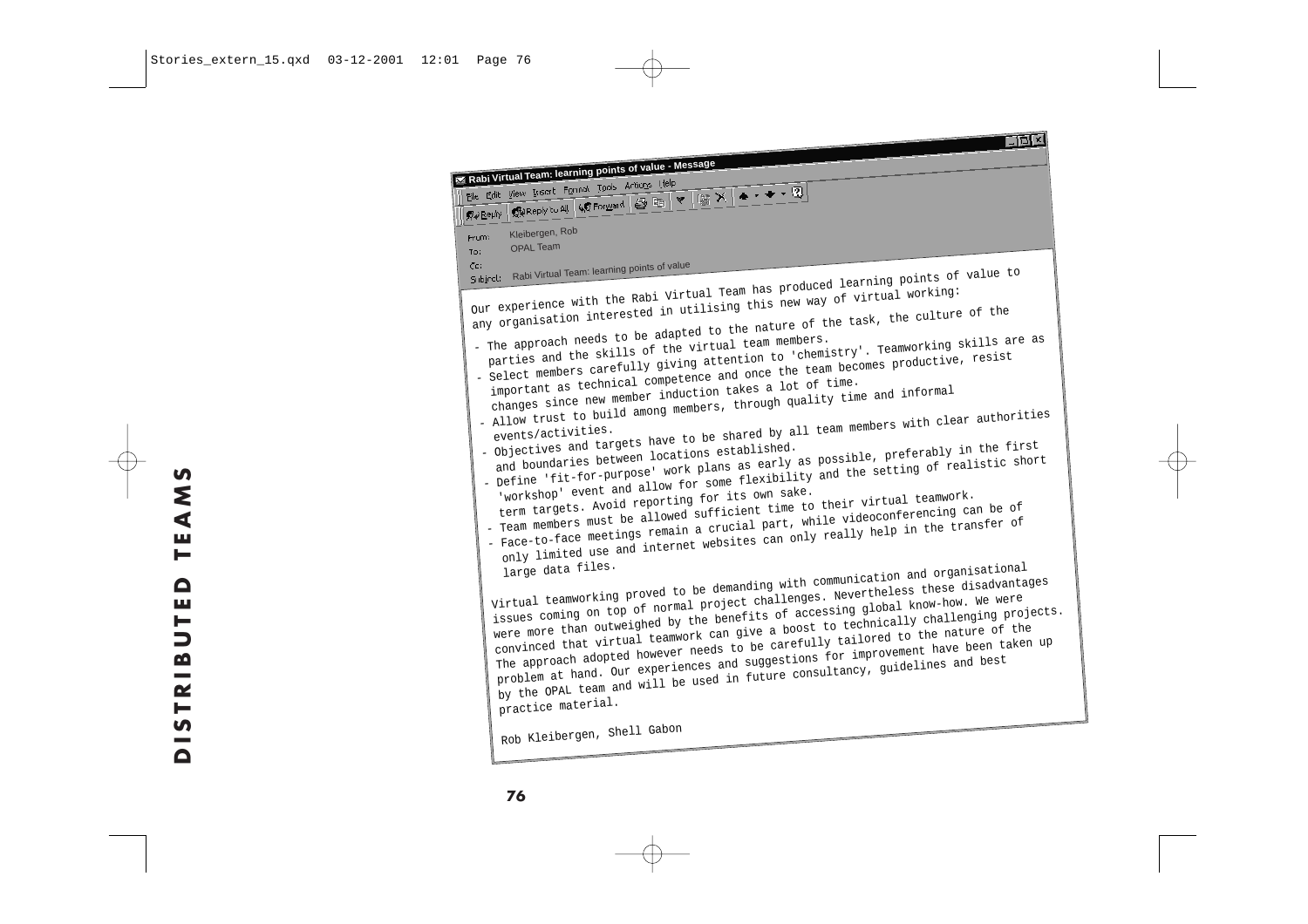**Rabi Virtual Team: learning points of value - Message**

From: Kleibergen, Rob
To: OPAL Team
Cc:
Subject: Rabi Virtual Team: learning points of value

Our experience with the Rabi Virtual Team has produced learning points of value to any organisation interested in utilising this new way of virtual working:

- The approach needs to be adapted to the nature of the task, the culture of the parties and the skills of the virtual team members.
- Select members carefully giving attention to 'chemistry'. Teamworking skills are as important as technical competence and once the team becomes productive, resist changes since new member induction takes a lot of time.
- Allow trust to build among members, through quality time and informal events/activities.
- Objectives and targets have to be shared by all team members with clear authorities and boundaries between locations established.
- Define 'fit-for-purpose' work plans as early as possible, preferably in the first 'workshop' event and allow for some flexibility and the setting of realistic short term targets. Avoid reporting for its own sake.
- Team members must be allowed sufficient time to their virtual teamwork.
- Face-to-face meetings remain a crucial part, while videoconferencing can be of only limited use and internet websites can only really help in the transfer of large data files.

Virtual teamworking proved to be demanding with communication and organisational issues coming on top of normal project challenges. Nevertheless these disadvantages were more than outweighed by the benefits of accessing global know-how. We were convinced that virtual teamwork can give a boost to technically challenging projects. The approach adopted however needs to be carefully tailored to the nature of the problem at hand. Our experiences and suggestions for improvement have been taken up by the OPAL team and will be used in future consultancy, guidelines and best practice material.

Rob Kleibergen, Shell Gabon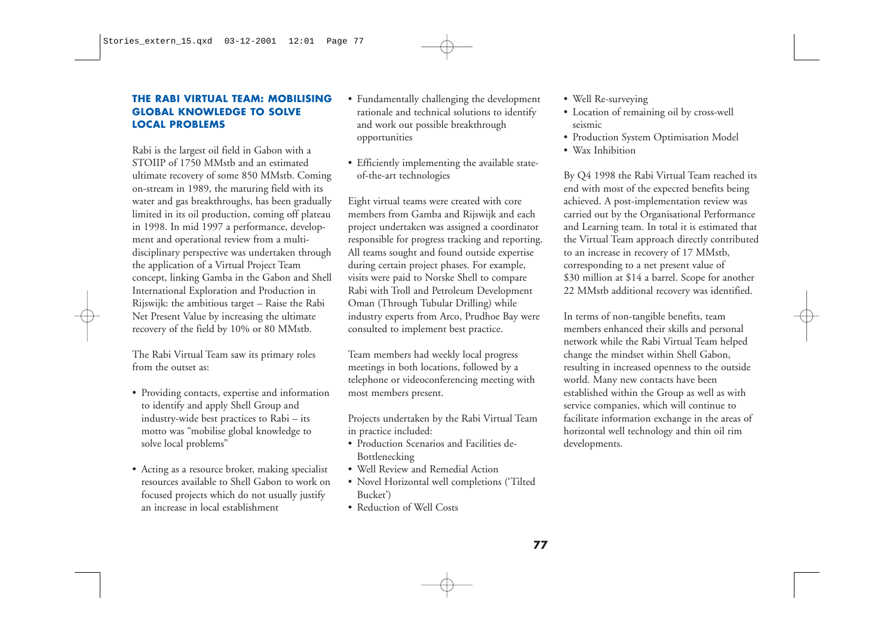### THE RABI VIRTUAL TEAM: MOBILISING GLOBAL KNOWLEDGE TO SOLVE LOCAL PROBLEMS

Rabi is the largest oil field in Gabon with a STOIIP of 1750 MMstb and an estimated ultimate recovery of some 850 MMstb. Coming on-stream in 1989, the maturing field with its water and gas breakthroughs, has been gradually limited in its oil production, coming off plateau in 1998. In mid 1997 a performance, development and operational review from a multi-disciplinary perspective was undertaken through the application of a Virtual Project Team concept, linking Gamba in the Gabon and Shell International Exploration and Production in Rijswijk: the ambitious target – Raise the Rabi Net Present Value by increasing the ultimate recovery of the field by 10% or 80 MMstb.

The Rabi Virtual Team saw its primary roles from the outset as:

- Providing contacts, expertise and information to identify and apply Shell Group and industry-wide best practices to Rabi – its motto was "mobilise global knowledge to solve local problems"
- Acting as a resource broker, making specialist resources available to Shell Gabon to work on focused projects which do not usually justify an increase in local establishment
- Fundamentally challenging the development rationale and technical solutions to identify and work out possible breakthrough opportunities
- Efficiently implementing the available state-of-the-art technologies

Eight virtual teams were created with core members from Gamba and Rijswijk and each project undertaken was assigned a coordinator responsible for progress tracking and reporting. All teams sought and found outside expertise during certain project phases. For example, visits were paid to Norske Shell to compare Rabi with Troll and Petroleum Development Oman (Through Tubular Drilling) while industry experts from Arco, Prudhoe Bay were consulted to implement best practice.

Team members had weekly local progress meetings in both locations, followed by a telephone or videoconferencing meeting with most members present.

Projects undertaken by the Rabi Virtual Team in practice included:

- Production Scenarios and Facilities de-Bottlenecking
- Well Review and Remedial Action
- Novel Horizontal well completions ('Tilted Bucket')
- Reduction of Well Costs
- Well Re-surveying
- Location of remaining oil by cross-well seismic
- Production System Optimisation Model
- Wax Inhibition

By Q4 1998 the Rabi Virtual Team reached its end with most of the expected benefits being achieved. A post-implementation review was carried out by the Organisational Performance and Learning team. In total it is estimated that the Virtual Team approach directly contributed to an increase in recovery of 17 MMstb, corresponding to a net present value of $30 million at $14 a barrel. Scope for another 22 MMstb additional recovery was identified.

In terms of non-tangible benefits, team members enhanced their skills and personal network while the Rabi Virtual Team helped change the mindset within Shell Gabon, resulting in increased openness to the outside world. Many new contacts have been established within the Group as well as with service companies, which will continue to facilitate information exchange in the areas of horizontal well technology and thin oil rim developments.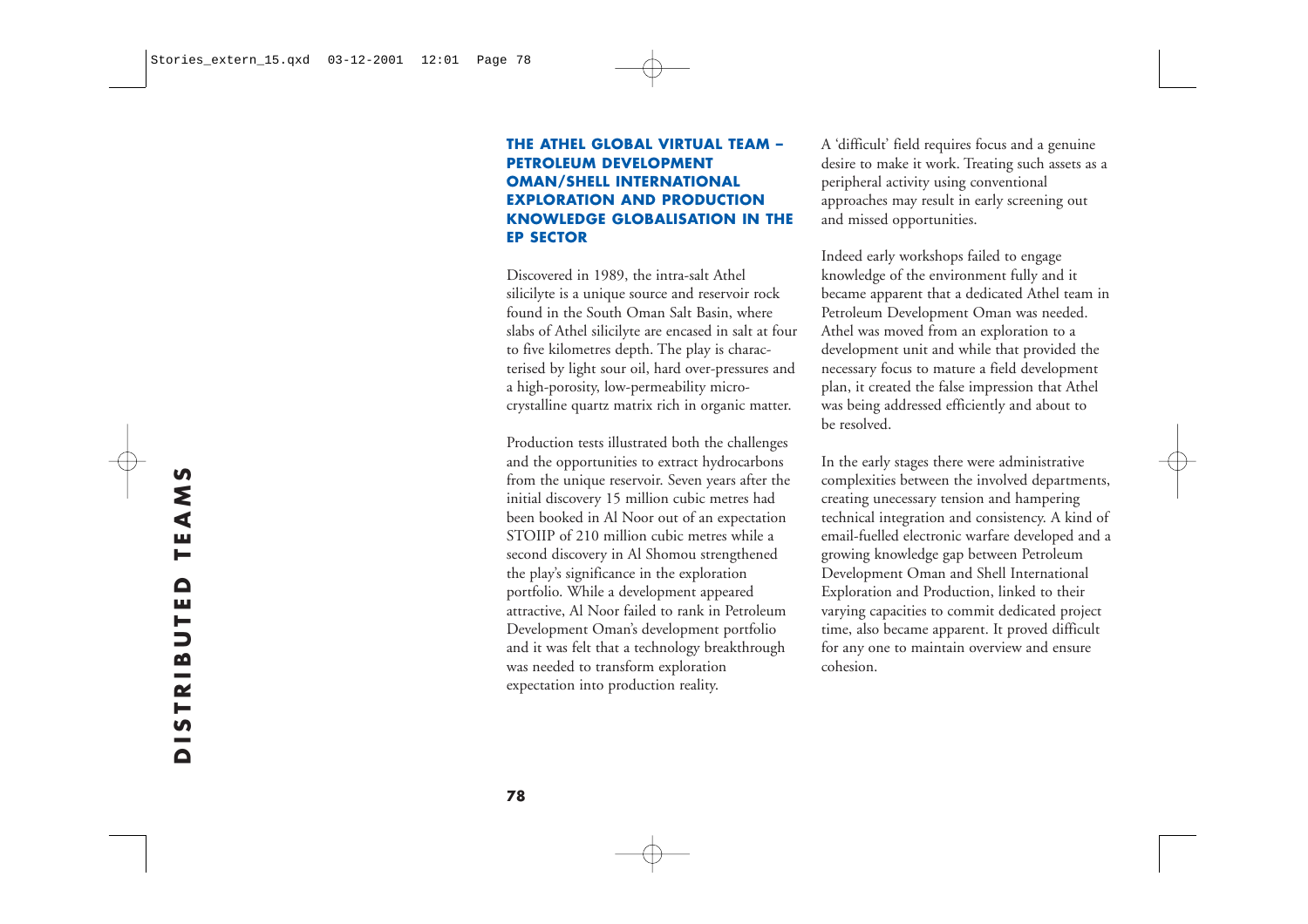## THE ATHEL GLOBAL VIRTUAL TEAM – PETROLEUM DEVELOPMENT OMAN/SHELL INTERNATIONAL EXPLORATION AND PRODUCTION KNOWLEDGE GLOBALISATION IN THE EP SECTOR

Discovered in 1989, the intra-salt Athel silicilyte is a unique source and reservoir rock found in the South Oman Salt Basin, where slabs of Athel silicilyte are encased in salt at four to five kilometres depth. The play is characterised by light sour oil, hard over-pressures and a high-porosity, low-permeability micro-crystalline quartz matrix rich in organic matter.

Production tests illustrated both the challenges and the opportunities to extract hydrocarbons from the unique reservoir. Seven years after the initial discovery 15 million cubic metres had been booked in Al Noor out of an expectation STOIIP of 210 million cubic metres while a second discovery in Al Shomou strengthened the play's significance in the exploration portfolio. While a development appeared attractive, Al Noor failed to rank in Petroleum Development Oman's development portfolio and it was felt that a technology breakthrough was needed to transform exploration expectation into production reality.

A 'difficult' field requires focus and a genuine desire to make it work. Treating such assets as a peripheral activity using conventional approaches may result in early screening out and missed opportunities.

Indeed early workshops failed to engage knowledge of the environment fully and it became apparent that a dedicated Athel team in Petroleum Development Oman was needed. Athel was moved from an exploration to a development unit and while that provided the necessary focus to mature a field development plan, it created the false impression that Athel was being addressed efficiently and about to be resolved.

In the early stages there were administrative complexities between the involved departments, creating unecessary tension and hampering technical integration and consistency. A kind of email-fuelled electronic warfare developed and a growing knowledge gap between Petroleum Development Oman and Shell International Exploration and Production, linked to their varying capacities to commit dedicated project time, also became apparent. It proved difficult for any one to maintain overview and ensure cohesion.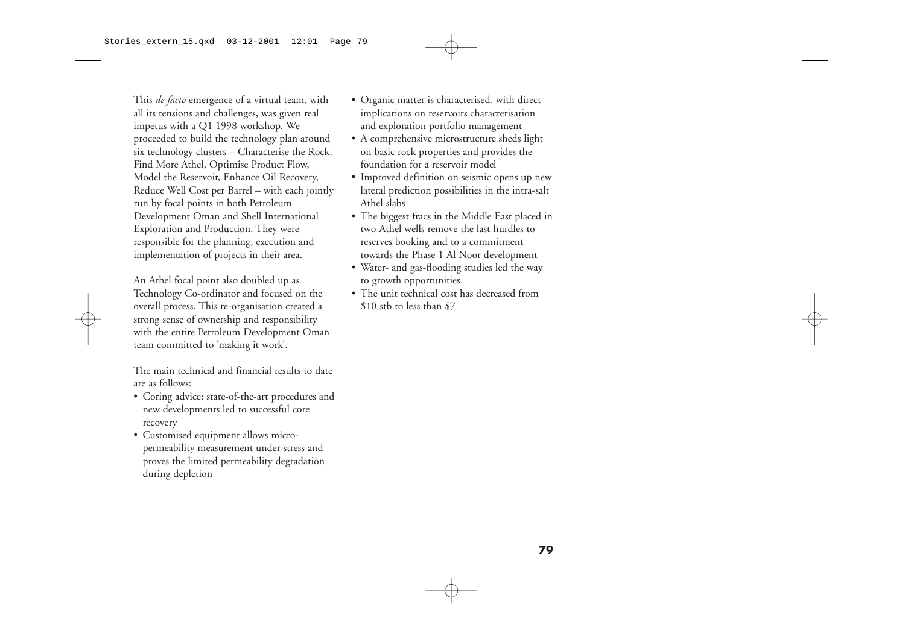This *de facto* emergence of a virtual team, with all its tensions and challenges, was given real impetus with a Q1 1998 workshop. We proceeded to build the technology plan around six technology clusters – Characterise the Rock, Find More Athel, Optimise Product Flow, Model the Reservoir, Enhance Oil Recovery, Reduce Well Cost per Barrel – with each jointly run by focal points in both Petroleum Development Oman and Shell International Exploration and Production. They were responsible for the planning, execution and implementation of projects in their area.

An Athel focal point also doubled up as Technology Co-ordinator and focused on the overall process. This re-organisation created a strong sense of ownership and responsibility with the entire Petroleum Development Oman team committed to 'making it work'.

The main technical and financial results to date are as follows:

- Coring advice: state-of-the-art procedures and new developments led to successful core recovery
- Customised equipment allows micro-permeability measurement under stress and proves the limited permeability degradation during depletion
- Organic matter is characterised, with direct implications on reservoirs characterisation and exploration portfolio management
- A comprehensive microstructure sheds light on basic rock properties and provides the foundation for a reservoir model
- Improved definition on seismic opens up new lateral prediction possibilities in the intra-salt Athel slabs
- The biggest fracs in the Middle East placed in two Athel wells remove the last hurdles to reserves booking and to a commitment towards the Phase 1 Al Noor development
- Water- and gas-flooding studies led the way to growth opportunities
- The unit technical cost has decreased from $10 stb to less than $7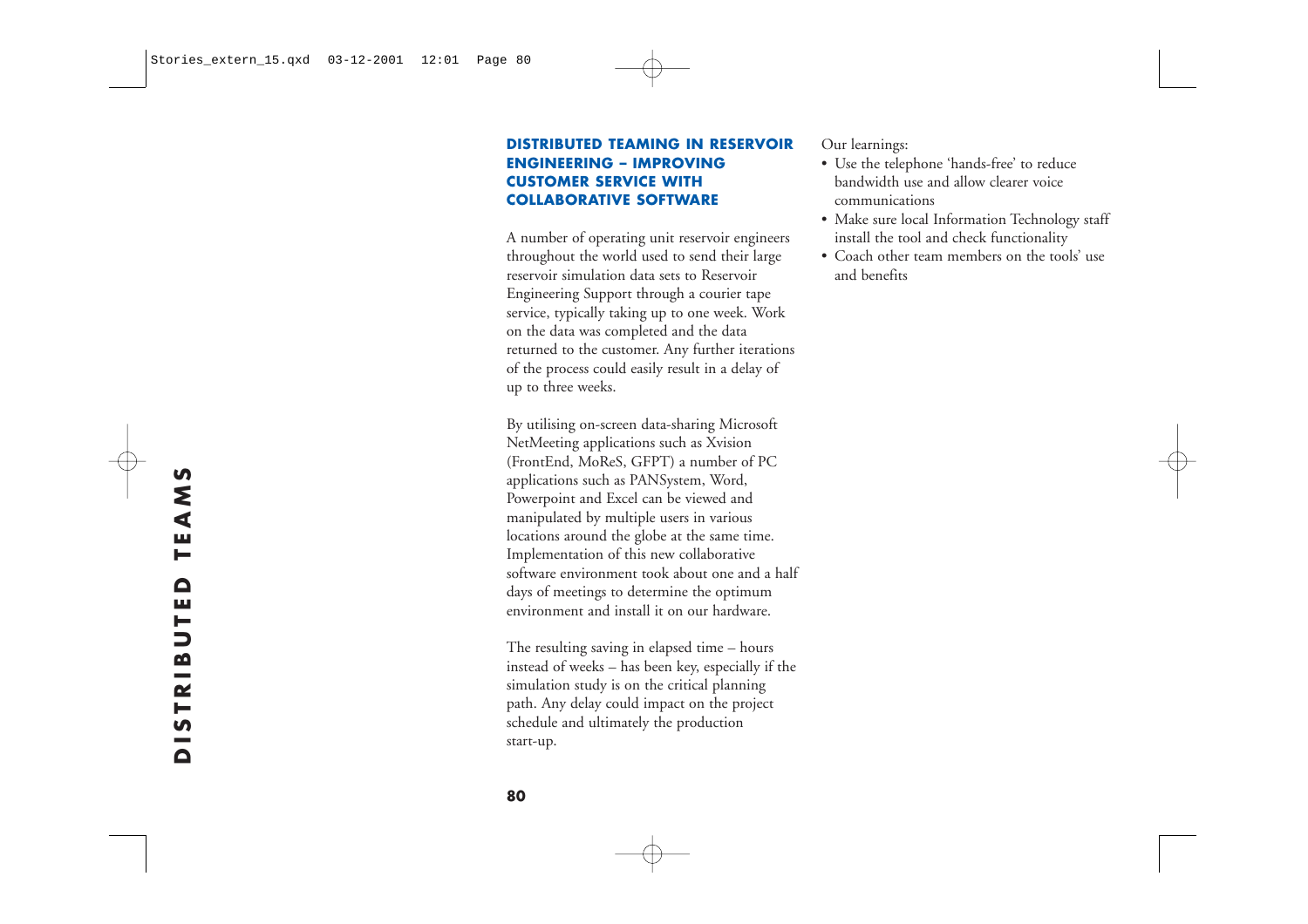## DISTRIBUTED TEAMING IN RESERVOIR ENGINEERING – IMPROVING CUSTOMER SERVICE WITH COLLABORATIVE SOFTWARE

A number of operating unit reservoir engineers throughout the world used to send their large reservoir simulation data sets to Reservoir Engineering Support through a courier tape service, typically taking up to one week. Work on the data was completed and the data returned to the customer. Any further iterations of the process could easily result in a delay of up to three weeks.

By utilising on-screen data-sharing Microsoft NetMeeting applications such as Xvision (FrontEnd, MoReS, GFPT) a number of PC applications such as PANSystem, Word, Powerpoint and Excel can be viewed and manipulated by multiple users in various locations around the globe at the same time. Implementation of this new collaborative software environment took about one and a half days of meetings to determine the optimum environment and install it on our hardware.

The resulting saving in elapsed time – hours instead of weeks – has been key, especially if the simulation study is on the critical planning path. Any delay could impact on the project schedule and ultimately the production start-up.

Our learnings:

- Use the telephone 'hands-free' to reduce bandwidth use and allow clearer voice communications
- Make sure local Information Technology staff install the tool and check functionality
- Coach other team members on the tools' use and benefits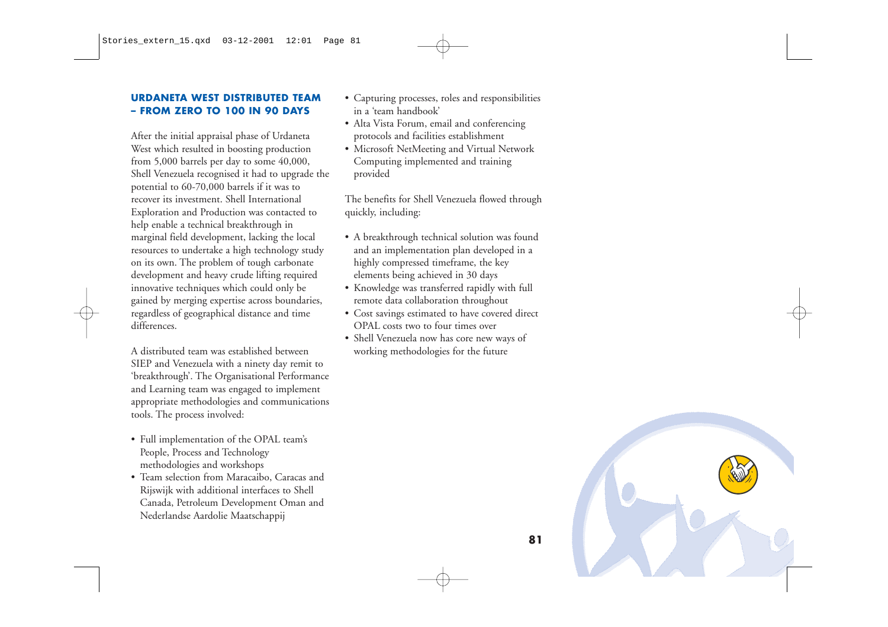## URDANETA WEST DISTRIBUTED TEAM – FROM ZERO TO 100 IN 90 DAYS

After the initial appraisal phase of Urdaneta West which resulted in boosting production from 5,000 barrels per day to some 40,000, Shell Venezuela recognised it had to upgrade the potential to 60-70,000 barrels if it was to recover its investment. Shell International Exploration and Production was contacted to help enable a technical breakthrough in marginal field development, lacking the local resources to undertake a high technology study on its own. The problem of tough carbonate development and heavy crude lifting required innovative techniques which could only be gained by merging expertise across boundaries, regardless of geographical distance and time differences.

A distributed team was established between SIEP and Venezuela with a ninety day remit to 'breakthrough'. The Organisational Performance and Learning team was engaged to implement appropriate methodologies and communications tools. The process involved:

- Full implementation of the OPAL team's People, Process and Technology methodologies and workshops
- Team selection from Maracaibo, Caracas and Rijswijk with additional interfaces to Shell Canada, Petroleum Development Oman and Nederlandse Aardolie Maatschappij
- Capturing processes, roles and responsibilities in a 'team handbook'
- Alta Vista Forum, email and conferencing protocols and facilities establishment
- Microsoft NetMeeting and Virtual Network Computing implemented and training provided

The benefits for Shell Venezuela flowed through quickly, including:

- A breakthrough technical solution was found and an implementation plan developed in a highly compressed timeframe, the key elements being achieved in 30 days
- Knowledge was transferred rapidly with full remote data collaboration throughout
- Cost savings estimated to have covered direct OPAL costs two to four times over
- Shell Venezuela now has core new ways of working methodologies for the future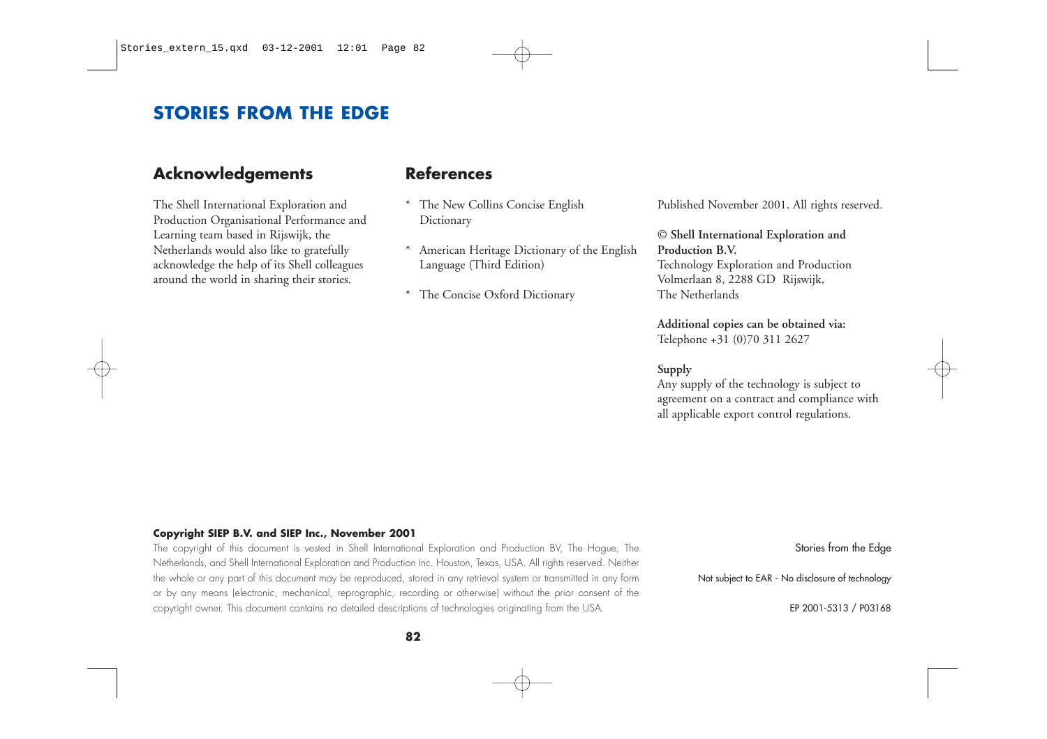# STORIES FROM THE EDGE

## Acknowledgements

The Shell International Exploration and Production Organisational Performance and Learning team based in Rijswijk, the Netherlands would also like to gratefully acknowledge the help of its Shell colleagues around the world in sharing their stories.

## References

* The New Collins Concise English Dictionary
* American Heritage Dictionary of the English Language (Third Edition)
* The Concise Oxford Dictionary

Published November 2001. All rights reserved.

**© Shell International Exploration and Production B.V.**
Technology Exploration and Production
Volmerlaan 8, 2288 GD Rijswijk,
The Netherlands

**Additional copies can be obtained via:**
Telephone +31 (0)70 311 2627

**Supply**
Any supply of the technology is subject to agreement on a contract and compliance with all applicable export control regulations.

**Copyright SIEP B.V. and SIEP Inc., November 2001**

The copyright of this document is vested in Shell International Exploration and Production BV, The Hague, The Netherlands, and Shell International Exploration and Production Inc. Houston, Texas, USA. All rights reserved. Neither the whole or any part of this document may be reproduced, stored in any retrieval system or transmitted in any form or by any means (electronic, mechanical, reprographic, recording or otherwise) without the prior consent of the copyright owner. This document contains no detailed descriptions of technologies originating from the USA.

Stories from the Edge

Not subject to EAR - No disclosure of technology

EP 2001-5313 / P03168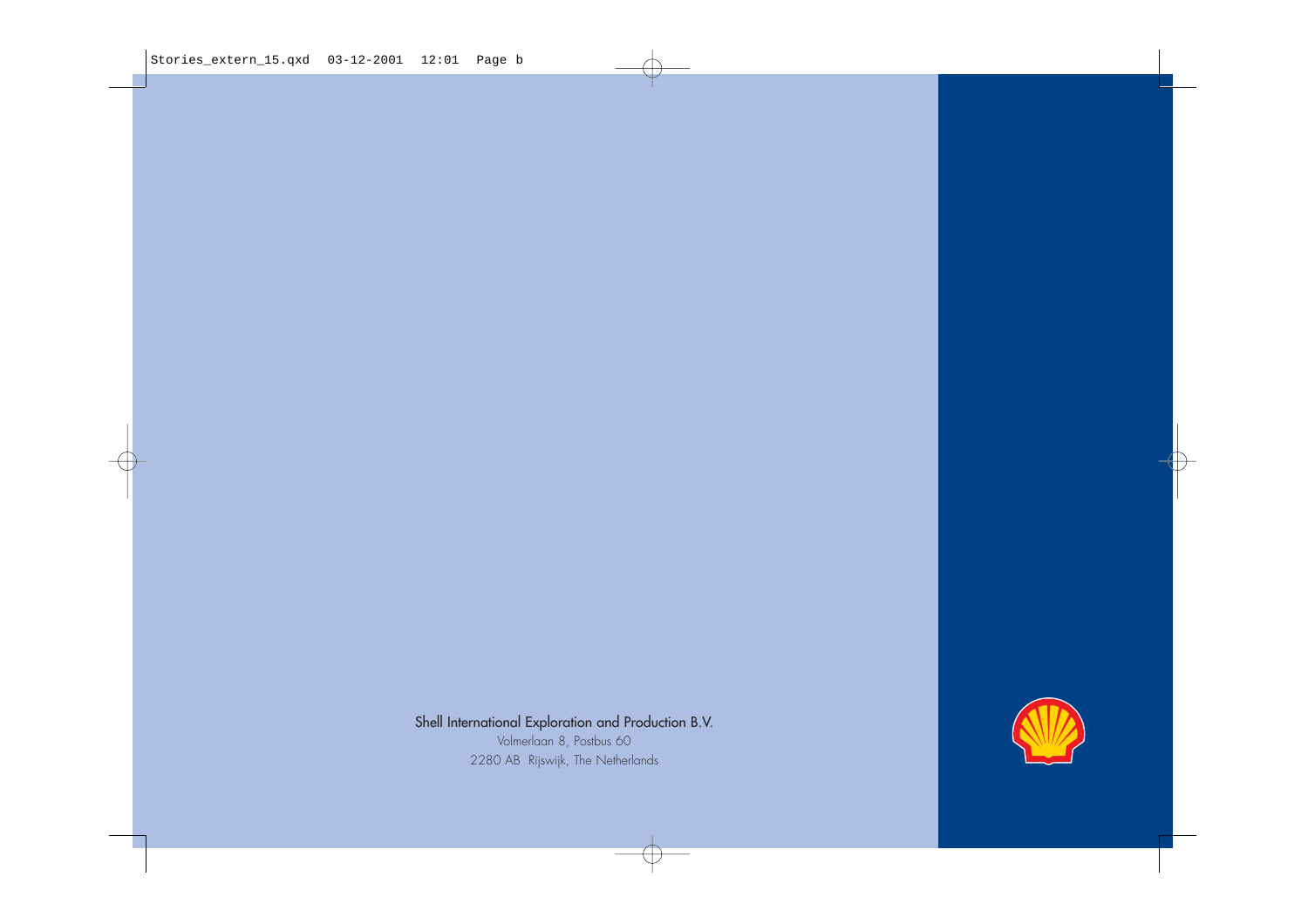Shell International Exploration and Production B.V.

Volmerlaan 8, Postbus 60

2280 AB Rijswijk, The Netherlands